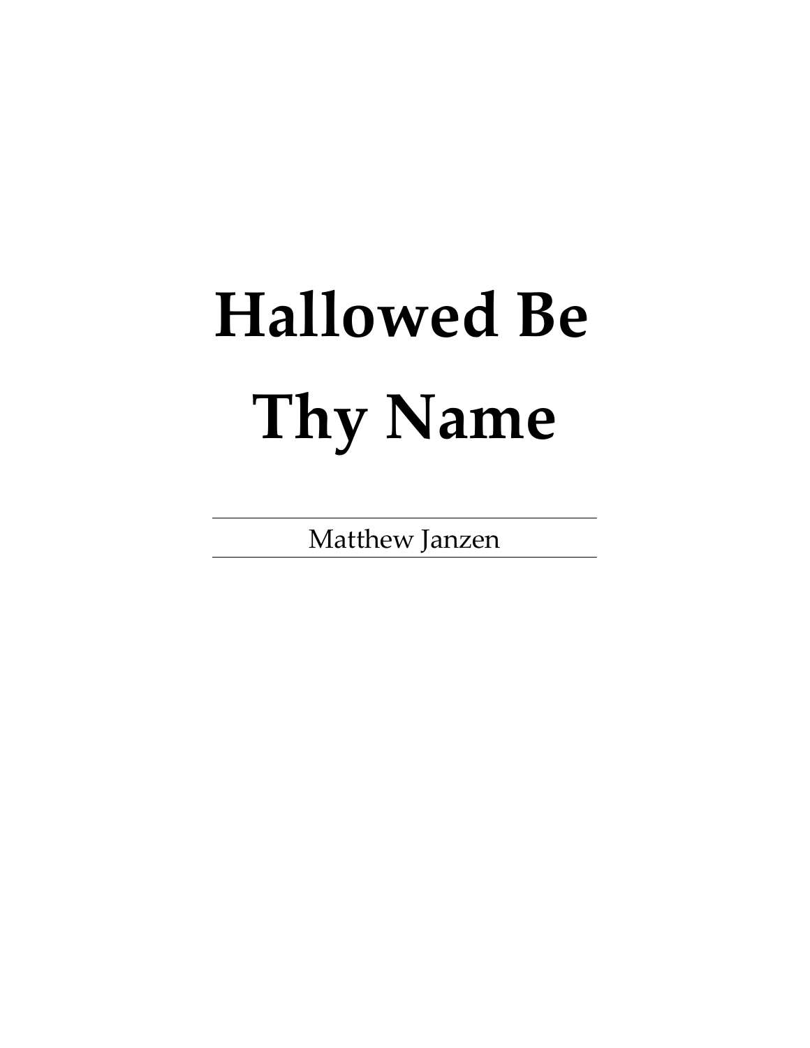# Hallowed Be Thy Name

Matthew Janzen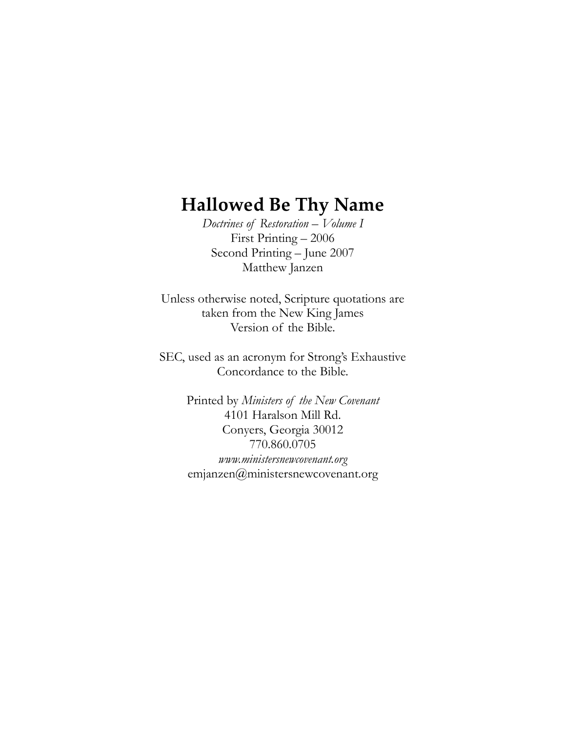# Hallowed Be Thy Name

*Doctrines of Restoration – Volume I*
First Printing – 2006
Second Printing – June 2007
Matthew Janzen

Unless otherwise noted, Scripture quotations are taken from the New King James Version of the Bible.

SEC, used as an acronym for Strong's Exhaustive Concordance to the Bible.

Printed by *Ministers of the New Covenant*
4101 Haralson Mill Rd.
Conyers, Georgia 30012
770.860.0705
*www.ministersnewcovenant.org*
emjanzen@ministersnewcovenant.org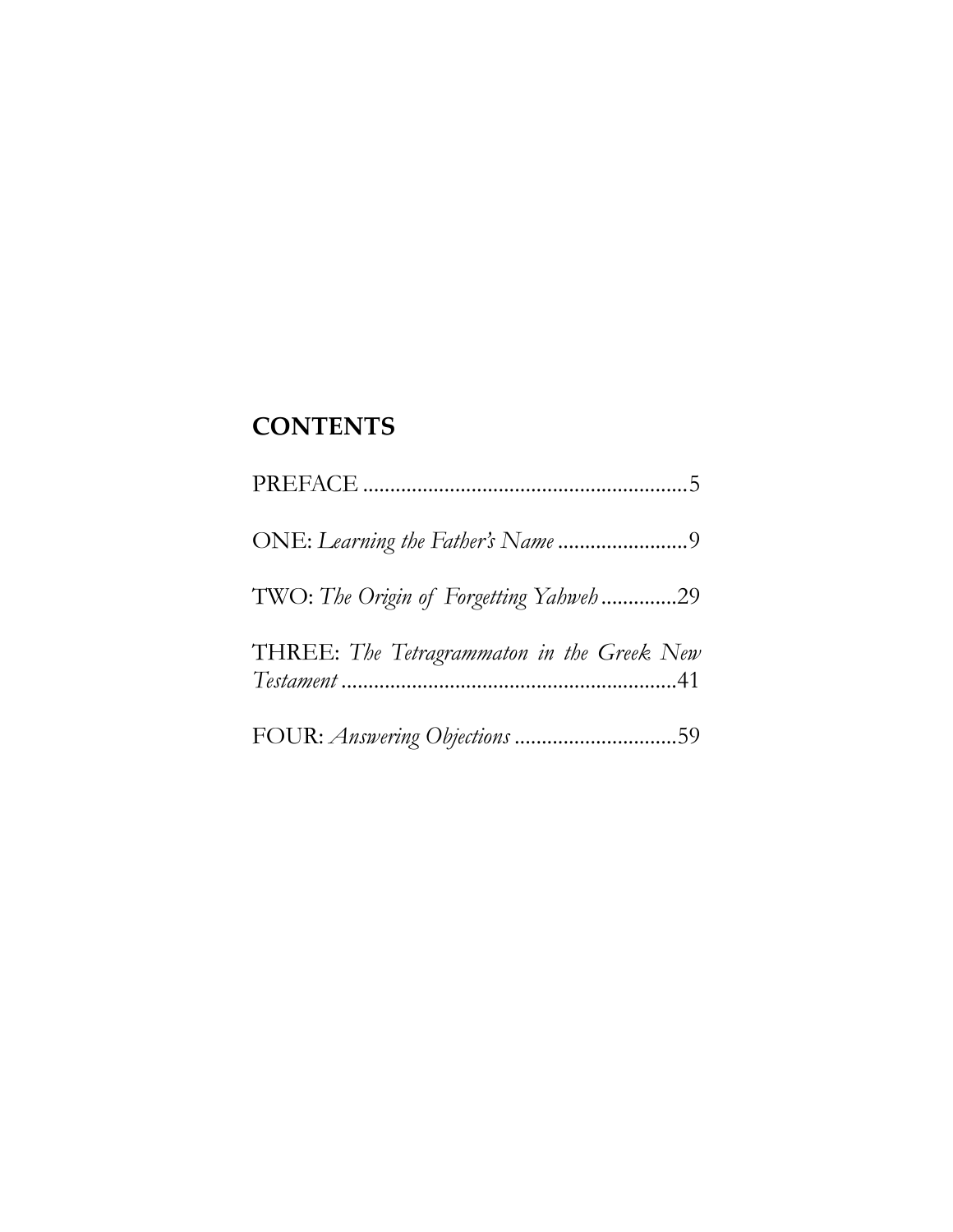## CONTENTS

PREFACE ............................................................5

ONE: *Learning the Father's Name* ........................9

TWO: *The Origin of Forgetting Yahweh* .............29

THREE: *The Tetragrammaton in the Greek New Testament* ..............................................................41

FOUR: *Answering Objections* ..............................59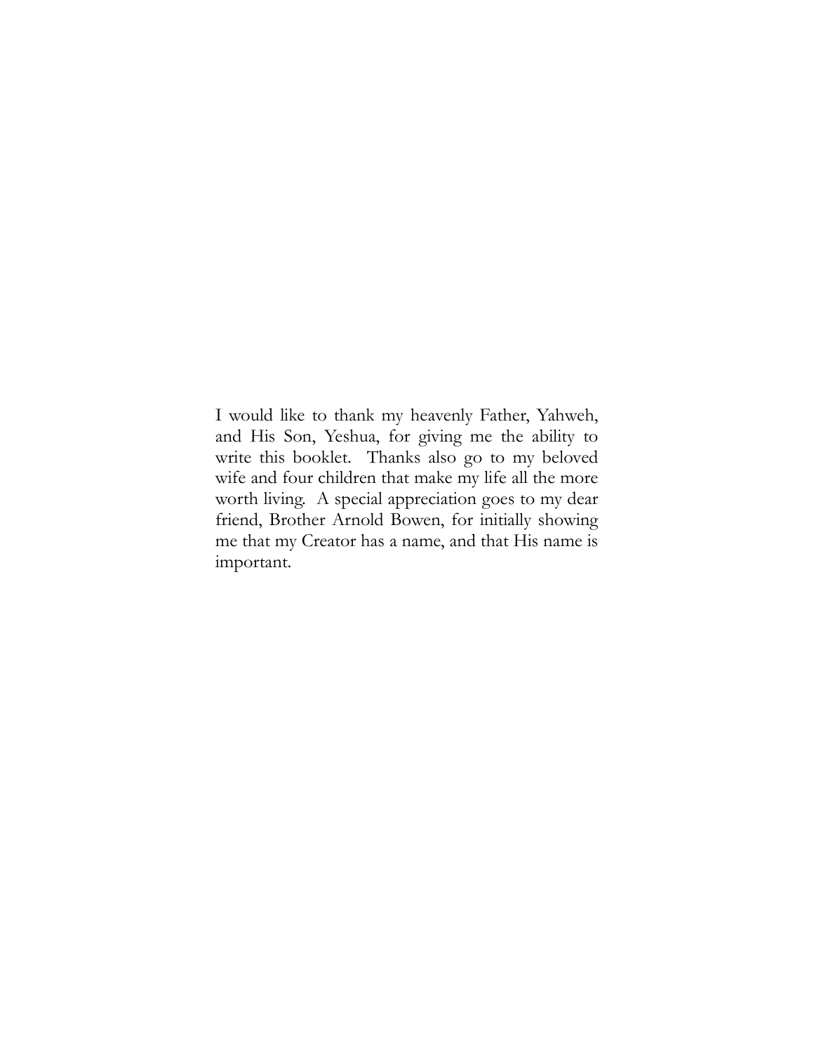I would like to thank my heavenly Father, Yahweh, and His Son, Yeshua, for giving me the ability to write this booklet. Thanks also go to my beloved wife and four children that make my life all the more worth living. A special appreciation goes to my dear friend, Brother Arnold Bowen, for initially showing me that my Creator has a name, and that His name is important.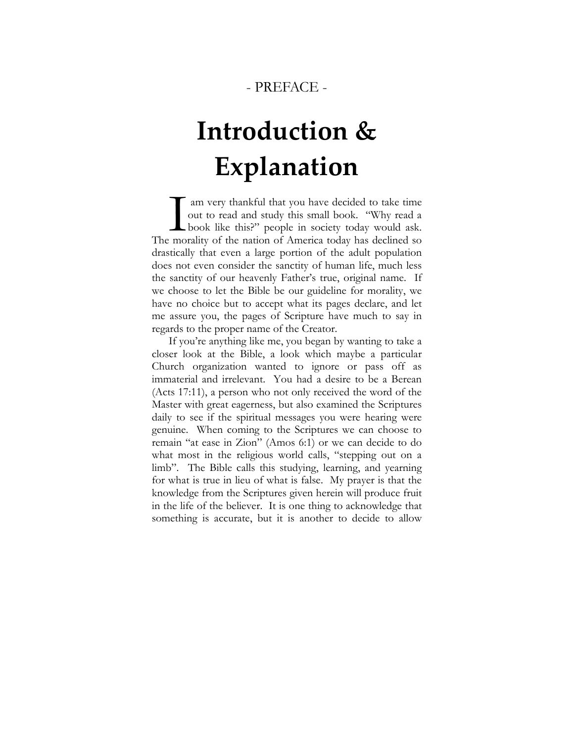- PREFACE -

# Introduction & Explanation

I am very thankful that you have decided to take time out to read and study this small book. "Why read a book like this?" people in society today would ask. The morality of the nation of America today has declined so drastically that even a large portion of the adult population does not even consider the sanctity of human life, much less the sanctity of our heavenly Father's true, original name. If we choose to let the Bible be our guideline for morality, we have no choice but to accept what its pages declare, and let me assure you, the pages of Scripture have much to say in regards to the proper name of the Creator.

If you're anything like me, you began by wanting to take a closer look at the Bible, a look which maybe a particular Church organization wanted to ignore or pass off as immaterial and irrelevant. You had a desire to be a Berean (Acts 17:11), a person who not only received the word of the Master with great eagerness, but also examined the Scriptures daily to see if the spiritual messages you were hearing were genuine. When coming to the Scriptures we can choose to remain "at ease in Zion" (Amos 6:1) or we can decide to do what most in the religious world calls, "stepping out on a limb". The Bible calls this studying, learning, and yearning for what is true in lieu of what is false. My prayer is that the knowledge from the Scriptures given herein will produce fruit in the life of the believer. It is one thing to acknowledge that something is accurate, but it is another to decide to allow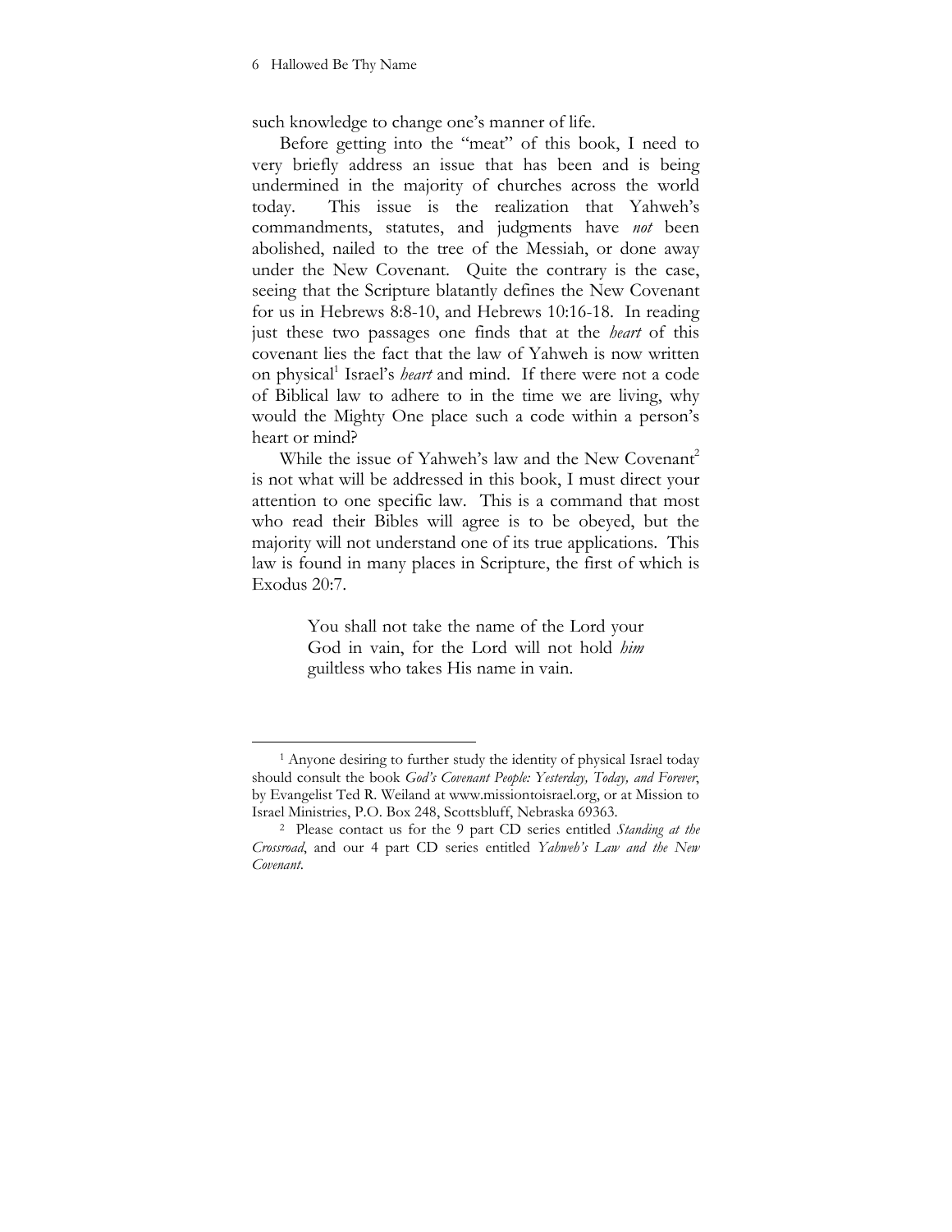such knowledge to change one's manner of life.

Before getting into the "meat" of this book, I need to very briefly address an issue that has been and is being undermined in the majority of churches across the world today. This issue is the realization that Yahweh's commandments, statutes, and judgments have *not* been abolished, nailed to the tree of the Messiah, or done away under the New Covenant. Quite the contrary is the case, seeing that the Scripture blatantly defines the New Covenant for us in Hebrews 8:8-10, and Hebrews 10:16-18. In reading just these two passages one finds that at the *heart* of this covenant lies the fact that the law of Yahweh is now written on physical[1] Israel's *heart* and mind. If there were not a code of Biblical law to adhere to in the time we are living, why would the Mighty One place such a code within a person's heart or mind?

While the issue of Yahweh's law and the New Covenant[2] is not what will be addressed in this book, I must direct your attention to one specific law. This is a command that most who read their Bibles will agree is to be obeyed, but the majority will not understand one of its true applications. This law is found in many places in Scripture, the first of which is Exodus 20:7.

> You shall not take the name of the Lord your God in vain, for the Lord will not hold *him* guiltless who takes His name in vain.

---

[1] Anyone desiring to further study the identity of physical Israel today should consult the book *God's Covenant People: Yesterday, Today, and Forever*, by Evangelist Ted R. Weiland at www.missiontoisrael.org, or at Mission to Israel Ministries, P.O. Box 248, Scottsbluff, Nebraska 69363.

[2] Please contact us for the 9 part CD series entitled *Standing at the Crossroad*, and our 4 part CD series entitled *Yahweh's Law and the New Covenant*.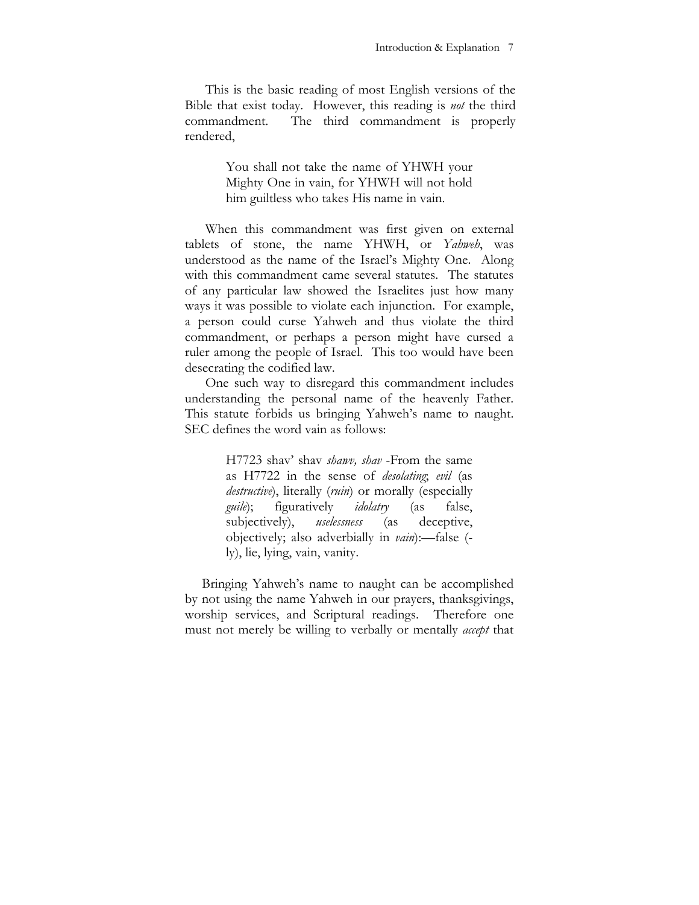This is the basic reading of most English versions of the Bible that exist today. However, this reading is *not* the third commandment. The third commandment is properly rendered,

> You shall not take the name of YHWH your Mighty One in vain, for YHWH will not hold him guiltless who takes His name in vain.

When this commandment was first given on external tablets of stone, the name YHWH, or *Yahweh*, was understood as the name of the Israel's Mighty One. Along with this commandment came several statutes. The statutes of any particular law showed the Israelites just how many ways it was possible to violate each injunction. For example, a person could curse Yahweh and thus violate the third commandment, or perhaps a person might have cursed a ruler among the people of Israel. This too would have been desecrating the codified law.

One such way to disregard this commandment includes understanding the personal name of the heavenly Father. This statute forbids us bringing Yahweh's name to naught. SEC defines the word vain as follows:

> H7723 shav' shav *shawv, shav* -From the same as H7722 in the sense of *desolating*; *evil* (as *destructive*), literally (*ruin*) or morally (especially *guile*); figuratively *idolatry* (as false, subjectively), *uselessness* (as deceptive, objectively; also adverbially in *vain*):—false (-ly), lie, lying, vain, vanity.

Bringing Yahweh's name to naught can be accomplished by not using the name Yahweh in our prayers, thanksgivings, worship services, and Scriptural readings. Therefore one must not merely be willing to verbally or mentally *accept* that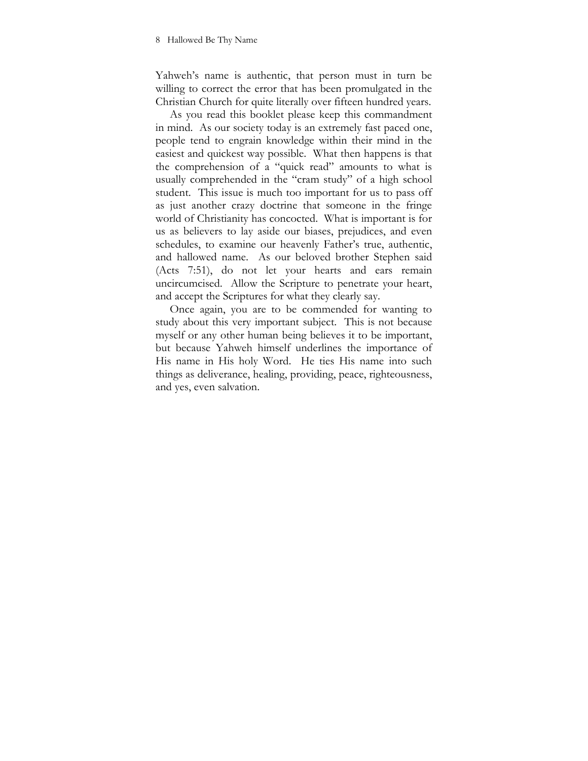Yahweh's name is authentic, that person must in turn be willing to correct the error that has been promulgated in the Christian Church for quite literally over fifteen hundred years.

As you read this booklet please keep this commandment in mind. As our society today is an extremely fast paced one, people tend to engrain knowledge within their mind in the easiest and quickest way possible. What then happens is that the comprehension of a "quick read" amounts to what is usually comprehended in the "cram study" of a high school student. This issue is much too important for us to pass off as just another crazy doctrine that someone in the fringe world of Christianity has concocted. What is important is for us as believers to lay aside our biases, prejudices, and even schedules, to examine our heavenly Father's true, authentic, and hallowed name. As our beloved brother Stephen said (Acts 7:51), do not let your hearts and ears remain uncircumcised. Allow the Scripture to penetrate your heart, and accept the Scriptures for what they clearly say.

Once again, you are to be commended for wanting to study about this very important subject. This is not because myself or any other human being believes it to be important, but because Yahweh himself underlines the importance of His name in His holy Word. He ties His name into such things as deliverance, healing, providing, peace, righteousness, and yes, even salvation.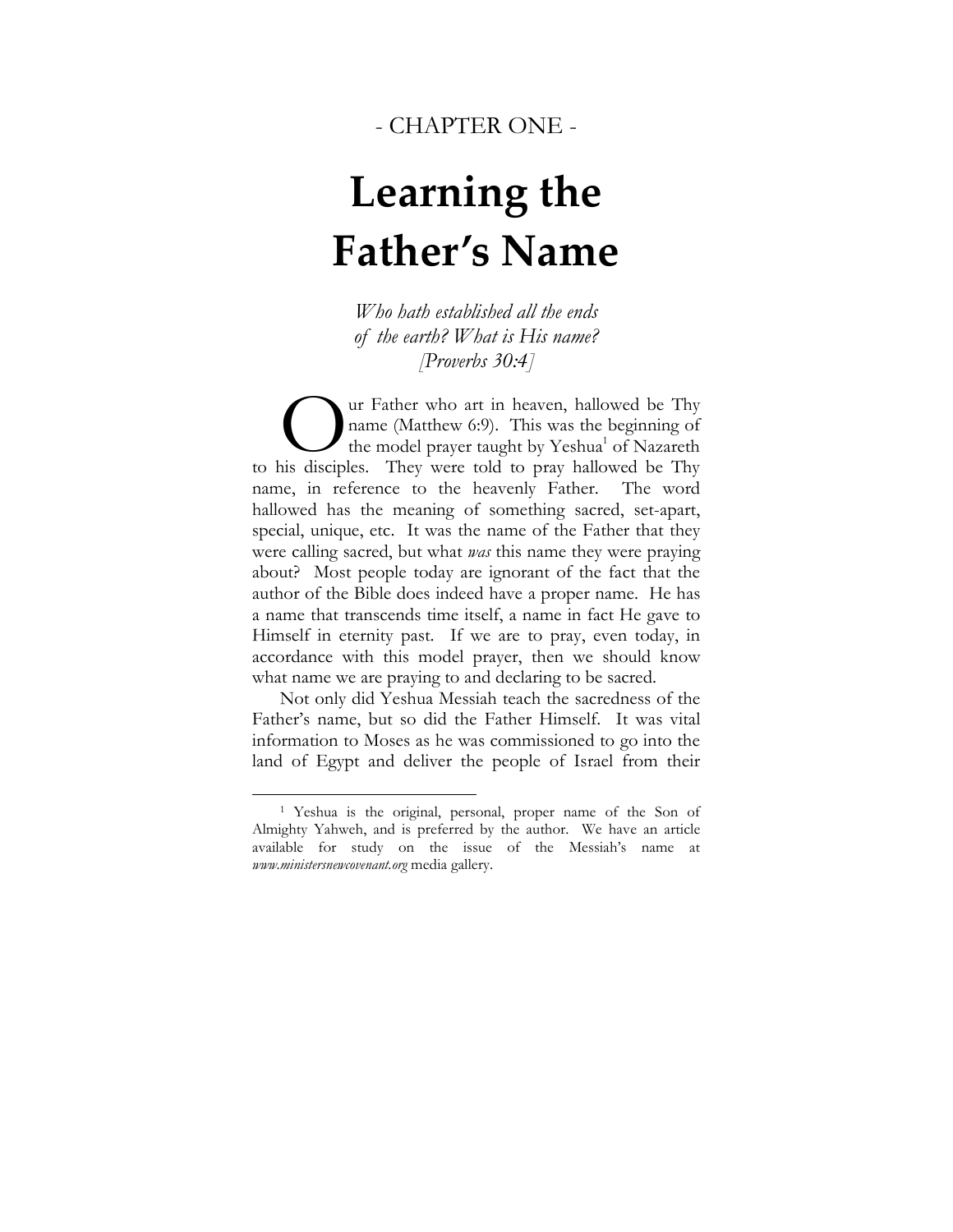- CHAPTER ONE -

# Learning the Father's Name

*Who hath established all the ends of the earth? What is His name? [Proverbs 30:4]*

Our Father who art in heaven, hallowed be Thy name (Matthew 6:9). This was the beginning of the model prayer taught by Yeshua[1] of Nazareth to his disciples. They were told to pray hallowed be Thy name, in reference to the heavenly Father. The word hallowed has the meaning of something sacred, set-apart, special, unique, etc. It was the name of the Father that they were calling sacred, but what *was* this name they were praying about? Most people today are ignorant of the fact that the author of the Bible does indeed have a proper name. He has a name that transcends time itself, a name in fact He gave to Himself in eternity past. If we are to pray, even today, in accordance with this model prayer, then we should know what name we are praying to and declaring to be sacred.

Not only did Yeshua Messiah teach the sacredness of the Father's name, but so did the Father Himself. It was vital information to Moses as he was commissioned to go into the land of Egypt and deliver the people of Israel from their

---

[1] Yeshua is the original, personal, proper name of the Son of Almighty Yahweh, and is preferred by the author. We have an article available for study on the issue of the Messiah's name at *www.ministersnewcovenant.org* media gallery.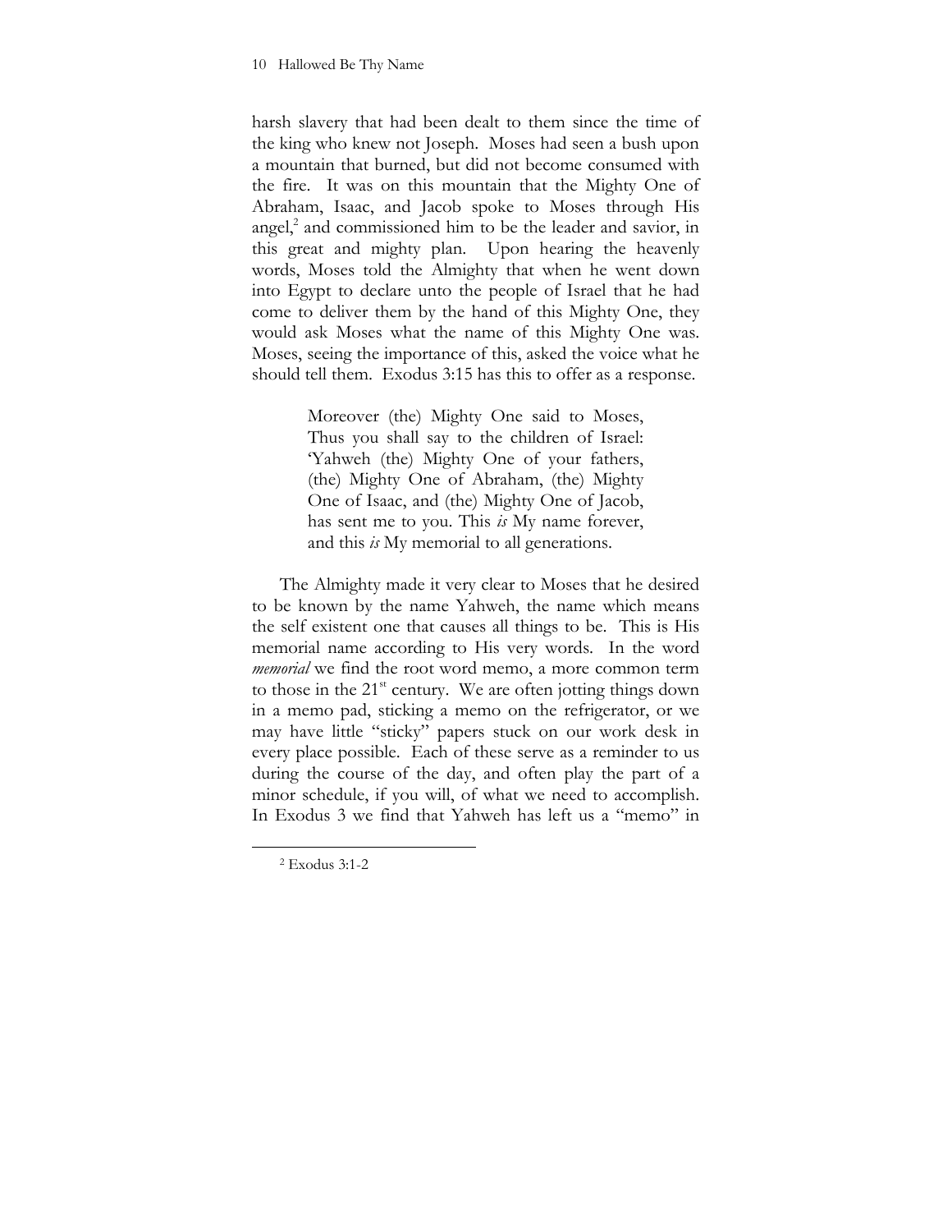harsh slavery that had been dealt to them since the time of the king who knew not Joseph. Moses had seen a bush upon a mountain that burned, but did not become consumed with the fire. It was on this mountain that the Mighty One of Abraham, Isaac, and Jacob spoke to Moses through His angel,[2] and commissioned him to be the leader and savior, in this great and mighty plan. Upon hearing the heavenly words, Moses told the Almighty that when he went down into Egypt to declare unto the people of Israel that he had come to deliver them by the hand of this Mighty One, they would ask Moses what the name of this Mighty One was. Moses, seeing the importance of this, asked the voice what he should tell them. Exodus 3:15 has this to offer as a response.

> Moreover (the) Mighty One said to Moses, Thus you shall say to the children of Israel: 'Yahweh (the) Mighty One of your fathers, (the) Mighty One of Abraham, (the) Mighty One of Isaac, and (the) Mighty One of Jacob, has sent me to you. This *is* My name forever, and this *is* My memorial to all generations.

The Almighty made it very clear to Moses that he desired to be known by the name Yahweh, the name which means the self existent one that causes all things to be. This is His memorial name according to His very words. In the word *memorial* we find the root word memo, a more common term to those in the 21st century. We are often jotting things down in a memo pad, sticking a memo on the refrigerator, or we may have little "sticky" papers stuck on our work desk in every place possible. Each of these serve as a reminder to us during the course of the day, and often play the part of a minor schedule, if you will, of what we need to accomplish. In Exodus 3 we find that Yahweh has left us a "memo" in

[2] Exodus 3:1-2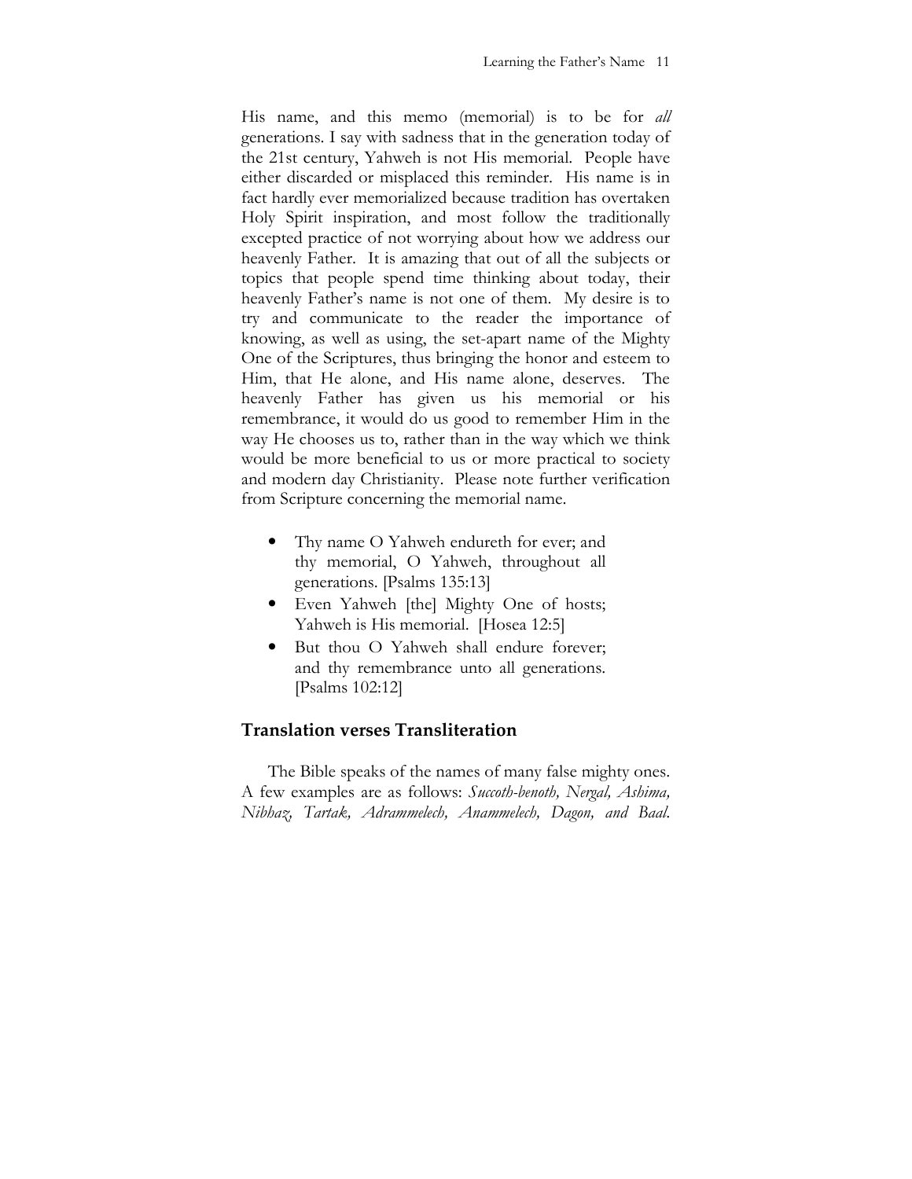His name, and this memo (memorial) is to be for *all* generations. I say with sadness that in the generation today of the 21st century, Yahweh is not His memorial. People have either discarded or misplaced this reminder. His name is in fact hardly ever memorialized because tradition has overtaken Holy Spirit inspiration, and most follow the traditionally excepted practice of not worrying about how we address our heavenly Father. It is amazing that out of all the subjects or topics that people spend time thinking about today, their heavenly Father's name is not one of them. My desire is to try and communicate to the reader the importance of knowing, as well as using, the set-apart name of the Mighty One of the Scriptures, thus bringing the honor and esteem to Him, that He alone, and His name alone, deserves. The heavenly Father has given us his memorial or his remembrance, it would do us good to remember Him in the way He chooses us to, rather than in the way which we think would be more beneficial to us or more practical to society and modern day Christianity. Please note further verification from Scripture concerning the memorial name.

- Thy name O Yahweh endureth for ever; and thy memorial, O Yahweh, throughout all generations. [Psalms 135:13]
- Even Yahweh [the] Mighty One of hosts; Yahweh is His memorial. [Hosea 12:5]
- But thou O Yahweh shall endure forever; and thy remembrance unto all generations. [Psalms 102:12]

### Translation verses Transliteration

The Bible speaks of the names of many false mighty ones. A few examples are as follows: *Succoth-benoth, Nergal, Ashima, Nibhaz, Tartak, Adrammelech, Anammelech, Dagon, and Baal.*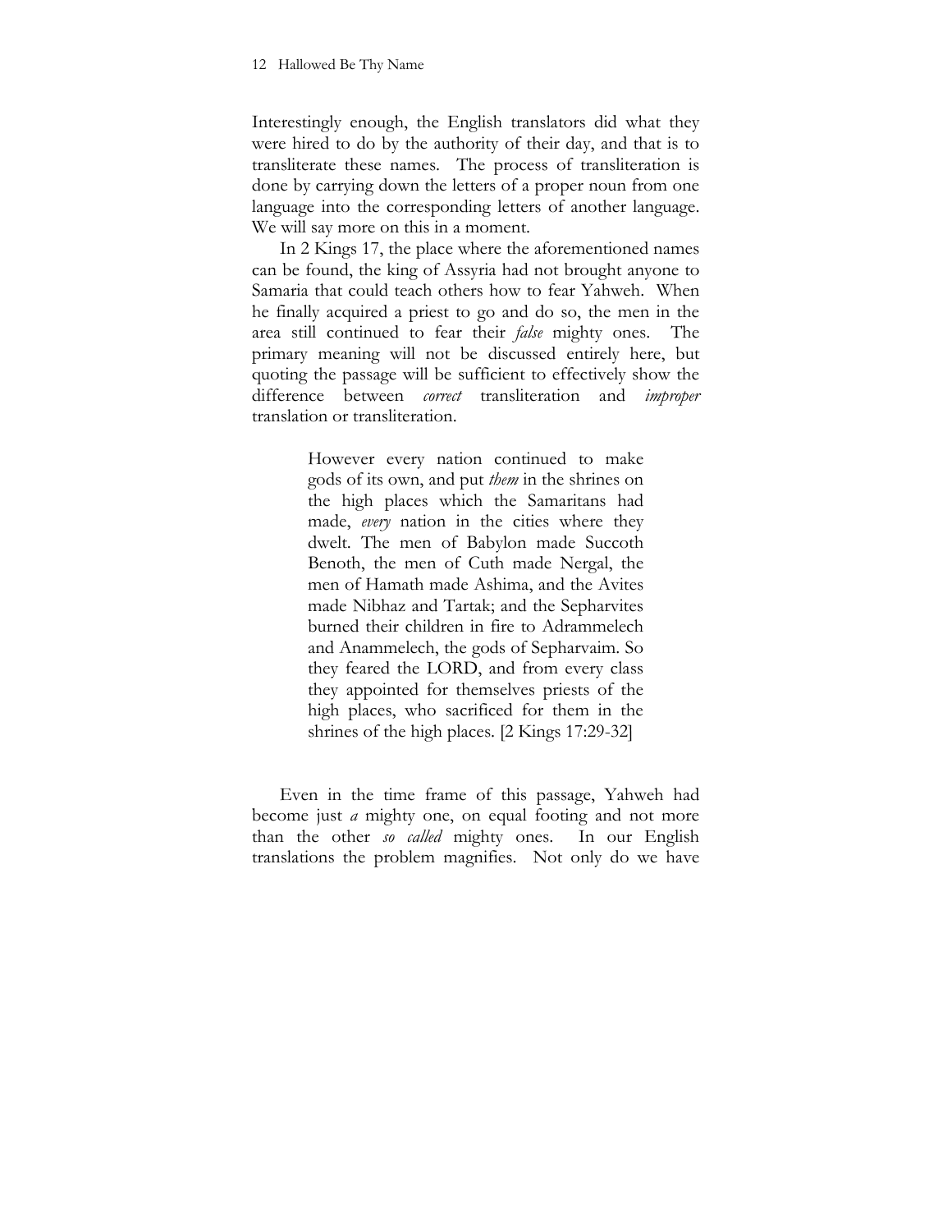Interestingly enough, the English translators did what they were hired to do by the authority of their day, and that is to transliterate these names. The process of transliteration is done by carrying down the letters of a proper noun from one language into the corresponding letters of another language. We will say more on this in a moment.

In 2 Kings 17, the place where the aforementioned names can be found, the king of Assyria had not brought anyone to Samaria that could teach others how to fear Yahweh. When he finally acquired a priest to go and do so, the men in the area still continued to fear their *false* mighty ones. The primary meaning will not be discussed entirely here, but quoting the passage will be sufficient to effectively show the difference between *correct* transliteration and *improper* translation or transliteration.

> However every nation continued to make gods of its own, and put *them* in the shrines on the high places which the Samaritans had made, *every* nation in the cities where they dwelt. The men of Babylon made Succoth Benoth, the men of Cuth made Nergal, the men of Hamath made Ashima, and the Avites made Nibhaz and Tartak; and the Sepharvites burned their children in fire to Adrammelech and Anammelech, the gods of Sepharvaim. So they feared the LORD, and from every class they appointed for themselves priests of the high places, who sacrificed for them in the shrines of the high places. [2 Kings 17:29-32]

Even in the time frame of this passage, Yahweh had become just *a* mighty one, on equal footing and not more than the other *so called* mighty ones. In our English translations the problem magnifies. Not only do we have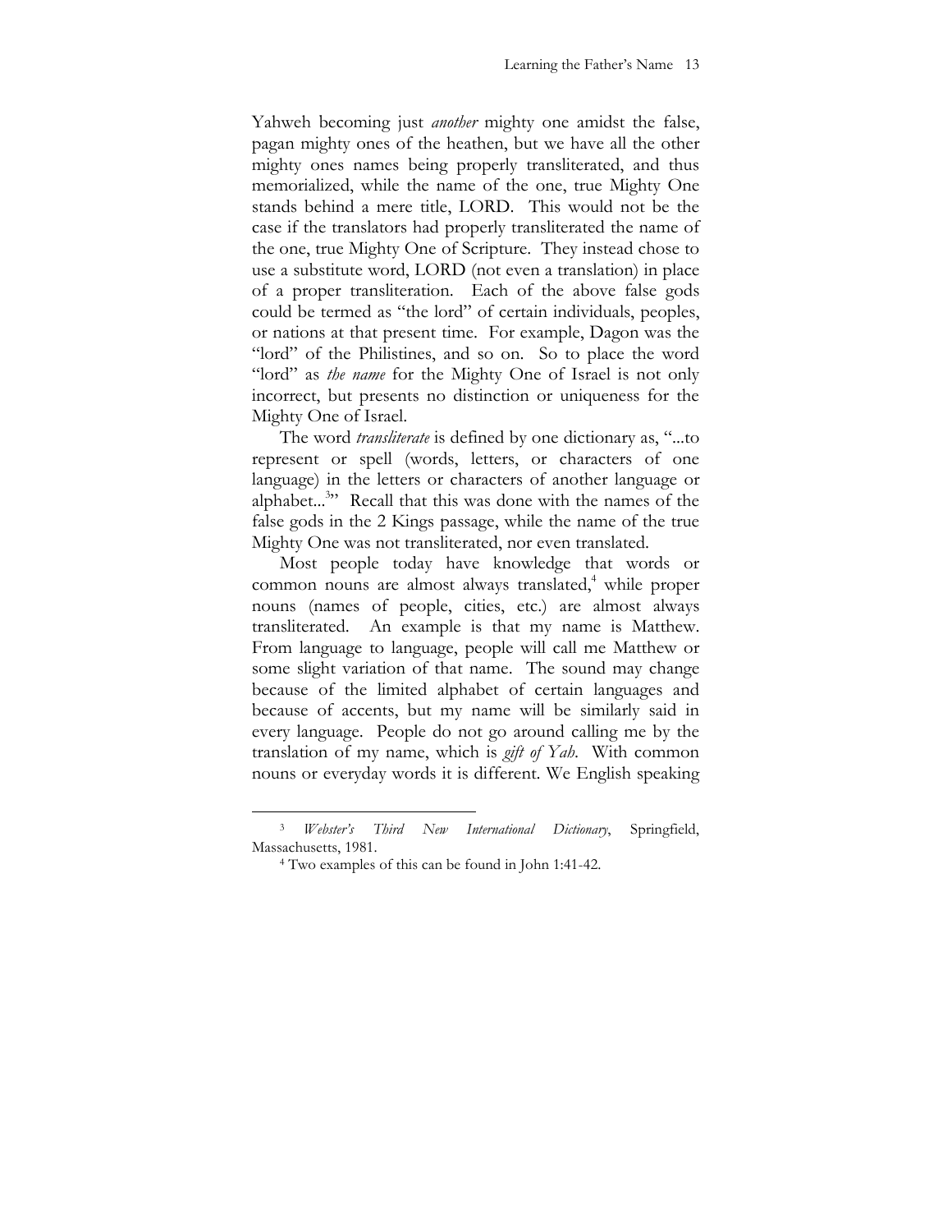Yahweh becoming just *another* mighty one amidst the false, pagan mighty ones of the heathen, but we have all the other mighty ones names being properly transliterated, and thus memorialized, while the name of the one, true Mighty One stands behind a mere title, LORD. This would not be the case if the translators had properly transliterated the name of the one, true Mighty One of Scripture. They instead chose to use a substitute word, LORD (not even a translation) in place of a proper transliteration. Each of the above false gods could be termed as "the lord" of certain individuals, peoples, or nations at that present time. For example, Dagon was the "lord" of the Philistines, and so on. So to place the word "lord" as *the name* for the Mighty One of Israel is not only incorrect, but presents no distinction or uniqueness for the Mighty One of Israel.

The word *transliterate* is defined by one dictionary as, "...to represent or spell (words, letters, or characters of one language) in the letters or characters of another language or alphabet...[3]" Recall that this was done with the names of the false gods in the 2 Kings passage, while the name of the true Mighty One was not transliterated, nor even translated.

Most people today have knowledge that words or common nouns are almost always translated,[4] while proper nouns (names of people, cities, etc.) are almost always transliterated. An example is that my name is Matthew. From language to language, people will call me Matthew or some slight variation of that name. The sound may change because of the limited alphabet of certain languages and because of accents, but my name will be similarly said in every language. People do not go around calling me by the translation of my name, which is *gift of Yah*. With common nouns or everyday words it is different. We English speaking

---

[3] *Webster's Third New International Dictionary*, Springfield, Massachusetts, 1981.

[4] Two examples of this can be found in John 1:41-42.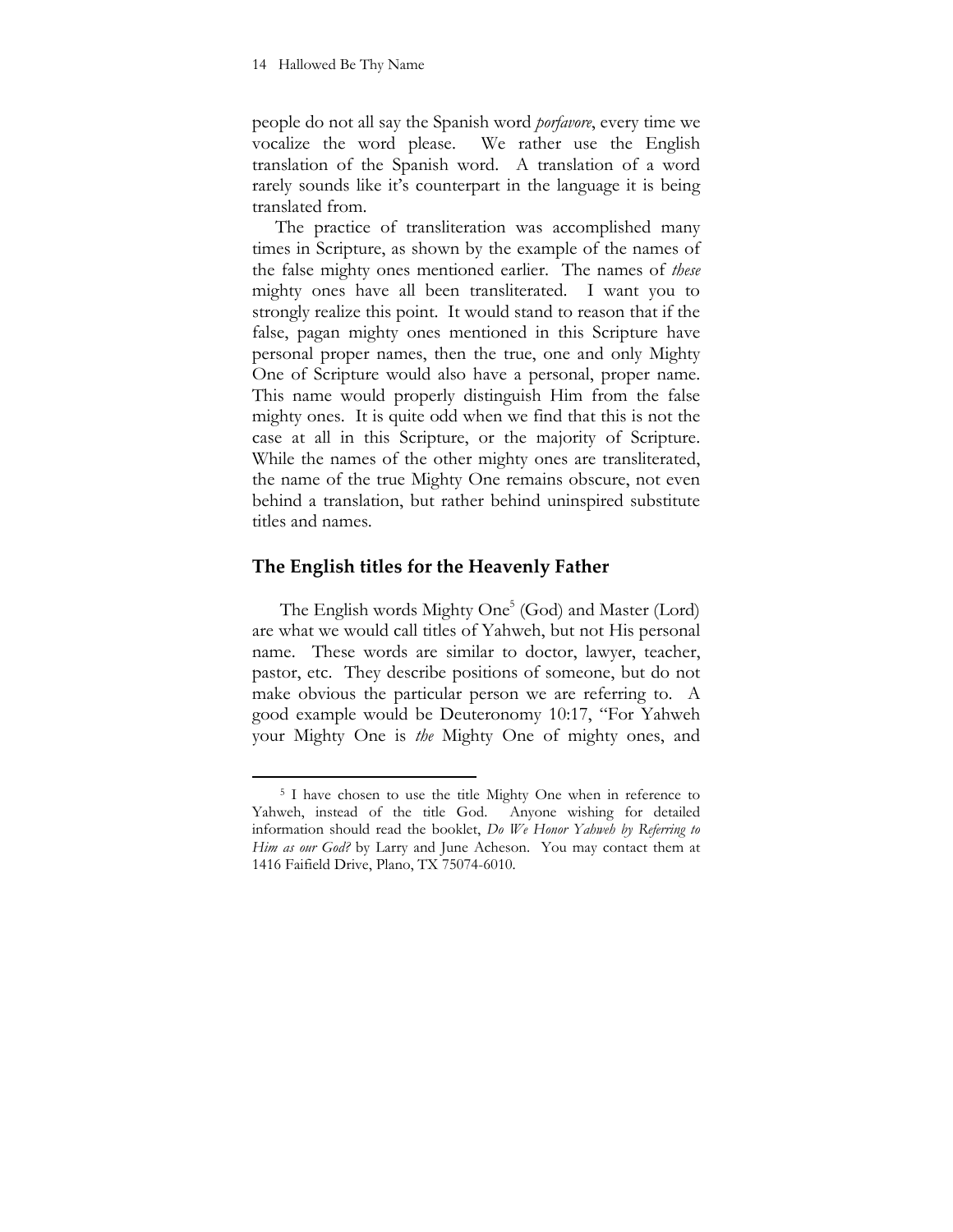people do not all say the Spanish word *porfavore*, every time we vocalize the word please. We rather use the English translation of the Spanish word. A translation of a word rarely sounds like it's counterpart in the language it is being translated from.

The practice of transliteration was accomplished many times in Scripture, as shown by the example of the names of the false mighty ones mentioned earlier. The names of *these* mighty ones have all been transliterated. I want you to strongly realize this point. It would stand to reason that if the false, pagan mighty ones mentioned in this Scripture have personal proper names, then the true, one and only Mighty One of Scripture would also have a personal, proper name. This name would properly distinguish Him from the false mighty ones. It is quite odd when we find that this is not the case at all in this Scripture, or the majority of Scripture. While the names of the other mighty ones are transliterated, the name of the true Mighty One remains obscure, not even behind a translation, but rather behind uninspired substitute titles and names.

## The English titles for the Heavenly Father

The English words Mighty One[5] (God) and Master (Lord) are what we would call titles of Yahweh, but not His personal name. These words are similar to doctor, lawyer, teacher, pastor, etc. They describe positions of someone, but do not make obvious the particular person we are referring to. A good example would be Deuteronomy 10:17, "For Yahweh your Mighty One is *the* Mighty One of mighty ones, and

---

[5] I have chosen to use the title Mighty One when in reference to Yahweh, instead of the title God. Anyone wishing for detailed information should read the booklet, *Do We Honor Yahweh by Referring to Him as our God?* by Larry and June Acheson. You may contact them at 1416 Faifield Drive, Plano, TX 75074-6010.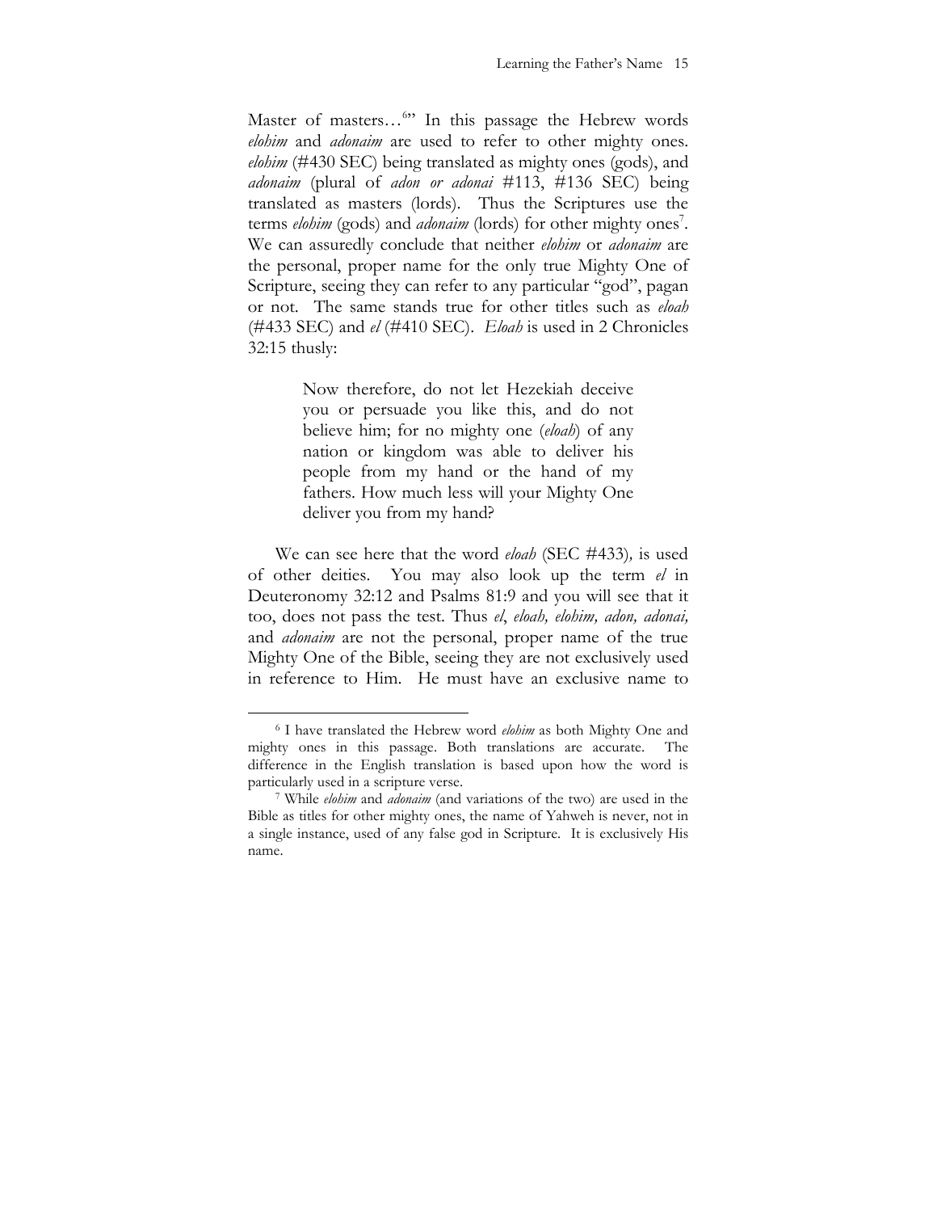Master of masters…[6]" In this passage the Hebrew words *elohim* and *adonaim* are used to refer to other mighty ones. *elohim* (#430 SEC) being translated as mighty ones (gods), and *adonaim* (plural of *adon or adonai* #113, #136 SEC) being translated as masters (lords). Thus the Scriptures use the terms *elohim* (gods) and *adonaim* (lords) for other mighty ones[7]. We can assuredly conclude that neither *elohim* or *adonaim* are the personal, proper name for the only true Mighty One of Scripture, seeing they can refer to any particular "god", pagan or not. The same stands true for other titles such as *eloah* (#433 SEC) and *el* (#410 SEC). *Eloah* is used in 2 Chronicles 32:15 thusly:

> Now therefore, do not let Hezekiah deceive you or persuade you like this, and do not believe him; for no mighty one (*eloah*) of any nation or kingdom was able to deliver his people from my hand or the hand of my fathers. How much less will your Mighty One deliver you from my hand?

We can see here that the word *eloah* (SEC #433)*,* is used of other deities. You may also look up the term *el* in Deuteronomy 32:12 and Psalms 81:9 and you will see that it too, does not pass the test. Thus *el*, *eloah, elohim, adon, adonai,* and *adonaim* are not the personal, proper name of the true Mighty One of the Bible, seeing they are not exclusively used in reference to Him. He must have an exclusive name to

---

[6] I have translated the Hebrew word *elohim* as both Mighty One and mighty ones in this passage. Both translations are accurate. The difference in the English translation is based upon how the word is particularly used in a scripture verse.

[7] While *elohim* and *adonaim* (and variations of the two) are used in the Bible as titles for other mighty ones, the name of Yahweh is never, not in a single instance, used of any false god in Scripture. It is exclusively His name.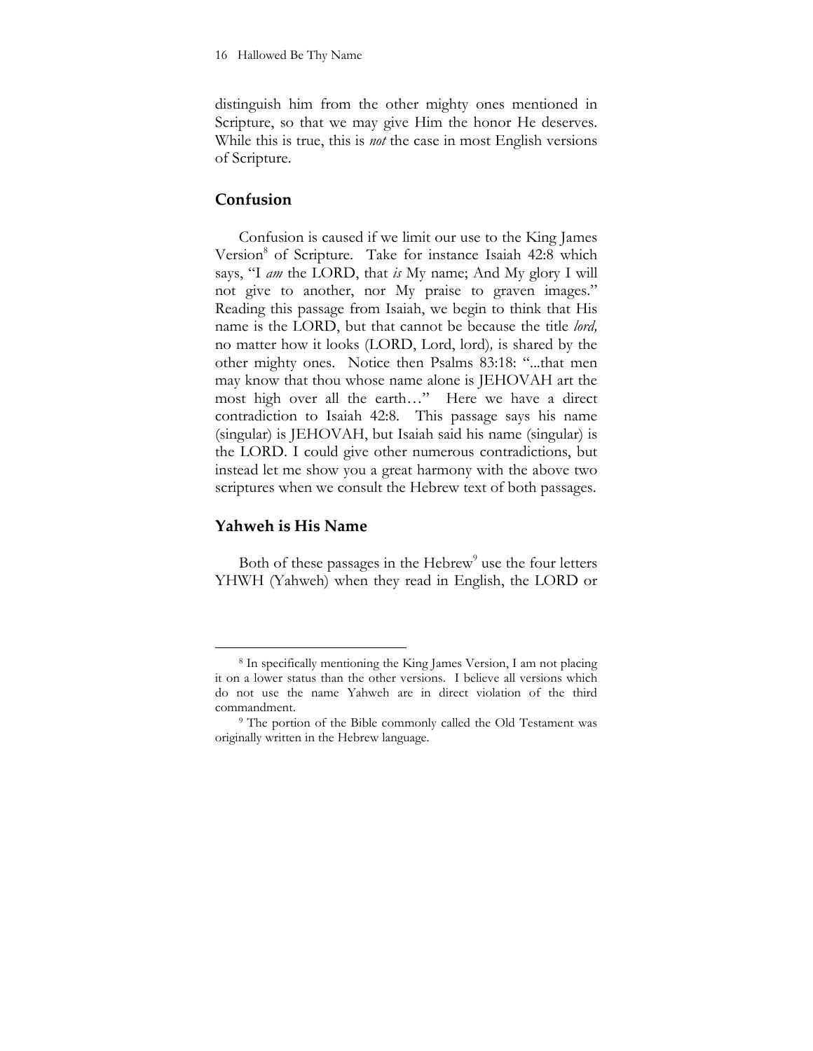distinguish him from the other mighty ones mentioned in Scripture, so that we may give Him the honor He deserves. While this is true, this is *not* the case in most English versions of Scripture.

## Confusion

Confusion is caused if we limit our use to the King James Version[8] of Scripture. Take for instance Isaiah 42:8 which says, "I *am* the LORD, that *is* My name; And My glory I will not give to another, nor My praise to graven images." Reading this passage from Isaiah, we begin to think that His name is the LORD, but that cannot be because the title *lord,* no matter how it looks (LORD, Lord, lord)*,* is shared by the other mighty ones. Notice then Psalms 83:18: "...that men may know that thou whose name alone is JEHOVAH art the most high over all the earth…" Here we have a direct contradiction to Isaiah 42:8. This passage says his name (singular) is JEHOVAH, but Isaiah said his name (singular) is the LORD. I could give other numerous contradictions, but instead let me show you a great harmony with the above two scriptures when we consult the Hebrew text of both passages.

## Yahweh is His Name

Both of these passages in the Hebrew[9] use the four letters YHWH (Yahweh) when they read in English, the LORD or

---

[8] In specifically mentioning the King James Version, I am not placing it on a lower status than the other versions. I believe all versions which do not use the name Yahweh are in direct violation of the third commandment.

[9] The portion of the Bible commonly called the Old Testament was originally written in the Hebrew language.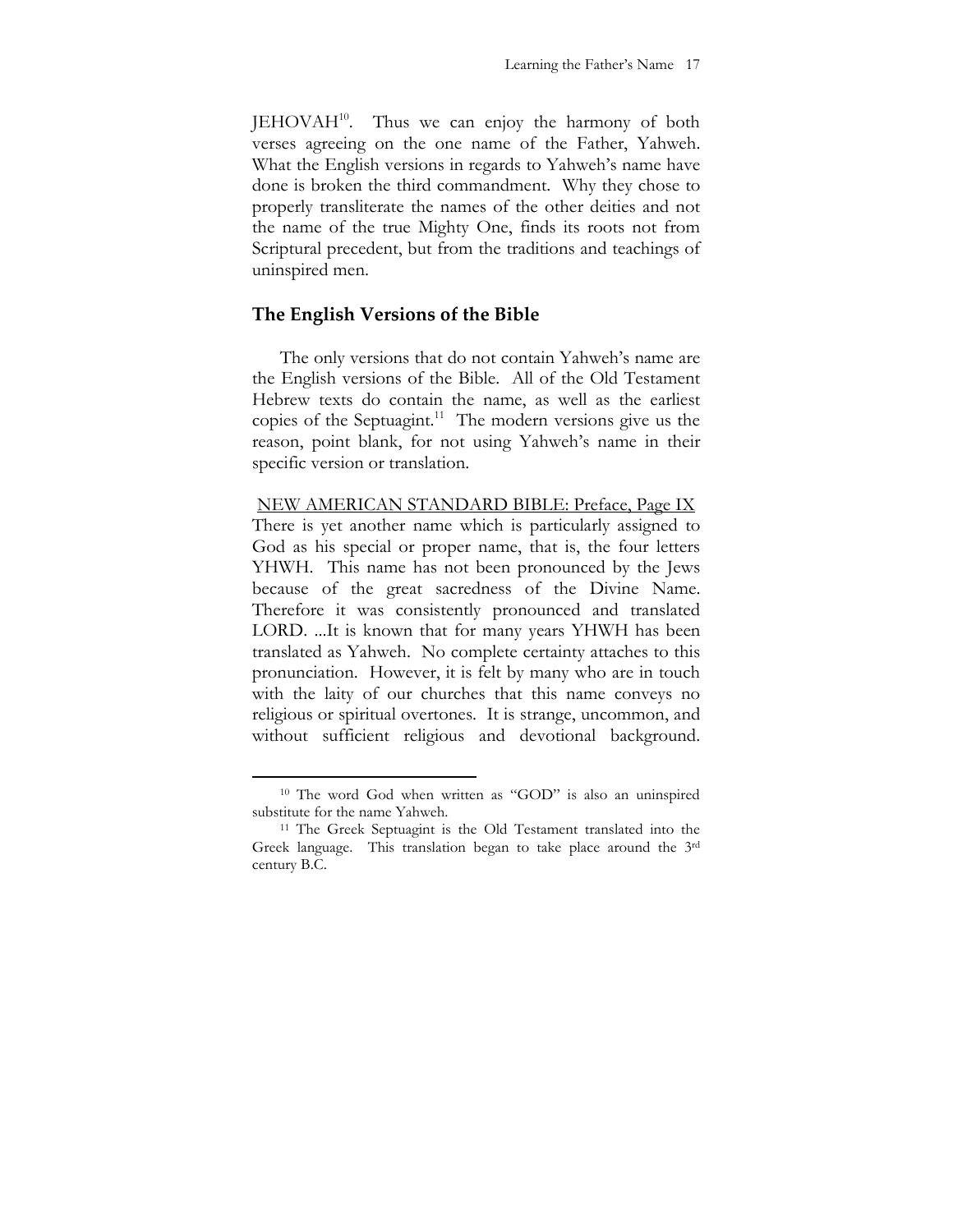JEHOVAH[10]. Thus we can enjoy the harmony of both verses agreeing on the one name of the Father, Yahweh. What the English versions in regards to Yahweh's name have done is broken the third commandment. Why they chose to properly transliterate the names of the other deities and not the name of the true Mighty One, finds its roots not from Scriptural precedent, but from the traditions and teachings of uninspired men.

## The English Versions of the Bible

The only versions that do not contain Yahweh's name are the English versions of the Bible. All of the Old Testament Hebrew texts do contain the name, as well as the earliest copies of the Septuagint.[11] The modern versions give us the reason, point blank, for not using Yahweh's name in their specific version or translation.

<u>NEW AMERICAN STANDARD BIBLE: Preface, Page IX</u>

There is yet another name which is particularly assigned to God as his special or proper name, that is, the four letters YHWH. This name has not been pronounced by the Jews because of the great sacredness of the Divine Name. Therefore it was consistently pronounced and translated LORD. ...It is known that for many years YHWH has been translated as Yahweh. No complete certainty attaches to this pronunciation. However, it is felt by many who are in touch with the laity of our churches that this name conveys no religious or spiritual overtones. It is strange, uncommon, and without sufficient religious and devotional background.

---

[10] The word God when written as "GOD" is also an uninspired substitute for the name Yahweh.

[11] The Greek Septuagint is the Old Testament translated into the Greek language. This translation began to take place around the 3rd century B.C.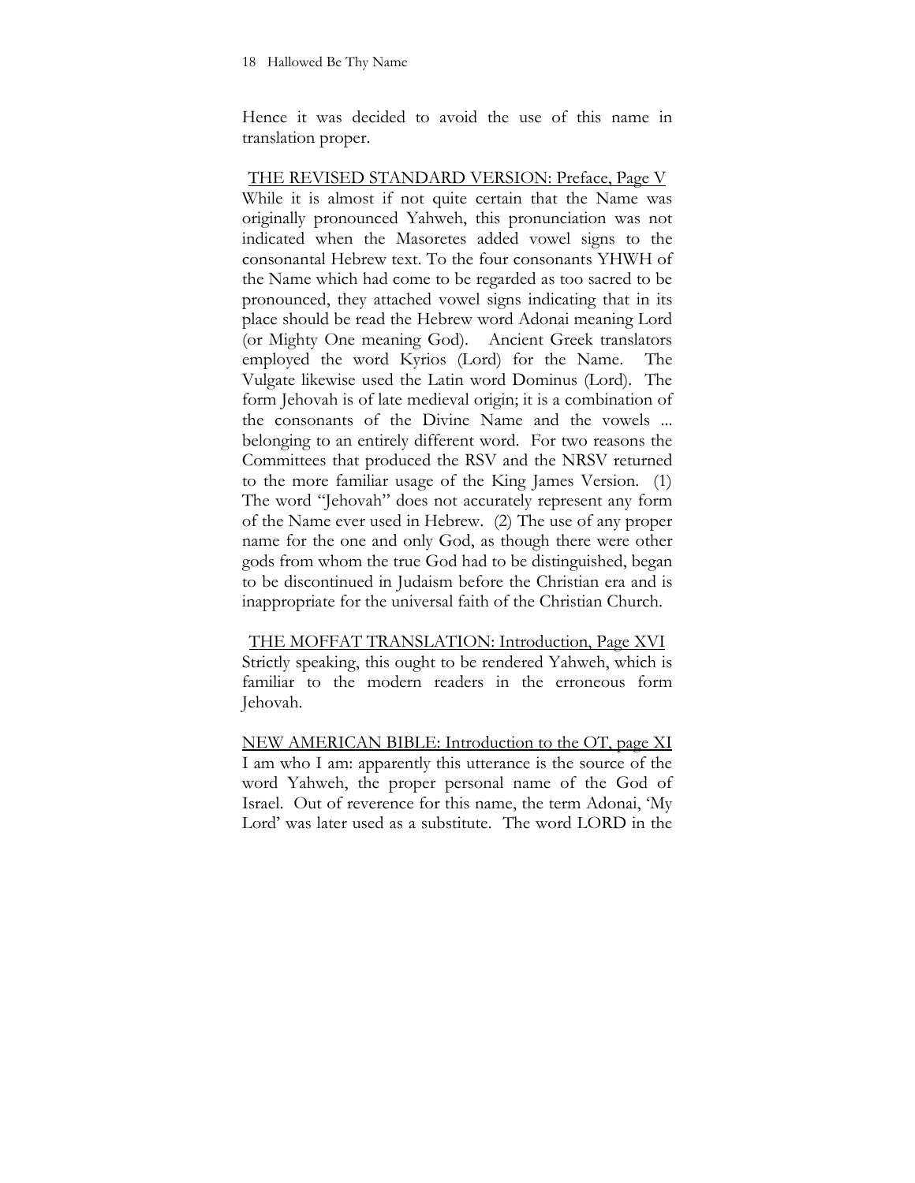Hence it was decided to avoid the use of this name in translation proper.

<u>THE REVISED STANDARD VERSION: Preface, Page V</u>

While it is almost if not quite certain that the Name was originally pronounced Yahweh, this pronunciation was not indicated when the Masoretes added vowel signs to the consonantal Hebrew text. To the four consonants YHWH of the Name which had come to be regarded as too sacred to be pronounced, they attached vowel signs indicating that in its place should be read the Hebrew word Adonai meaning Lord (or Mighty One meaning God). Ancient Greek translators employed the word Kyrios (Lord) for the Name. The Vulgate likewise used the Latin word Dominus (Lord). The form Jehovah is of late medieval origin; it is a combination of the consonants of the Divine Name and the vowels ... belonging to an entirely different word. For two reasons the Committees that produced the RSV and the NRSV returned to the more familiar usage of the King James Version. (1) The word "Jehovah" does not accurately represent any form of the Name ever used in Hebrew. (2) The use of any proper name for the one and only God, as though there were other gods from whom the true God had to be distinguished, began to be discontinued in Judaism before the Christian era and is inappropriate for the universal faith of the Christian Church.

<u>THE MOFFAT TRANSLATION: Introduction, Page XVI</u>

Strictly speaking, this ought to be rendered Yahweh, which is familiar to the modern readers in the erroneous form Jehovah.

<u>NEW AMERICAN BIBLE: Introduction to the OT, page XI</u>

I am who I am: apparently this utterance is the source of the word Yahweh, the proper personal name of the God of Israel. Out of reverence for this name, the term Adonai, 'My Lord' was later used as a substitute. The word LORD in the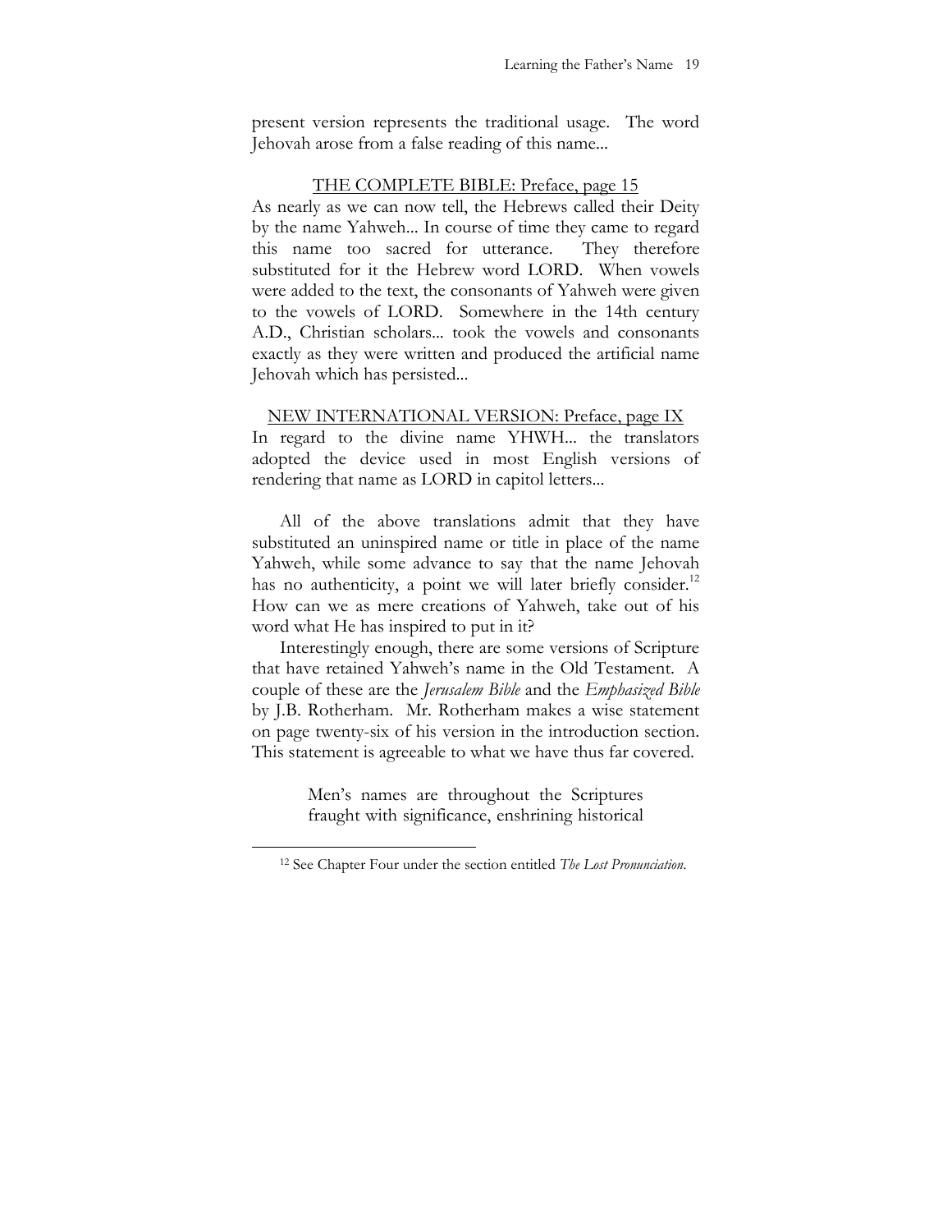present version represents the traditional usage. The word Jehovah arose from a false reading of this name...

<u>THE COMPLETE BIBLE: Preface, page 15</u>

As nearly as we can now tell, the Hebrews called their Deity by the name Yahweh... In course of time they came to regard this name too sacred for utterance. They therefore substituted for it the Hebrew word LORD. When vowels were added to the text, the consonants of Yahweh were given to the vowels of LORD. Somewhere in the 14th century A.D., Christian scholars... took the vowels and consonants exactly as they were written and produced the artificial name Jehovah which has persisted...

<u>NEW INTERNATIONAL VERSION: Preface, page IX</u>

In regard to the divine name YHWH... the translators adopted the device used in most English versions of rendering that name as LORD in capitol letters...

All of the above translations admit that they have substituted an uninspired name or title in place of the name Yahweh, while some advance to say that the name Jehovah has no authenticity, a point we will later briefly consider.[12] How can we as mere creations of Yahweh, take out of his word what He has inspired to put in it?

Interestingly enough, there are some versions of Scripture that have retained Yahweh's name in the Old Testament. A couple of these are the *Jerusalem Bible* and the *Emphasized Bible* by J.B. Rotherham. Mr. Rotherham makes a wise statement on page twenty-six of his version in the introduction section. This statement is agreeable to what we have thus far covered.

> Men's names are throughout the Scriptures fraught with significance, enshrining historical

---

[12] See Chapter Four under the section entitled *The Lost Pronunciation*.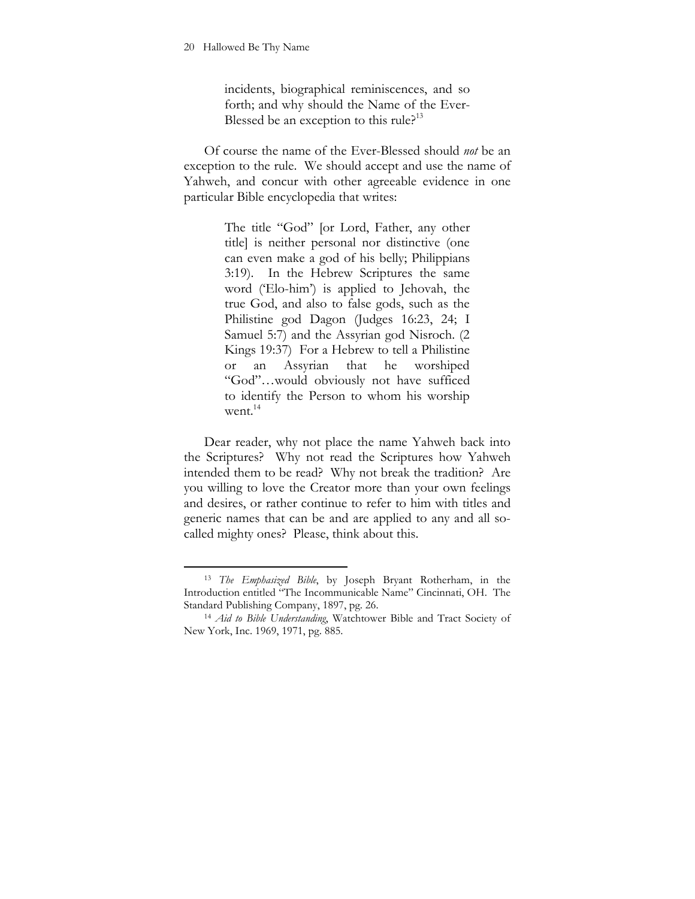> incidents, biographical reminiscences, and so forth; and why should the Name of the Ever-Blessed be an exception to this rule?[13]

Of course the name of the Ever-Blessed should *not* be an exception to the rule. We should accept and use the name of Yahweh, and concur with other agreeable evidence in one particular Bible encyclopedia that writes:

> The title "God" [or Lord, Father, any other title] is neither personal nor distinctive (one can even make a god of his belly; Philippians 3:19). In the Hebrew Scriptures the same word ('Elo-him') is applied to Jehovah, the true God, and also to false gods, such as the Philistine god Dagon (Judges 16:23, 24; I Samuel 5:7) and the Assyrian god Nisroch. (2 Kings 19:37) For a Hebrew to tell a Philistine or an Assyrian that he worshiped "God"…would obviously not have sufficed to identify the Person to whom his worship went.[14]

Dear reader, why not place the name Yahweh back into the Scriptures? Why not read the Scriptures how Yahweh intended them to be read? Why not break the tradition? Are you willing to love the Creator more than your own feelings and desires, or rather continue to refer to him with titles and generic names that can be and are applied to any and all so-called mighty ones? Please, think about this.

---

[13] *The Emphasized Bible*, by Joseph Bryant Rotherham, in the Introduction entitled "The Incommunicable Name" Cincinnati, OH. The Standard Publishing Company, 1897, pg. 26.

[14] *Aid to Bible Understanding*, Watchtower Bible and Tract Society of New York, Inc. 1969, 1971, pg. 885.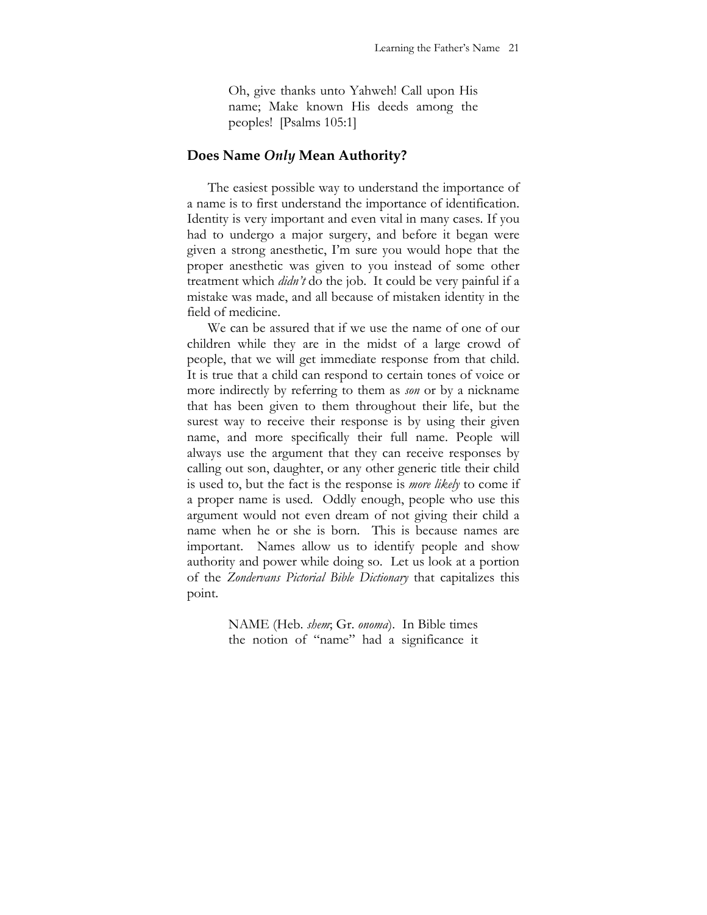> Oh, give thanks unto Yahweh! Call upon His name; Make known His deeds among the peoples! [Psalms 105:1]

## Does Name *Only* Mean Authority?

The easiest possible way to understand the importance of a name is to first understand the importance of identification. Identity is very important and even vital in many cases. If you had to undergo a major surgery, and before it began were given a strong anesthetic, I'm sure you would hope that the proper anesthetic was given to you instead of some other treatment which *didn't* do the job. It could be very painful if a mistake was made, and all because of mistaken identity in the field of medicine.

We can be assured that if we use the name of one of our children while they are in the midst of a large crowd of people, that we will get immediate response from that child. It is true that a child can respond to certain tones of voice or more indirectly by referring to them as *son* or by a nickname that has been given to them throughout their life, but the surest way to receive their response is by using their given name, and more specifically their full name. People will always use the argument that they can receive responses by calling out son, daughter, or any other generic title their child is used to, but the fact is the response is *more likely* to come if a proper name is used. Oddly enough, people who use this argument would not even dream of not giving their child a name when he or she is born. This is because names are important. Names allow us to identify people and show authority and power while doing so. Let us look at a portion of the *Zondervans Pictorial Bible Dictionary* that capitalizes this point.

> NAME (Heb. *shem*; Gr. *onoma*). In Bible times the notion of "name" had a significance it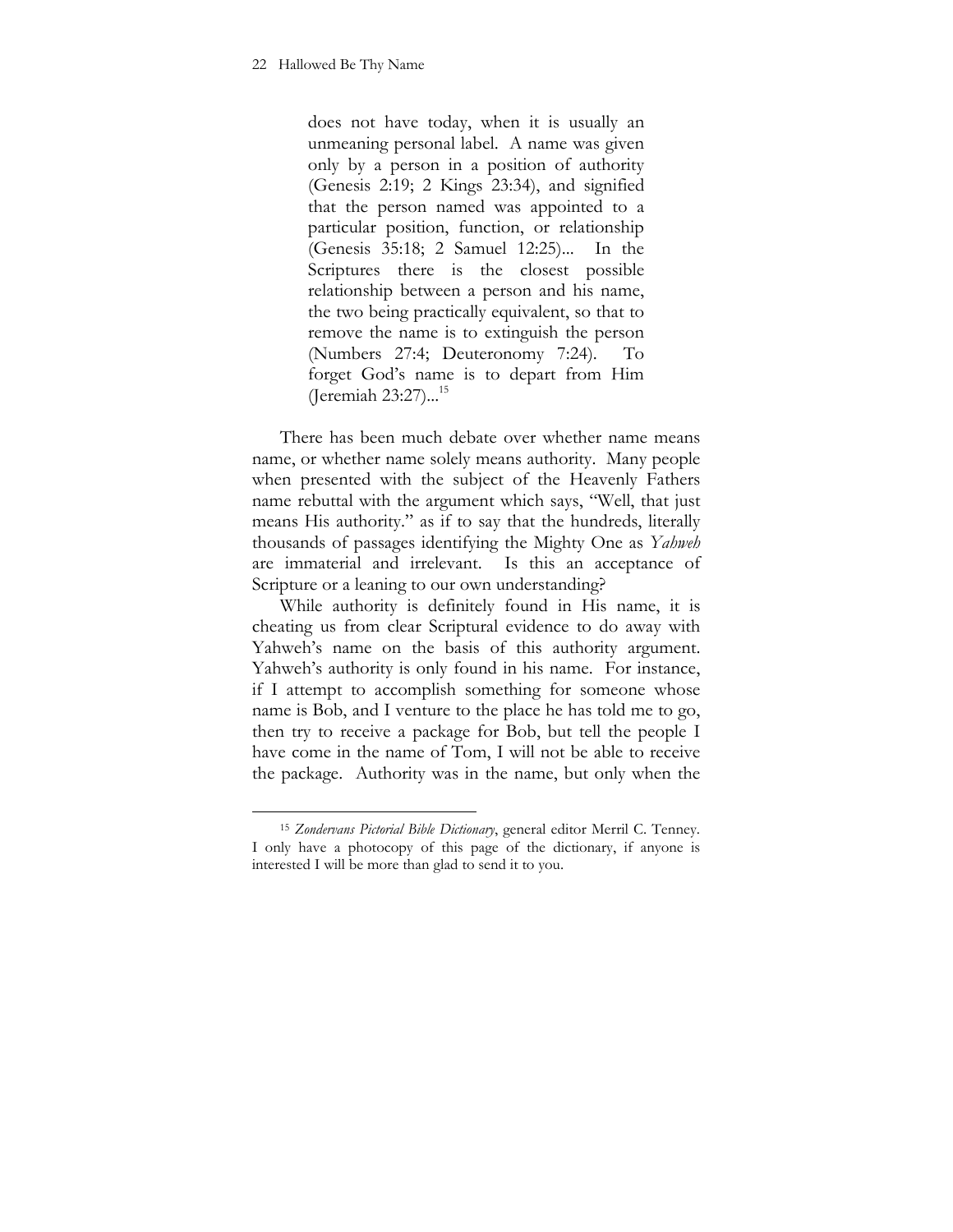> does not have today, when it is usually an unmeaning personal label. A name was given only by a person in a position of authority (Genesis 2:19; 2 Kings 23:34), and signified that the person named was appointed to a particular position, function, or relationship (Genesis 35:18; 2 Samuel 12:25)... In the Scriptures there is the closest possible relationship between a person and his name, the two being practically equivalent, so that to remove the name is to extinguish the person (Numbers 27:4; Deuteronomy 7:24). To forget God's name is to depart from Him (Jeremiah 23:27)...[15]

There has been much debate over whether name means name, or whether name solely means authority. Many people when presented with the subject of the Heavenly Fathers name rebuttal with the argument which says, "Well, that just means His authority." as if to say that the hundreds, literally thousands of passages identifying the Mighty One as *Yahweh* are immaterial and irrelevant. Is this an acceptance of Scripture or a leaning to our own understanding?

While authority is definitely found in His name, it is cheating us from clear Scriptural evidence to do away with Yahweh's name on the basis of this authority argument. Yahweh's authority is only found in his name. For instance, if I attempt to accomplish something for someone whose name is Bob, and I venture to the place he has told me to go, then try to receive a package for Bob, but tell the people I have come in the name of Tom, I will not be able to receive the package. Authority was in the name, but only when the

---

[15] *Zondervans Pictorial Bible Dictionary*, general editor Merril C. Tenney. I only have a photocopy of this page of the dictionary, if anyone is interested I will be more than glad to send it to you.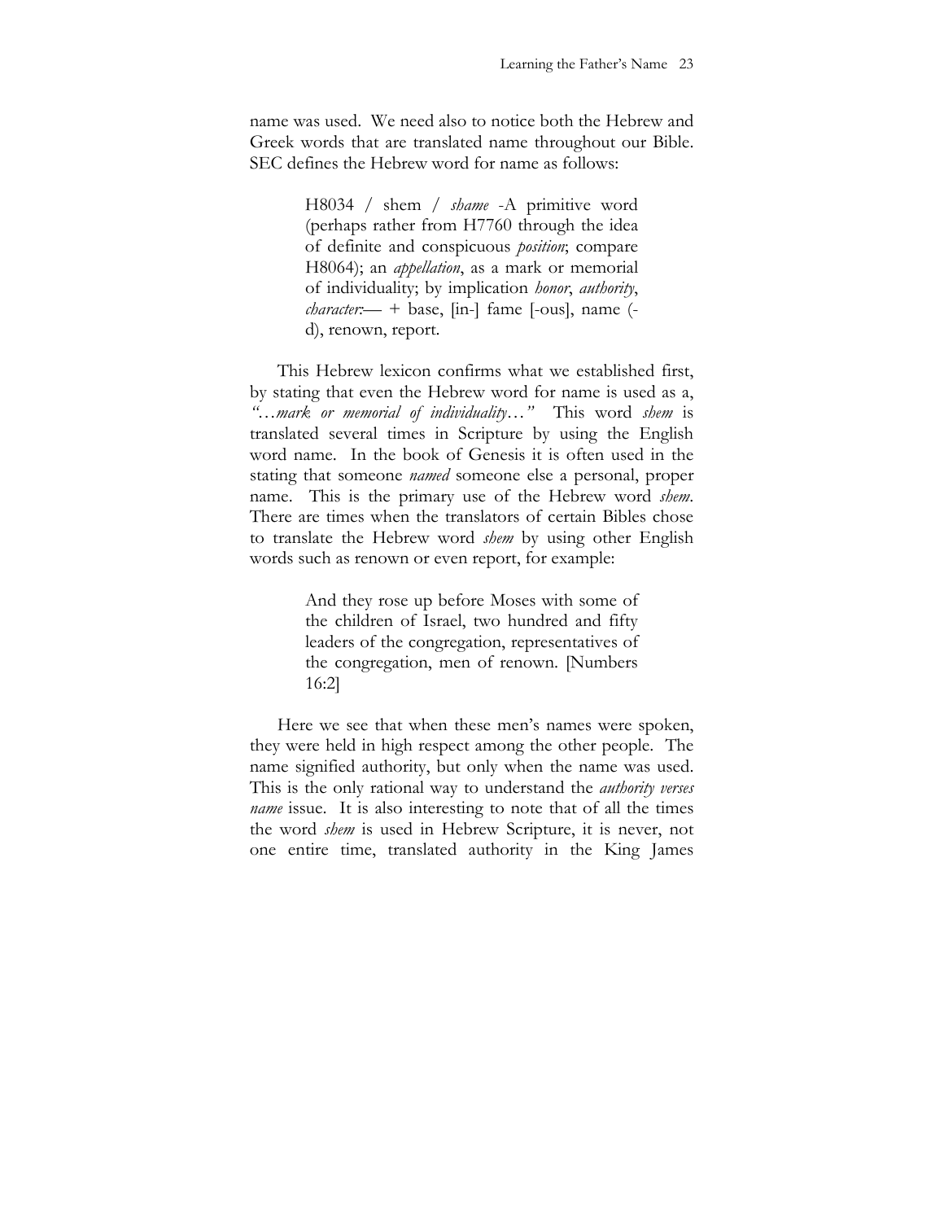name was used. We need also to notice both the Hebrew and Greek words that are translated name throughout our Bible. SEC defines the Hebrew word for name as follows:

> H8034 / shem / *shame* -A primitive word (perhaps rather from H7760 through the idea of definite and conspicuous *position*; compare H8064); an *appellation*, as a mark or memorial of individuality; by implication *honor*, *authority*, *character*:— + base, [in-] fame [-ous], name (-d), renown, report.

This Hebrew lexicon confirms what we established first, by stating that even the Hebrew word for name is used as a, *"…mark or memorial of individuality…"* This word *shem* is translated several times in Scripture by using the English word name. In the book of Genesis it is often used in the stating that someone *named* someone else a personal, proper name. This is the primary use of the Hebrew word *shem*. There are times when the translators of certain Bibles chose to translate the Hebrew word *shem* by using other English words such as renown or even report, for example:

> And they rose up before Moses with some of the children of Israel, two hundred and fifty leaders of the congregation, representatives of the congregation, men of renown. [Numbers 16:2]

Here we see that when these men's names were spoken, they were held in high respect among the other people. The name signified authority, but only when the name was used. This is the only rational way to understand the *authority verses name* issue. It is also interesting to note that of all the times the word *shem* is used in Hebrew Scripture, it is never, not one entire time, translated authority in the King James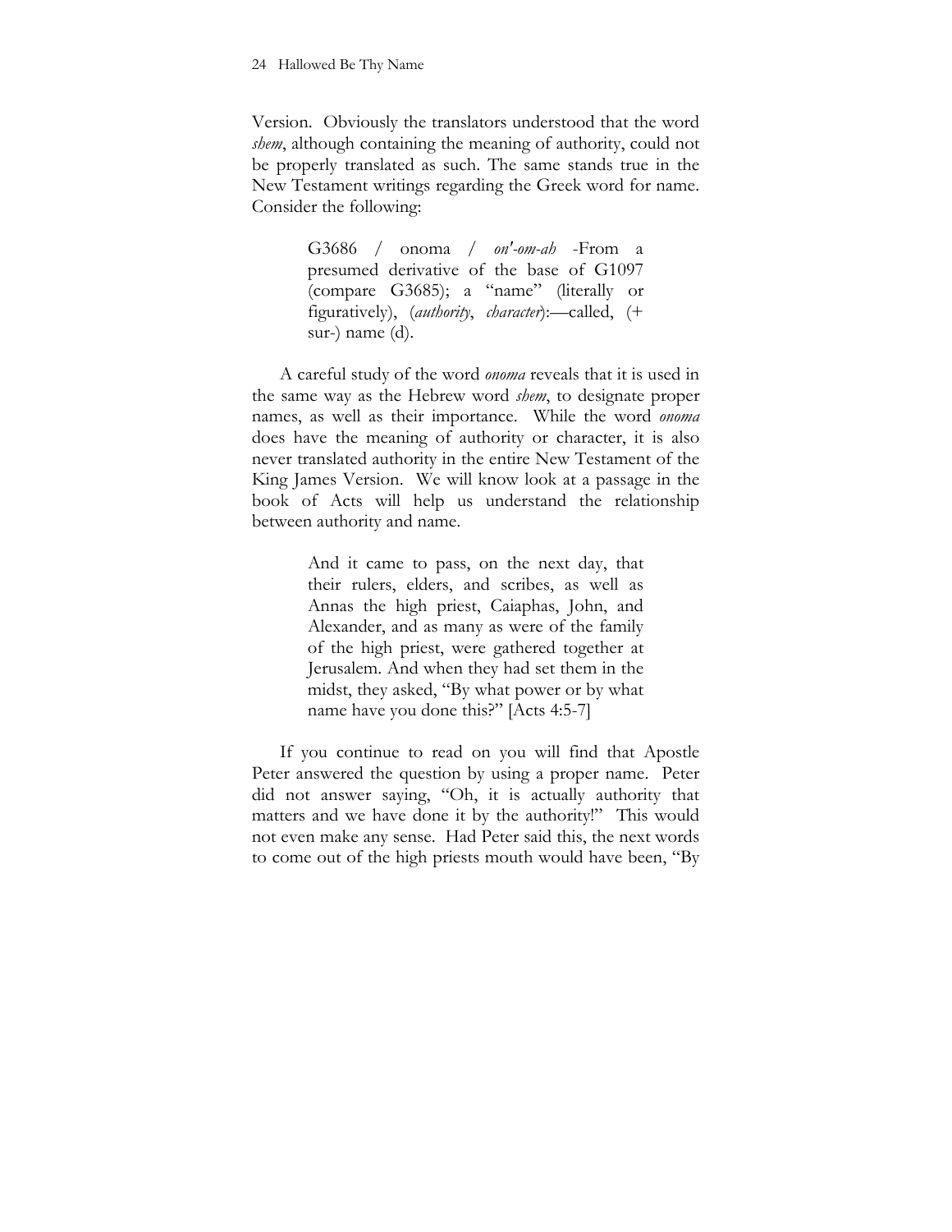Version. Obviously the translators understood that the word *shem*, although containing the meaning of authority, could not be properly translated as such. The same stands true in the New Testament writings regarding the Greek word for name. Consider the following:

> G3686 / onoma / *on'-om-ah* -From a presumed derivative of the base of G1097 (compare G3685); a "name" (literally or figuratively), (*authority*, *character*):—called, (+ sur-) name (d).

A careful study of the word *onoma* reveals that it is used in the same way as the Hebrew word *shem*, to designate proper names, as well as their importance. While the word *onoma* does have the meaning of authority or character, it is also never translated authority in the entire New Testament of the King James Version. We will know look at a passage in the book of Acts will help us understand the relationship between authority and name.

> And it came to pass, on the next day, that their rulers, elders, and scribes, as well as Annas the high priest, Caiaphas, John, and Alexander, and as many as were of the family of the high priest, were gathered together at Jerusalem. And when they had set them in the midst, they asked, "By what power or by what name have you done this?" [Acts 4:5-7]

If you continue to read on you will find that Apostle Peter answered the question by using a proper name. Peter did not answer saying, "Oh, it is actually authority that matters and we have done it by the authority!" This would not even make any sense. Had Peter said this, the next words to come out of the high priests mouth would have been, "By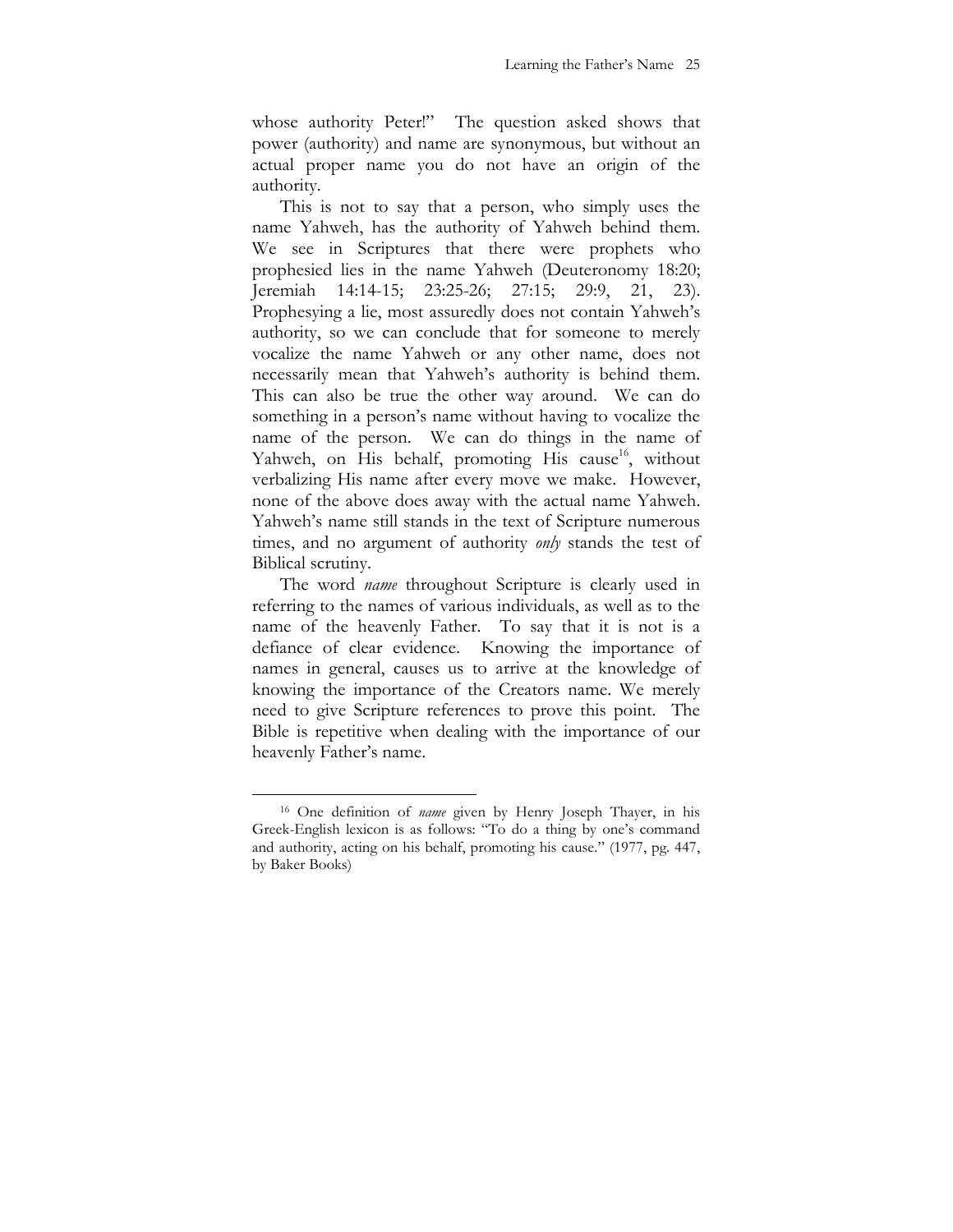whose authority Peter!" The question asked shows that power (authority) and name are synonymous, but without an actual proper name you do not have an origin of the authority.

This is not to say that a person, who simply uses the name Yahweh, has the authority of Yahweh behind them. We see in Scriptures that there were prophets who prophesied lies in the name Yahweh (Deuteronomy 18:20; Jeremiah 14:14-15; 23:25-26; 27:15; 29:9, 21, 23). Prophesying a lie, most assuredly does not contain Yahweh's authority, so we can conclude that for someone to merely vocalize the name Yahweh or any other name, does not necessarily mean that Yahweh's authority is behind them. This can also be true the other way around. We can do something in a person's name without having to vocalize the name of the person. We can do things in the name of Yahweh, on His behalf, promoting His cause[16], without verbalizing His name after every move we make. However, none of the above does away with the actual name Yahweh. Yahweh's name still stands in the text of Scripture numerous times, and no argument of authority *only* stands the test of Biblical scrutiny.

The word *name* throughout Scripture is clearly used in referring to the names of various individuals, as well as to the name of the heavenly Father. To say that it is not is a defiance of clear evidence. Knowing the importance of names in general, causes us to arrive at the knowledge of knowing the importance of the Creators name. We merely need to give Scripture references to prove this point. The Bible is repetitive when dealing with the importance of our heavenly Father's name.

---

[16] One definition of *name* given by Henry Joseph Thayer, in his Greek-English lexicon is as follows: "To do a thing by one's command and authority, acting on his behalf, promoting his cause." (1977, pg. 447, by Baker Books)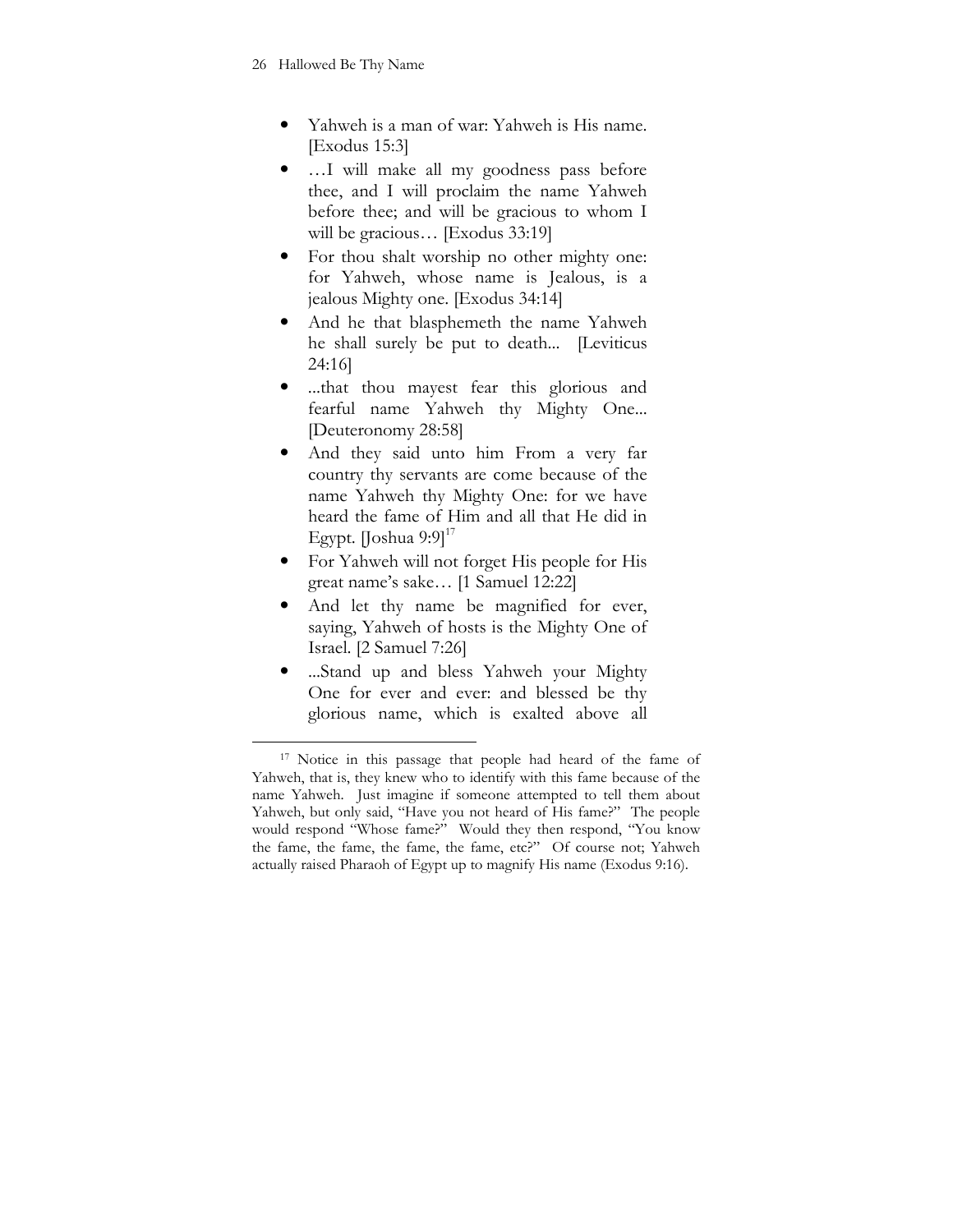- Yahweh is a man of war: Yahweh is His name. [Exodus 15:3]
- …I will make all my goodness pass before thee, and I will proclaim the name Yahweh before thee; and will be gracious to whom I will be gracious… [Exodus 33:19]
- For thou shalt worship no other mighty one: for Yahweh, whose name is Jealous, is a jealous Mighty one. [Exodus 34:14]
- And he that blasphemeth the name Yahweh he shall surely be put to death... [Leviticus 24:16]
- ...that thou mayest fear this glorious and fearful name Yahweh thy Mighty One... [Deuteronomy 28:58]
- And they said unto him From a very far country thy servants are come because of the name Yahweh thy Mighty One: for we have heard the fame of Him and all that He did in Egypt. [Joshua 9:9][17]
- For Yahweh will not forget His people for His great name's sake… [1 Samuel 12:22]
- And let thy name be magnified for ever, saying, Yahweh of hosts is the Mighty One of Israel. [2 Samuel 7:26]
- ...Stand up and bless Yahweh your Mighty One for ever and ever: and blessed be thy glorious name, which is exalted above all

---

[17] Notice in this passage that people had heard of the fame of Yahweh, that is, they knew who to identify with this fame because of the name Yahweh. Just imagine if someone attempted to tell them about Yahweh, but only said, "Have you not heard of His fame?" The people would respond "Whose fame?" Would they then respond, "You know the fame, the fame, the fame, the fame, etc?" Of course not; Yahweh actually raised Pharaoh of Egypt up to magnify His name (Exodus 9:16).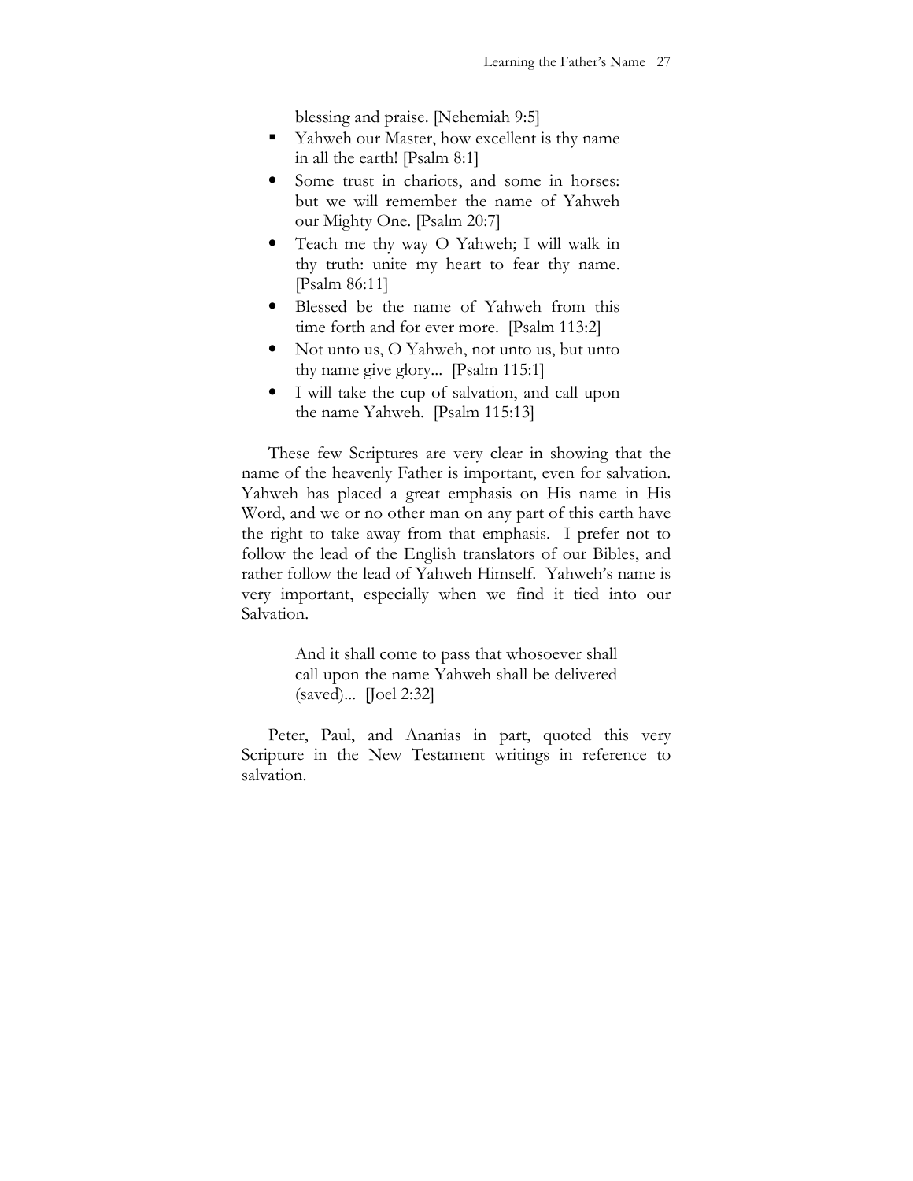blessing and praise. [Nehemiah 9:5]

- Yahweh our Master, how excellent is thy name in all the earth! [Psalm 8:1]
- Some trust in chariots, and some in horses: but we will remember the name of Yahweh our Mighty One. [Psalm 20:7]
- Teach me thy way O Yahweh; I will walk in thy truth: unite my heart to fear thy name. [Psalm 86:11]
- Blessed be the name of Yahweh from this time forth and for ever more. [Psalm 113:2]
- Not unto us, O Yahweh, not unto us, but unto thy name give glory... [Psalm 115:1]
- I will take the cup of salvation, and call upon the name Yahweh. [Psalm 115:13]

These few Scriptures are very clear in showing that the name of the heavenly Father is important, even for salvation. Yahweh has placed a great emphasis on His name in His Word, and we or no other man on any part of this earth have the right to take away from that emphasis. I prefer not to follow the lead of the English translators of our Bibles, and rather follow the lead of Yahweh Himself. Yahweh's name is very important, especially when we find it tied into our Salvation.

> And it shall come to pass that whosoever shall call upon the name Yahweh shall be delivered (saved)... [Joel 2:32]

Peter, Paul, and Ananias in part, quoted this very Scripture in the New Testament writings in reference to salvation.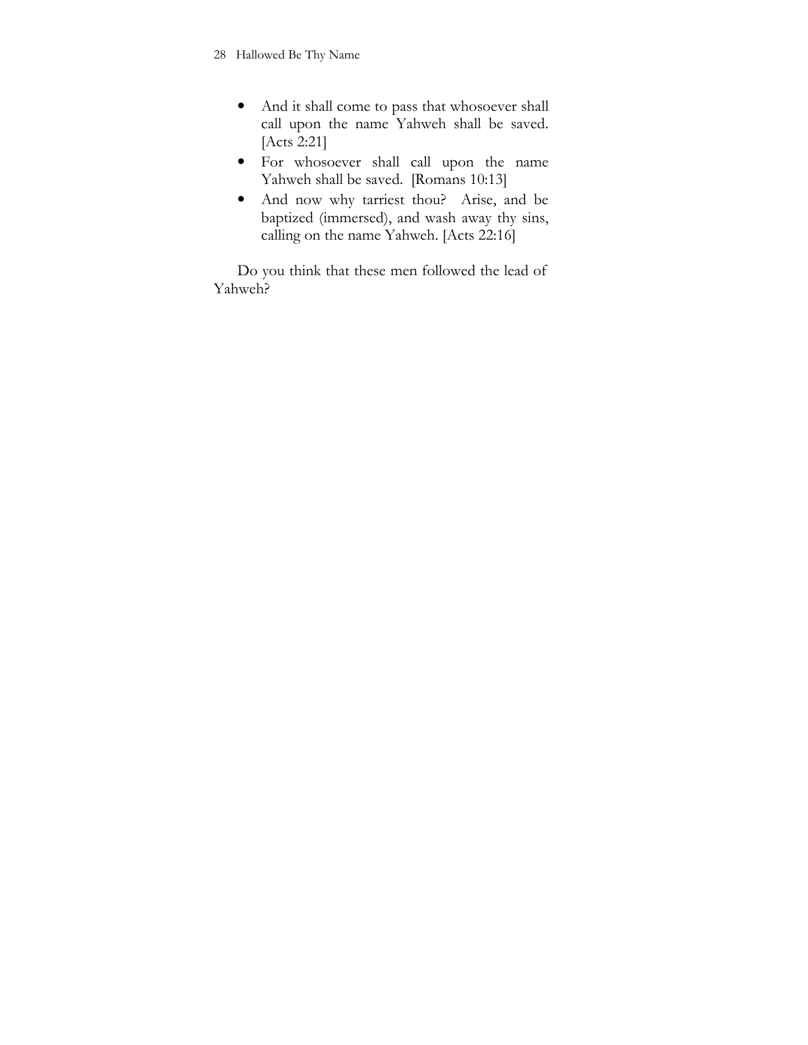- And it shall come to pass that whosoever shall call upon the name Yahweh shall be saved. [Acts 2:21]
- For whosoever shall call upon the name Yahweh shall be saved. [Romans 10:13]
- And now why tarriest thou? Arise, and be baptized (immersed), and wash away thy sins, calling on the name Yahweh. [Acts 22:16]

Do you think that these men followed the lead of Yahweh?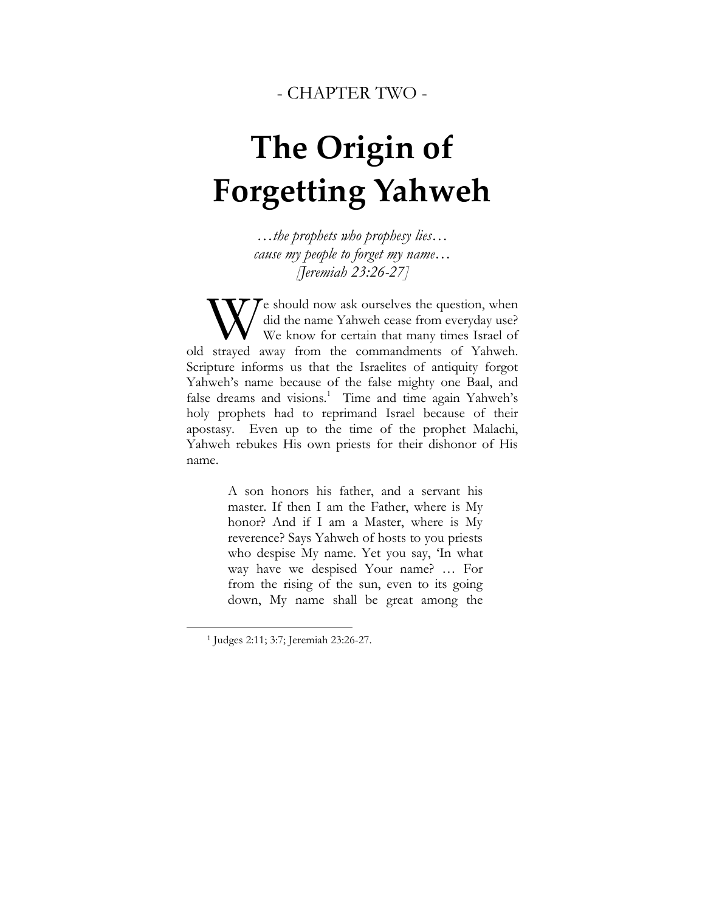- CHAPTER TWO -

# The Origin of Forgetting Yahweh

*…the prophets who prophesy lies…*
*cause my people to forget my name…*
*[Jeremiah 23:26-27]*

We should now ask ourselves the question, when did the name Yahweh cease from everyday use? We know for certain that many times Israel of old strayed away from the commandments of Yahweh. Scripture informs us that the Israelites of antiquity forgot Yahweh's name because of the false mighty one Baal, and false dreams and visions.[1] Time and time again Yahweh's holy prophets had to reprimand Israel because of their apostasy. Even up to the time of the prophet Malachi, Yahweh rebukes His own priests for their dishonor of His name.

> A son honors his father, and a servant his master. If then I am the Father, where is My honor? And if I am a Master, where is My reverence? Says Yahweh of hosts to you priests who despise My name. Yet you say, 'In what way have we despised Your name? … For from the rising of the sun, even to its going down, My name shall be great among the

---

[1] Judges 2:11; 3:7; Jeremiah 23:26-27.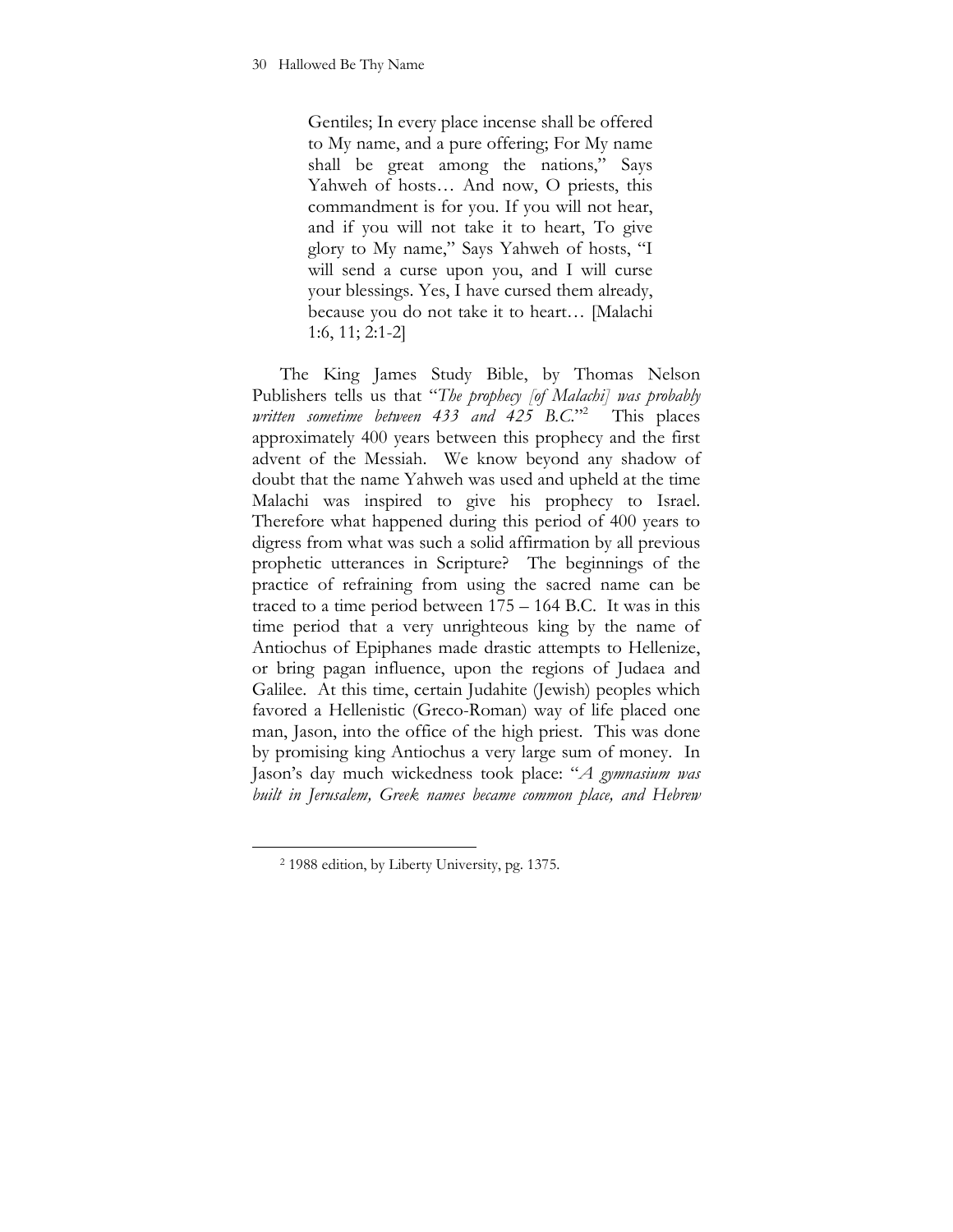> Gentiles; In every place incense shall be offered to My name, and a pure offering; For My name shall be great among the nations," Says Yahweh of hosts… And now, O priests, this commandment is for you. If you will not hear, and if you will not take it to heart, To give glory to My name," Says Yahweh of hosts, "I will send a curse upon you, and I will curse your blessings. Yes, I have cursed them already, because you do not take it to heart… [Malachi 1:6, 11; 2:1-2]

The King James Study Bible, by Thomas Nelson Publishers tells us that "*The prophecy [of Malachi] was probably written sometime between 433 and 425 B.C.*"[2] This places approximately 400 years between this prophecy and the first advent of the Messiah. We know beyond any shadow of doubt that the name Yahweh was used and upheld at the time Malachi was inspired to give his prophecy to Israel. Therefore what happened during this period of 400 years to digress from what was such a solid affirmation by all previous prophetic utterances in Scripture? The beginnings of the practice of refraining from using the sacred name can be traced to a time period between 175 – 164 B.C. It was in this time period that a very unrighteous king by the name of Antiochus of Epiphanes made drastic attempts to Hellenize, or bring pagan influence, upon the regions of Judaea and Galilee. At this time, certain Judahite (Jewish) peoples which favored a Hellenistic (Greco-Roman) way of life placed one man, Jason, into the office of the high priest. This was done by promising king Antiochus a very large sum of money. In Jason's day much wickedness took place: "*A gymnasium was built in Jerusalem, Greek names became common place, and Hebrew*

[2] 1988 edition, by Liberty University, pg. 1375.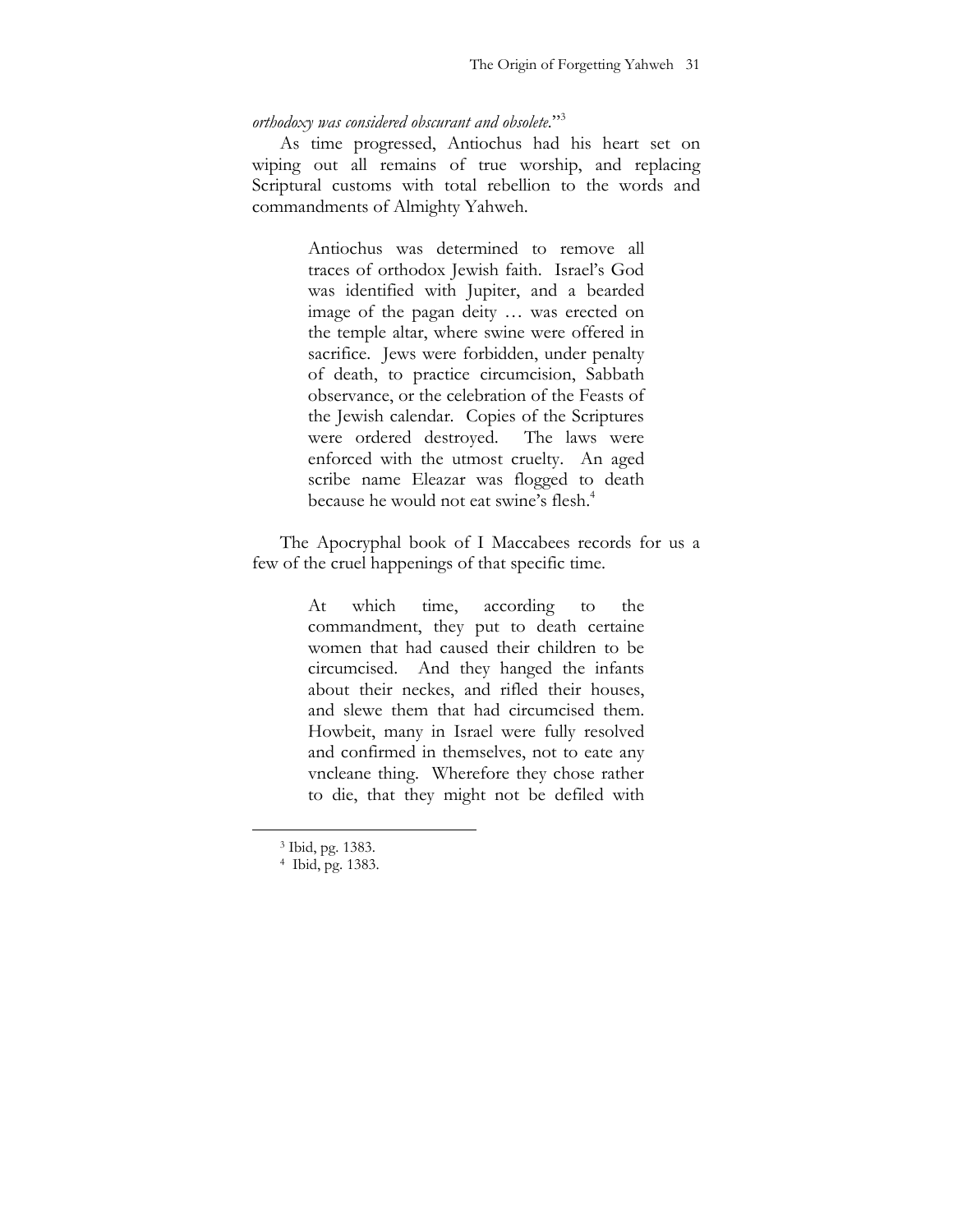*orthodoxy was considered obscurant and obsolete.*"[3]

As time progressed, Antiochus had his heart set on wiping out all remains of true worship, and replacing Scriptural customs with total rebellion to the words and commandments of Almighty Yahweh.

> Antiochus was determined to remove all traces of orthodox Jewish faith. Israel's God was identified with Jupiter, and a bearded image of the pagan deity … was erected on the temple altar, where swine were offered in sacrifice. Jews were forbidden, under penalty of death, to practice circumcision, Sabbath observance, or the celebration of the Feasts of the Jewish calendar. Copies of the Scriptures were ordered destroyed. The laws were enforced with the utmost cruelty. An aged scribe name Eleazar was flogged to death because he would not eat swine's flesh.[4]

The Apocryphal book of I Maccabees records for us a few of the cruel happenings of that specific time.

> At which time, according to the commandment, they put to death certaine women that had caused their children to be circumcised. And they hanged the infants about their neckes, and rifled their houses, and slewe them that had circumcised them. Howbeit, many in Israel were fully resolved and confirmed in themselves, not to eate any vncleane thing. Wherefore they chose rather to die, that they might not be defiled with

---

[3] Ibid, pg. 1383.

[4] Ibid, pg. 1383.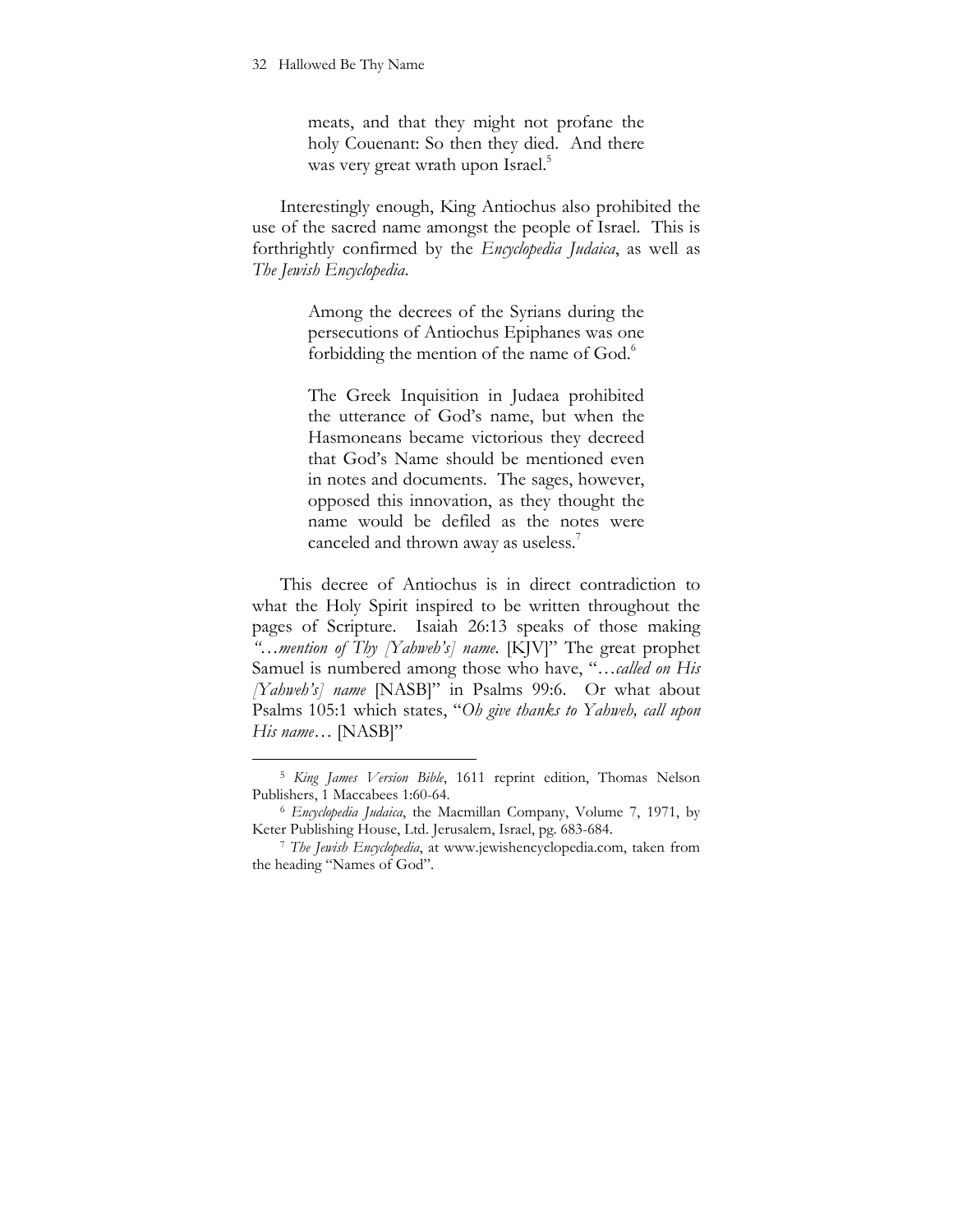> meats, and that they might not profane the holy Couenant: So then they died. And there was very great wrath upon Israel.[5]

Interestingly enough, King Antiochus also prohibited the use of the sacred name amongst the people of Israel. This is forthrightly confirmed by the *Encyclopedia Judaica*, as well as *The Jewish Encyclopedia*.

> Among the decrees of the Syrians during the persecutions of Antiochus Epiphanes was one forbidding the mention of the name of God.[6]
>
> The Greek Inquisition in Judaea prohibited the utterance of God's name, but when the Hasmoneans became victorious they decreed that God's Name should be mentioned even in notes and documents. The sages, however, opposed this innovation, as they thought the name would be defiled as the notes were canceled and thrown away as useless.[7]

This decree of Antiochus is in direct contradiction to what the Holy Spirit inspired to be written throughout the pages of Scripture. Isaiah 26:13 speaks of those making *"…mention of Thy [Yahweh's] name.* [KJV]" The great prophet Samuel is numbered among those who have, "…*called on His [Yahweh's] name* [NASB]" in Psalms 99:6. Or what about Psalms 105:1 which states, "*Oh give thanks to Yahweh, call upon His name*… [NASB]"

---

[5] *King James Version Bible*, 1611 reprint edition, Thomas Nelson Publishers, 1 Maccabees 1:60-64.

[6] *Encyclopedia Judaica*, the Macmillan Company, Volume 7, 1971, by Keter Publishing House, Ltd. Jerusalem, Israel, pg. 683-684.

[7] *The Jewish Encyclopedia*, at www.jewishencyclopedia.com, taken from the heading "Names of God".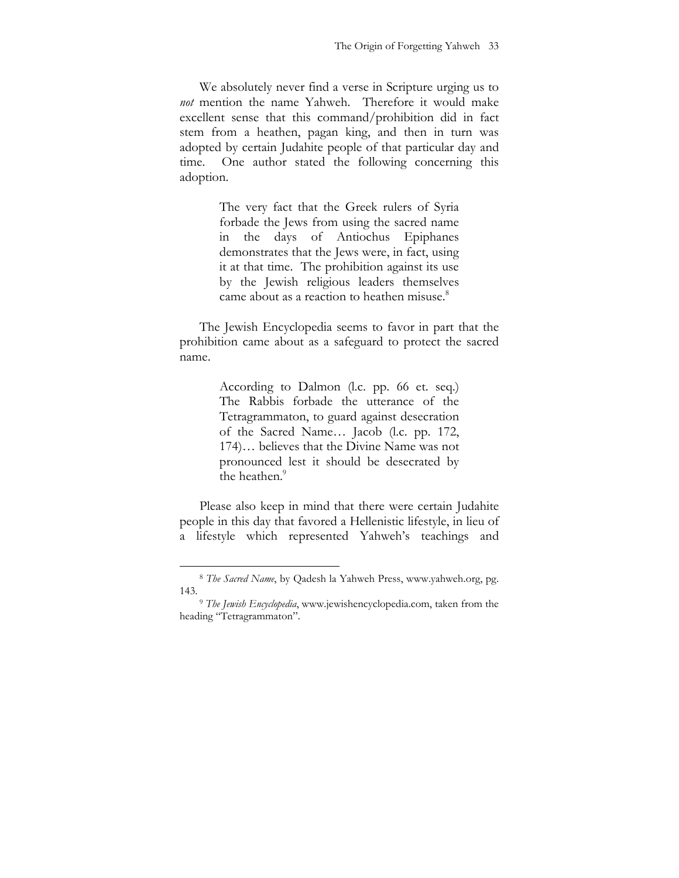We absolutely never find a verse in Scripture urging us to *not* mention the name Yahweh. Therefore it would make excellent sense that this command/prohibition did in fact stem from a heathen, pagan king, and then in turn was adopted by certain Judahite people of that particular day and time. One author stated the following concerning this adoption.

> The very fact that the Greek rulers of Syria forbade the Jews from using the sacred name in the days of Antiochus Epiphanes demonstrates that the Jews were, in fact, using it at that time. The prohibition against its use by the Jewish religious leaders themselves came about as a reaction to heathen misuse.[8]

The Jewish Encyclopedia seems to favor in part that the prohibition came about as a safeguard to protect the sacred name.

> According to Dalmon (l.c. pp. 66 et. seq.) The Rabbis forbade the utterance of the Tetragrammaton, to guard against desecration of the Sacred Name… Jacob (l.c. pp. 172, 174)… believes that the Divine Name was not pronounced lest it should be desecrated by the heathen.[9]

Please also keep in mind that there were certain Judahite people in this day that favored a Hellenistic lifestyle, in lieu of a lifestyle which represented Yahweh's teachings and

---

[8] *The Sacred Name*, by Qadesh la Yahweh Press, www.yahweh.org, pg. 143.

[9] *The Jewish Encyclopedia*, www.jewishencyclopedia.com, taken from the heading "Tetragrammaton".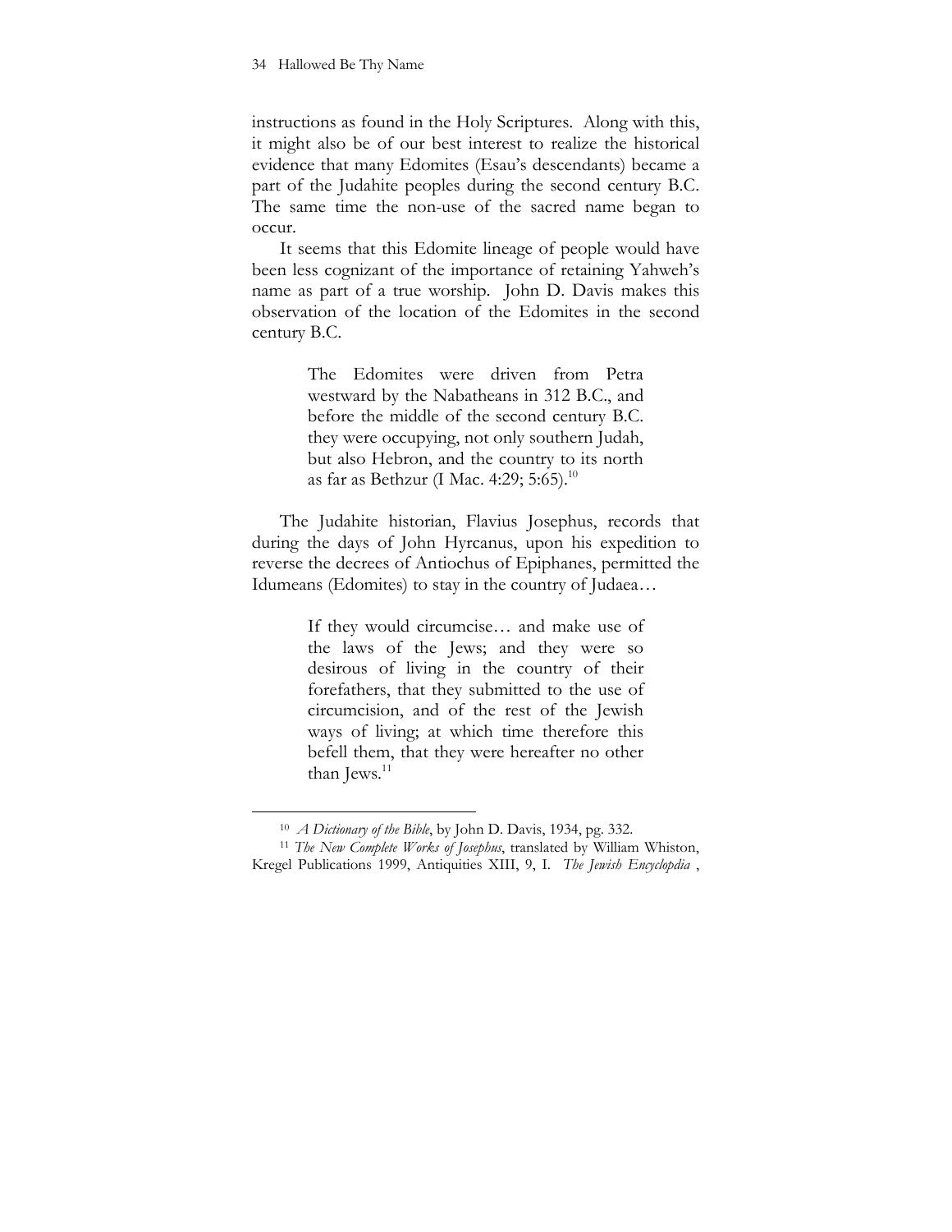instructions as found in the Holy Scriptures. Along with this, it might also be of our best interest to realize the historical evidence that many Edomites (Esau's descendants) became a part of the Judahite peoples during the second century B.C. The same time the non-use of the sacred name began to occur.

It seems that this Edomite lineage of people would have been less cognizant of the importance of retaining Yahweh's name as part of a true worship. John D. Davis makes this observation of the location of the Edomites in the second century B.C.

> The Edomites were driven from Petra westward by the Nabatheans in 312 B.C., and before the middle of the second century B.C. they were occupying, not only southern Judah, but also Hebron, and the country to its north as far as Bethzur (I Mac. 4:29; 5:65).[10]

The Judahite historian, Flavius Josephus, records that during the days of John Hyrcanus, upon his expedition to reverse the decrees of Antiochus of Epiphanes, permitted the Idumeans (Edomites) to stay in the country of Judaea…

> If they would circumcise… and make use of the laws of the Jews; and they were so desirous of living in the country of their forefathers, that they submitted to the use of circumcision, and of the rest of the Jewish ways of living; at which time therefore this befell them, that they were hereafter no other than Jews.[11]

---

[10] *A Dictionary of the Bible*, by John D. Davis, 1934, pg. 332.

[11] *The New Complete Works of Josephus*, translated by William Whiston, Kregel Publications 1999, Antiquities XIII, 9, I. *The Jewish Encyclopdia* ,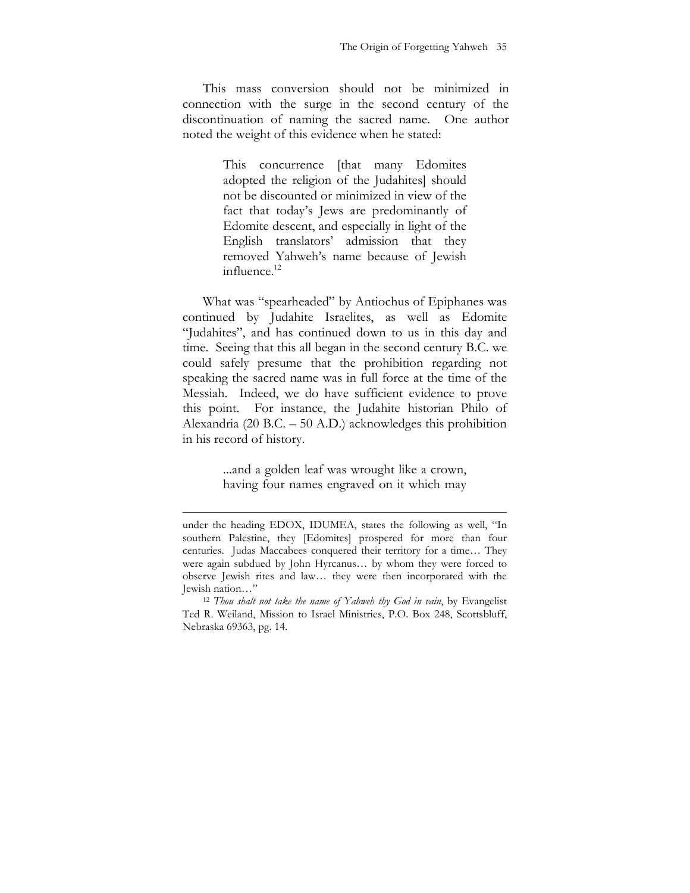This mass conversion should not be minimized in connection with the surge in the second century of the discontinuation of naming the sacred name. One author noted the weight of this evidence when he stated:

> This concurrence [that many Edomites adopted the religion of the Judahites] should not be discounted or minimized in view of the fact that today's Jews are predominantly of Edomite descent, and especially in light of the English translators' admission that they removed Yahweh's name because of Jewish influence.[12]

What was "spearheaded" by Antiochus of Epiphanes was continued by Judahite Israelites, as well as Edomite "Judahites", and has continued down to us in this day and time. Seeing that this all began in the second century B.C. we could safely presume that the prohibition regarding not speaking the sacred name was in full force at the time of the Messiah. Indeed, we do have sufficient evidence to prove this point. For instance, the Judahite historian Philo of Alexandria (20 B.C. – 50 A.D.) acknowledges this prohibition in his record of history.

> ...and a golden leaf was wrought like a crown, having four names engraved on it which may

---

under the heading EDOX, IDUMEA, states the following as well, "In southern Palestine, they [Edomites] prospered for more than four centuries. Judas Maccabees conquered their territory for a time… They were again subdued by John Hyrcanus… by whom they were forced to observe Jewish rites and law… they were then incorporated with the Jewish nation…"

[12] *Thou shalt not take the name of Yahweh thy God in vain*, by Evangelist Ted R. Weiland, Mission to Israel Ministries, P.O. Box 248, Scottsbluff, Nebraska 69363, pg. 14.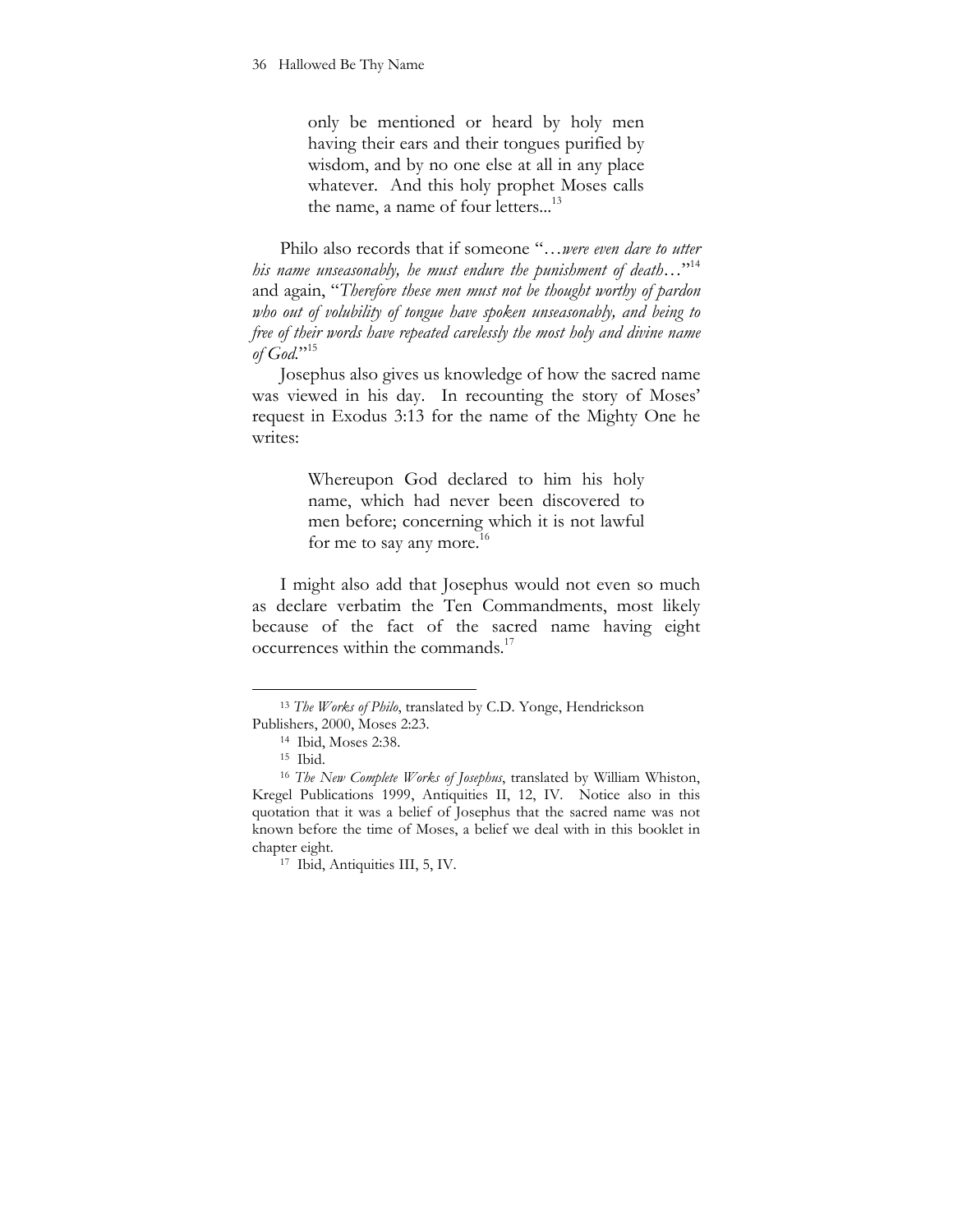> only be mentioned or heard by holy men having their ears and their tongues purified by wisdom, and by no one else at all in any place whatever. And this holy prophet Moses calls the name, a name of four letters...[13]

Philo also records that if someone "*…were even dare to utter his name unseasonably, he must endure the punishment of death…*"[14] and again, "*Therefore these men must not be thought worthy of pardon who out of volubility of tongue have spoken unseasonably, and being to free of their words have repeated carelessly the most holy and divine name of God.*"[15]

Josephus also gives us knowledge of how the sacred name was viewed in his day. In recounting the story of Moses' request in Exodus 3:13 for the name of the Mighty One he writes:

> Whereupon God declared to him his holy name, which had never been discovered to men before; concerning which it is not lawful for me to say any more.[16]

I might also add that Josephus would not even so much as declare verbatim the Ten Commandments, most likely because of the fact of the sacred name having eight occurrences within the commands.[17]

---

[13] *The Works of Philo*, translated by C.D. Yonge, Hendrickson Publishers, 2000, Moses 2:23.

[14] Ibid, Moses 2:38.

[15] Ibid.

[16] *The New Complete Works of Josephus*, translated by William Whiston, Kregel Publications 1999, Antiquities II, 12, IV. Notice also in this quotation that it was a belief of Josephus that the sacred name was not known before the time of Moses, a belief we deal with in this booklet in chapter eight.

[17] Ibid, Antiquities III, 5, IV.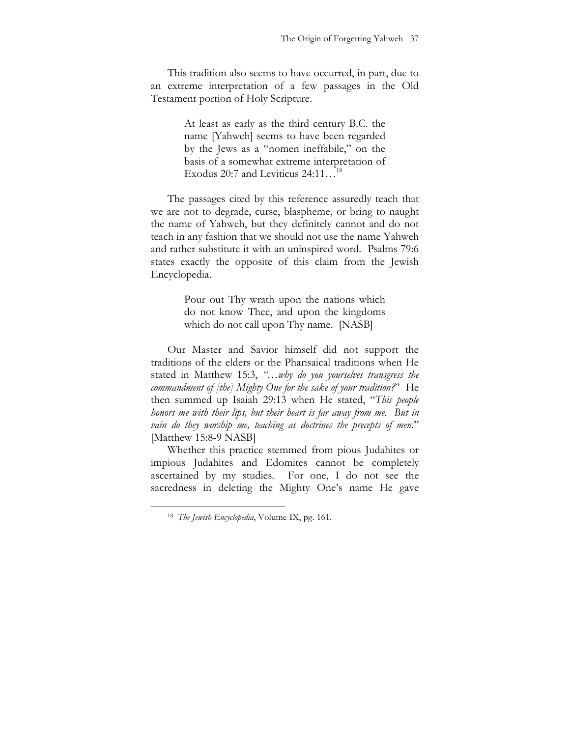This tradition also seems to have occurred, in part, due to an extreme interpretation of a few passages in the Old Testament portion of Holy Scripture.

> At least as early as the third century B.C. the name [Yahweh] seems to have been regarded by the Jews as a "nomen ineffabile," on the basis of a somewhat extreme interpretation of Exodus 20:7 and Leviticus 24:11…[18]

The passages cited by this reference assuredly teach that we are not to degrade, curse, blaspheme, or bring to naught the name of Yahweh, but they definitely cannot and do not teach in any fashion that we should not use the name Yahweh and rather substitute it with an uninspired word. Psalms 79:6 states exactly the opposite of this claim from the Jewish Encyclopedia.

> Pour out Thy wrath upon the nations which do not know Thee, and upon the kingdoms which do not call upon Thy name. [NASB]

Our Master and Savior himself did not support the traditions of the elders or the Pharisaical traditions when He stated in Matthew 15:3, *"…why do you yourselves transgress the commandment of [the] Mighty One for the sake of your tradition?"* He then summed up Isaiah 29:13 when He stated, "*This people honors me with their lips, but their heart is far away from me. But in vain do they worship me, teaching as doctrines the precepts of men.*" [Matthew 15:8-9 NASB]

Whether this practice stemmed from pious Judahites or impious Judahites and Edomites cannot be completely ascertained by my studies. For one, I do not see the sacredness in deleting the Mighty One's name He gave

---

[18] *The Jewish Encyclopedia*, Volume IX, pg. 161.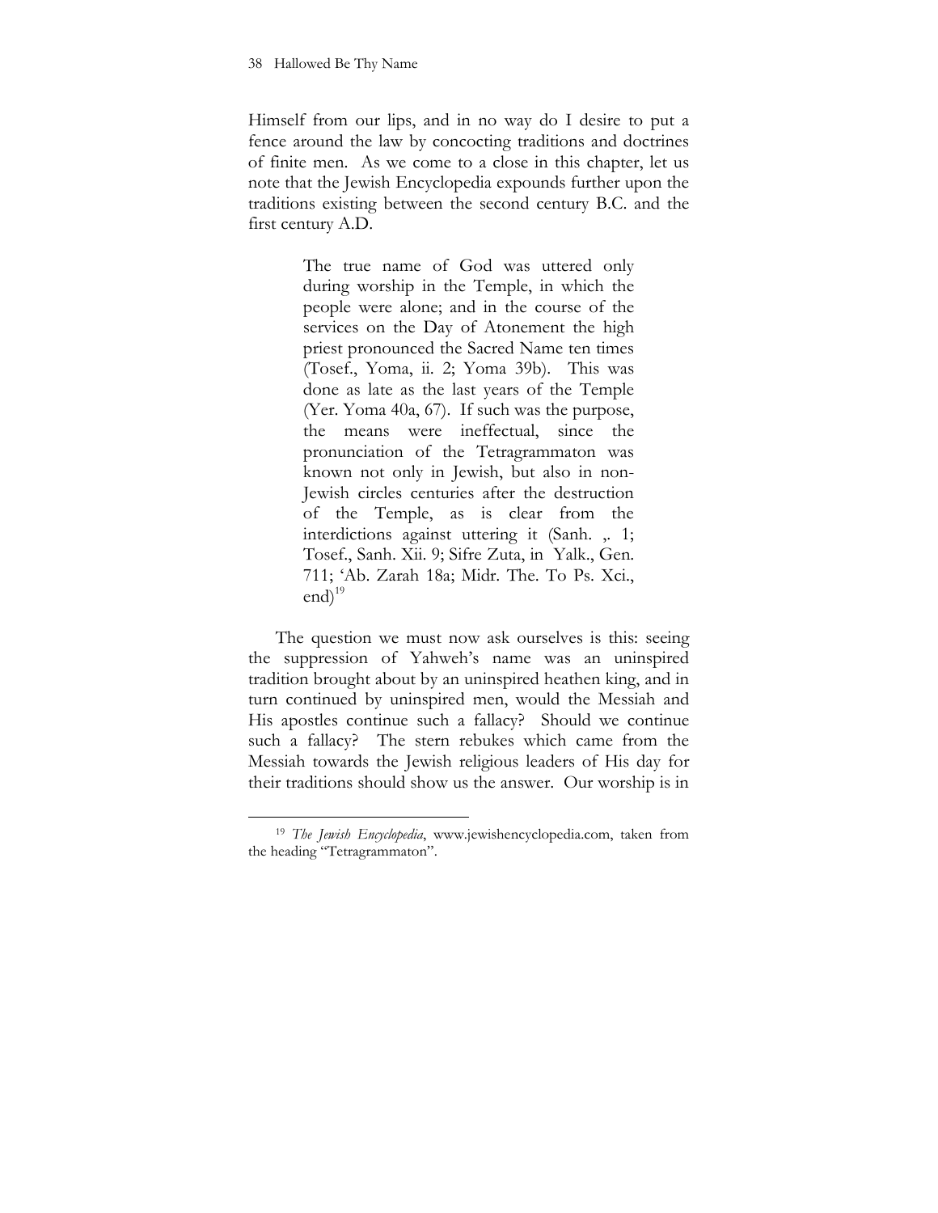Himself from our lips, and in no way do I desire to put a fence around the law by concocting traditions and doctrines of finite men. As we come to a close in this chapter, let us note that the Jewish Encyclopedia expounds further upon the traditions existing between the second century B.C. and the first century A.D.

> The true name of God was uttered only during worship in the Temple, in which the people were alone; and in the course of the services on the Day of Atonement the high priest pronounced the Sacred Name ten times (Tosef., Yoma, ii. 2; Yoma 39b). This was done as late as the last years of the Temple (Yer. Yoma 40a, 67). If such was the purpose, the means were ineffectual, since the pronunciation of the Tetragrammaton was known not only in Jewish, but also in non-Jewish circles centuries after the destruction of the Temple, as is clear from the interdictions against uttering it (Sanh. ,. 1; Tosef., Sanh. Xii. 9; Sifre Zuta, in Yalk., Gen. 711; 'Ab. Zarah 18a; Midr. The. To Ps. Xci., end)[19]

The question we must now ask ourselves is this: seeing the suppression of Yahweh's name was an uninspired tradition brought about by an uninspired heathen king, and in turn continued by uninspired men, would the Messiah and His apostles continue such a fallacy? Should we continue such a fallacy? The stern rebukes which came from the Messiah towards the Jewish religious leaders of His day for their traditions should show us the answer. Our worship is in

---

[19] *The Jewish Encyclopedia*, www.jewishencyclopedia.com, taken from the heading "Tetragrammaton".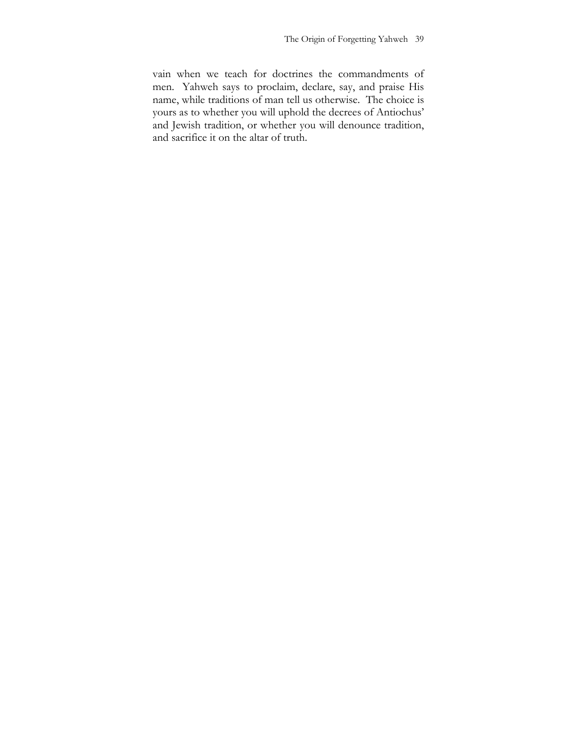vain when we teach for doctrines the commandments of men. Yahweh says to proclaim, declare, say, and praise His name, while traditions of man tell us otherwise. The choice is yours as to whether you will uphold the decrees of Antiochus' and Jewish tradition, or whether you will denounce tradition, and sacrifice it on the altar of truth.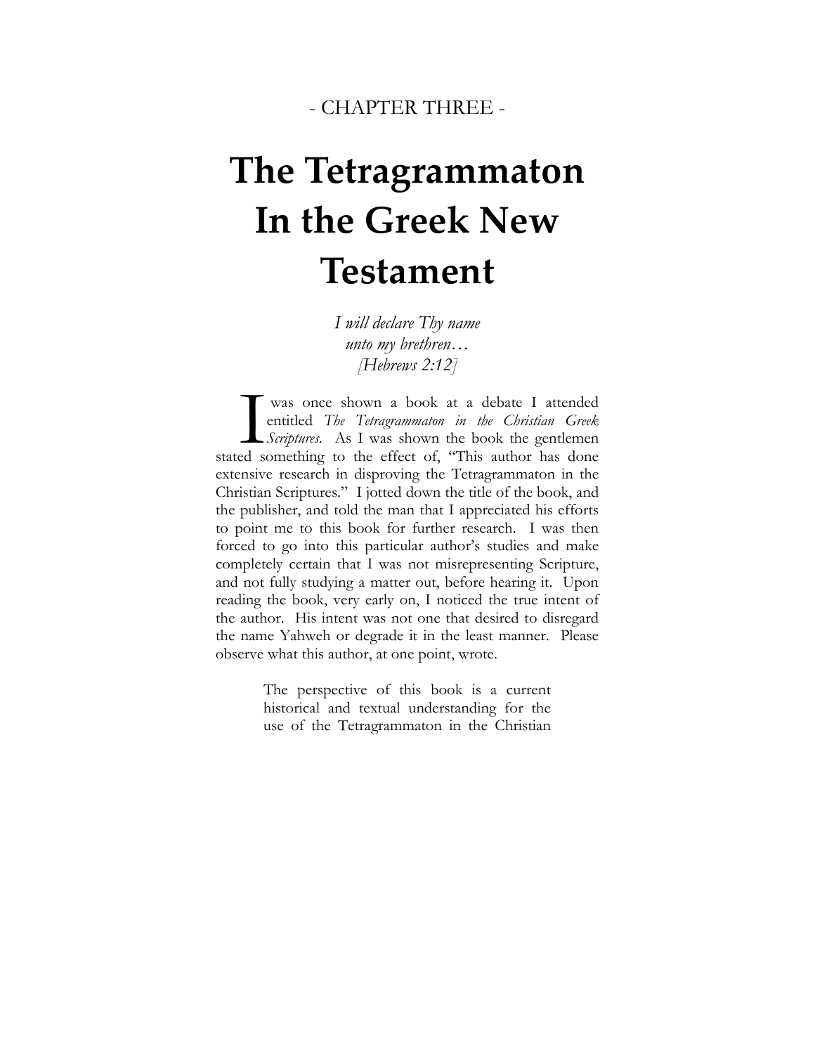- CHAPTER THREE -

# The Tetragrammaton In the Greek New Testament

*I will declare Thy name*
*unto my brethren…*
*[Hebrews 2:12]*

I was once shown a book at a debate I attended entitled *The Tetragrammaton in the Christian Greek Scriptures*. As I was shown the book the gentlemen stated something to the effect of, "This author has done extensive research in disproving the Tetragrammaton in the Christian Scriptures." I jotted down the title of the book, and the publisher, and told the man that I appreciated his efforts to point me to this book for further research. I was then forced to go into this particular author's studies and make completely certain that I was not misrepresenting Scripture, and not fully studying a matter out, before hearing it. Upon reading the book, very early on, I noticed the true intent of the author. His intent was not one that desired to disregard the name Yahweh or degrade it in the least manner. Please observe what this author, at one point, wrote.

> The perspective of this book is a current historical and textual understanding for the use of the Tetragrammaton in the Christian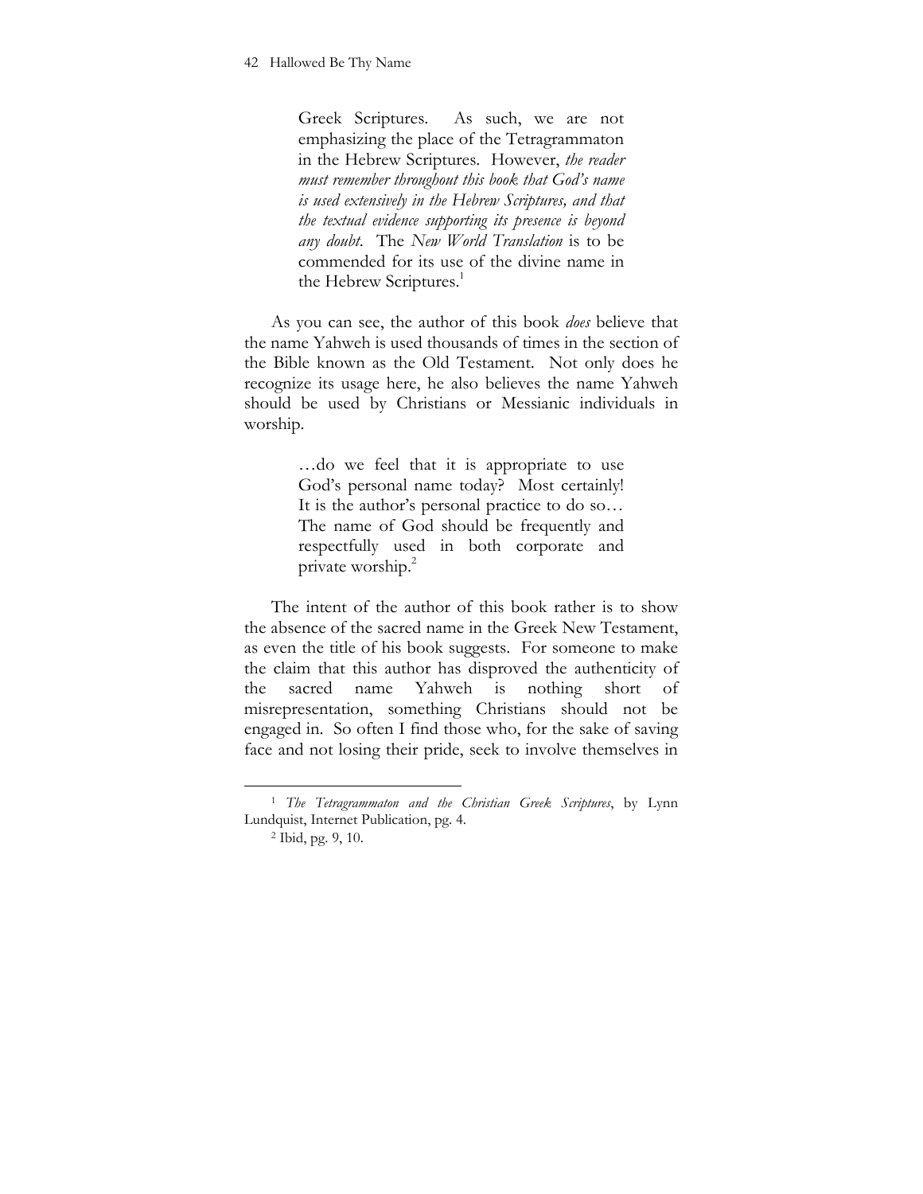> Greek Scriptures. As such, we are not emphasizing the place of the Tetragrammaton in the Hebrew Scriptures. However, *the reader must remember throughout this book that God's name is used extensively in the Hebrew Scriptures, and that the textual evidence supporting its presence is beyond any doubt*. The *New World Translation* is to be commended for its use of the divine name in the Hebrew Scriptures.[1]

As you can see, the author of this book *does* believe that the name Yahweh is used thousands of times in the section of the Bible known as the Old Testament. Not only does he recognize its usage here, he also believes the name Yahweh should be used by Christians or Messianic individuals in worship.

> …do we feel that it is appropriate to use God's personal name today? Most certainly! It is the author's personal practice to do so… The name of God should be frequently and respectfully used in both corporate and private worship.[2]

The intent of the author of this book rather is to show the absence of the sacred name in the Greek New Testament, as even the title of his book suggests. For someone to make the claim that this author has disproved the authenticity of the sacred name Yahweh is nothing short of misrepresentation, something Christians should not be engaged in. So often I find those who, for the sake of saving face and not losing their pride, seek to involve themselves in

---

[1] *The Tetragrammaton and the Christian Greek Scriptures*, by Lynn Lundquist, Internet Publication, pg. 4.

[2] Ibid, pg. 9, 10.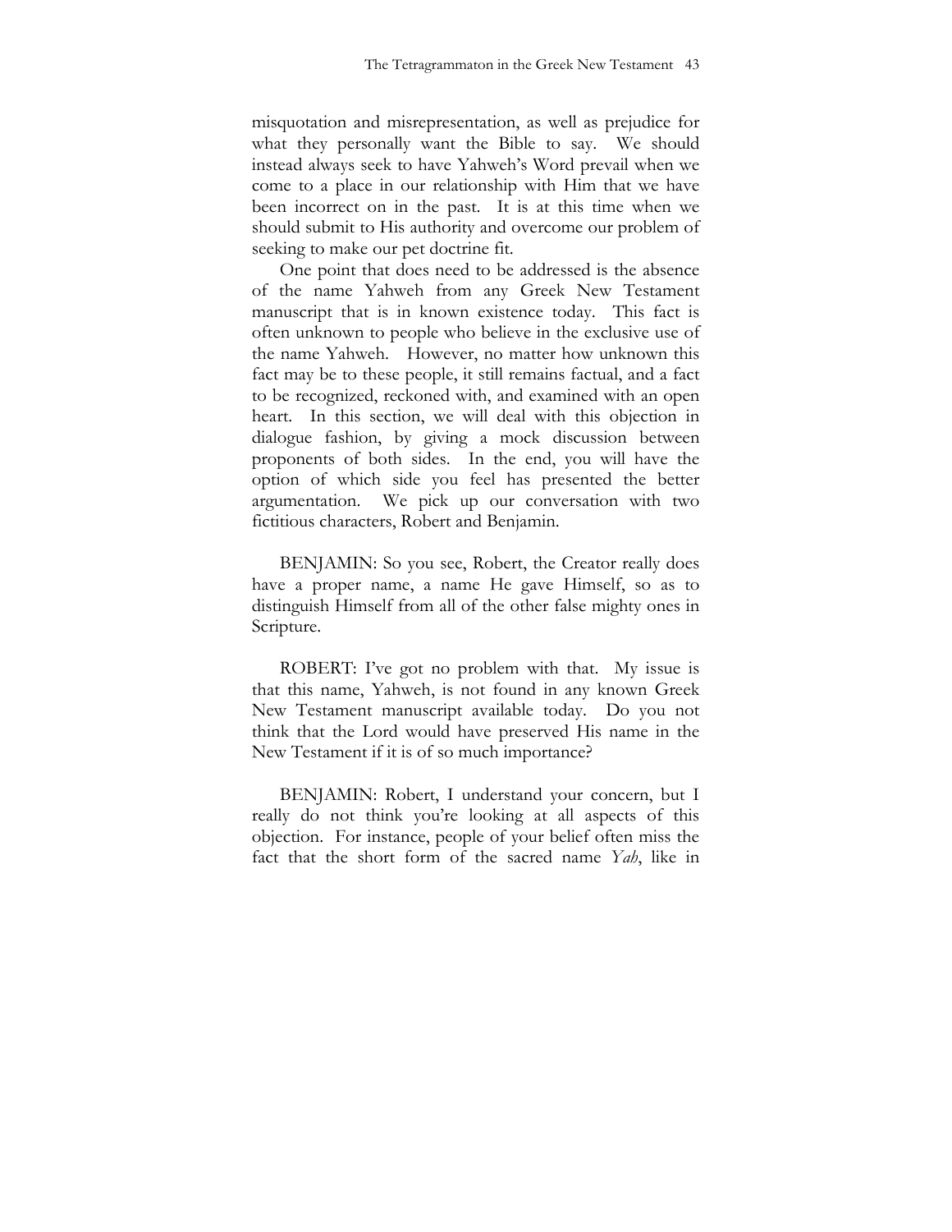misquotation and misrepresentation, as well as prejudice for what they personally want the Bible to say. We should instead always seek to have Yahweh's Word prevail when we come to a place in our relationship with Him that we have been incorrect on in the past. It is at this time when we should submit to His authority and overcome our problem of seeking to make our pet doctrine fit.

One point that does need to be addressed is the absence of the name Yahweh from any Greek New Testament manuscript that is in known existence today. This fact is often unknown to people who believe in the exclusive use of the name Yahweh. However, no matter how unknown this fact may be to these people, it still remains factual, and a fact to be recognized, reckoned with, and examined with an open heart. In this section, we will deal with this objection in dialogue fashion, by giving a mock discussion between proponents of both sides. In the end, you will have the option of which side you feel has presented the better argumentation. We pick up our conversation with two fictitious characters, Robert and Benjamin.

BENJAMIN: So you see, Robert, the Creator really does have a proper name, a name He gave Himself, so as to distinguish Himself from all of the other false mighty ones in Scripture.

ROBERT: I've got no problem with that. My issue is that this name, Yahweh, is not found in any known Greek New Testament manuscript available today. Do you not think that the Lord would have preserved His name in the New Testament if it is of so much importance?

BENJAMIN: Robert, I understand your concern, but I really do not think you're looking at all aspects of this objection. For instance, people of your belief often miss the fact that the short form of the sacred name *Yah*, like in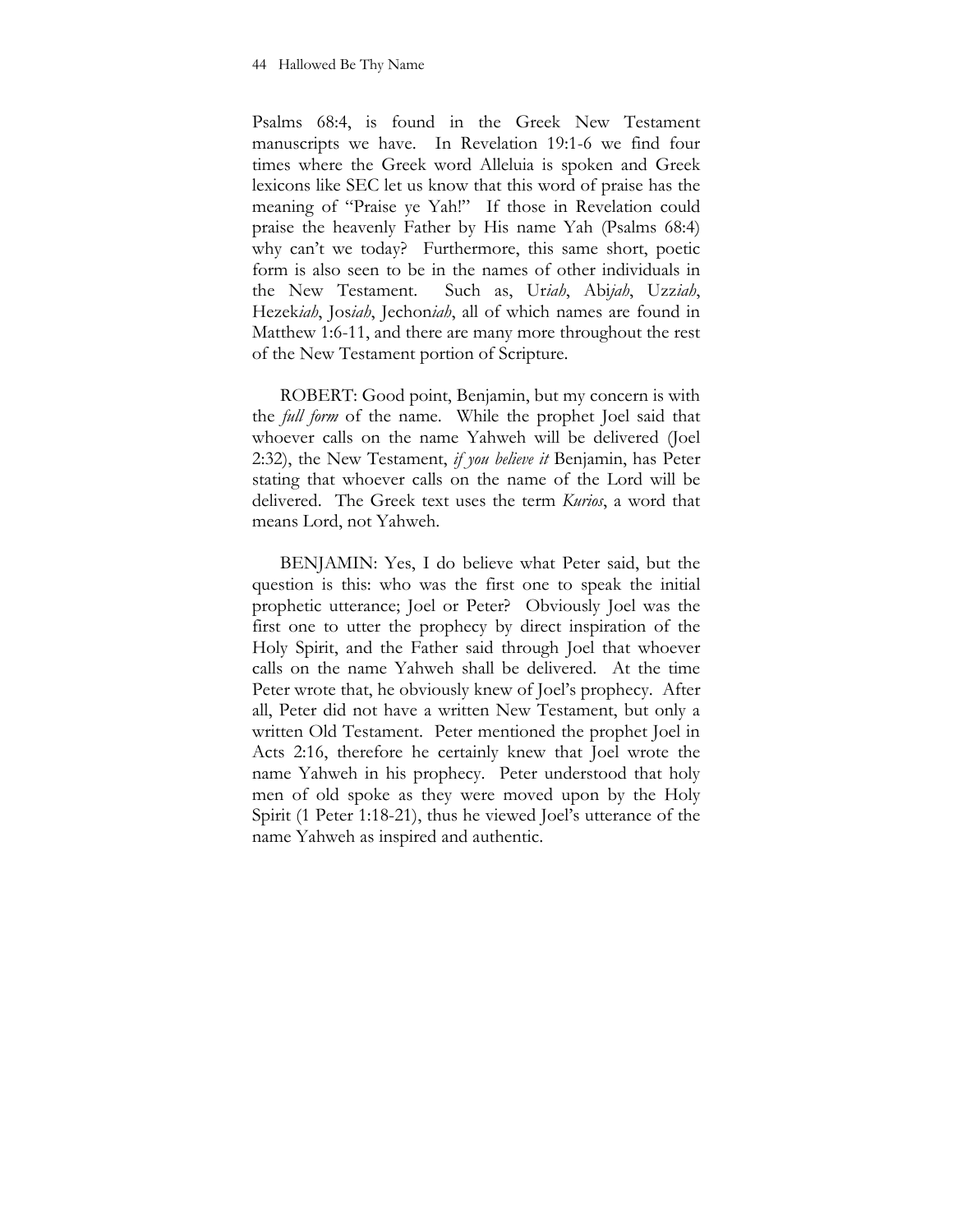Psalms 68:4, is found in the Greek New Testament manuscripts we have. In Revelation 19:1-6 we find four times where the Greek word Alleluia is spoken and Greek lexicons like SEC let us know that this word of praise has the meaning of "Praise ye Yah!" If those in Revelation could praise the heavenly Father by His name Yah (Psalms 68:4) why can't we today? Furthermore, this same short, poetic form is also seen to be in the names of other individuals in the New Testament. Such as, Ur*iah*, Abi*jah*, Uzz*iah*, Hezek*iah*, Jos*iah*, Jechon*iah*, all of which names are found in Matthew 1:6-11, and there are many more throughout the rest of the New Testament portion of Scripture.

ROBERT: Good point, Benjamin, but my concern is with the *full form* of the name. While the prophet Joel said that whoever calls on the name Yahweh will be delivered (Joel 2:32), the New Testament, *if you believe it* Benjamin, has Peter stating that whoever calls on the name of the Lord will be delivered. The Greek text uses the term *Kurios*, a word that means Lord, not Yahweh.

BENJAMIN: Yes, I do believe what Peter said, but the question is this: who was the first one to speak the initial prophetic utterance; Joel or Peter? Obviously Joel was the first one to utter the prophecy by direct inspiration of the Holy Spirit, and the Father said through Joel that whoever calls on the name Yahweh shall be delivered. At the time Peter wrote that, he obviously knew of Joel's prophecy. After all, Peter did not have a written New Testament, but only a written Old Testament. Peter mentioned the prophet Joel in Acts 2:16, therefore he certainly knew that Joel wrote the name Yahweh in his prophecy. Peter understood that holy men of old spoke as they were moved upon by the Holy Spirit (1 Peter 1:18-21), thus he viewed Joel's utterance of the name Yahweh as inspired and authentic.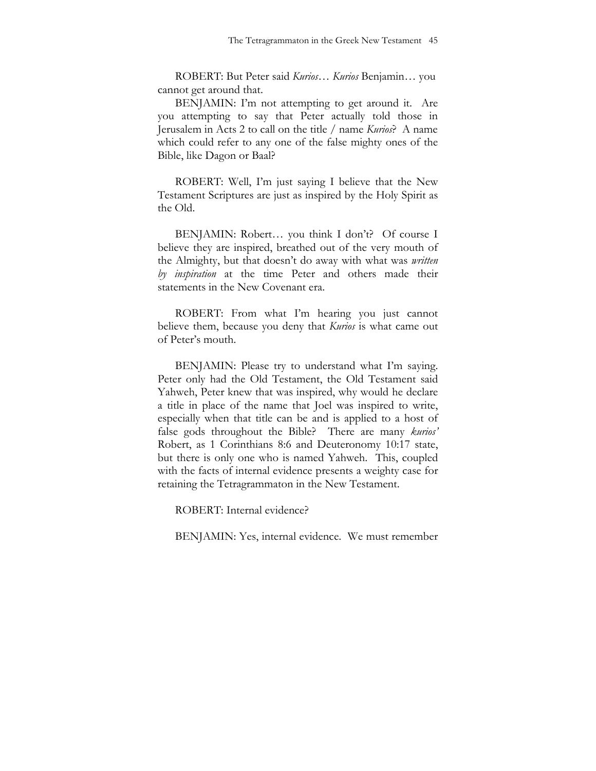ROBERT: But Peter said *Kurios*… *Kurios* Benjamin… you cannot get around that.

BENJAMIN: I'm not attempting to get around it. Are you attempting to say that Peter actually told those in Jerusalem in Acts 2 to call on the title / name *Kurios*? A name which could refer to any one of the false mighty ones of the Bible, like Dagon or Baal?

ROBERT: Well, I'm just saying I believe that the New Testament Scriptures are just as inspired by the Holy Spirit as the Old.

BENJAMIN: Robert… you think I don't? Of course I believe they are inspired, breathed out of the very mouth of the Almighty, but that doesn't do away with what was *written by inspiration* at the time Peter and others made their statements in the New Covenant era.

ROBERT: From what I'm hearing you just cannot believe them, because you deny that *Kurios* is what came out of Peter's mouth.

BENJAMIN: Please try to understand what I'm saying. Peter only had the Old Testament, the Old Testament said Yahweh, Peter knew that was inspired, why would he declare a title in place of the name that Joel was inspired to write, especially when that title can be and is applied to a host of false gods throughout the Bible? There are many *kurios'* Robert, as 1 Corinthians 8:6 and Deuteronomy 10:17 state, but there is only one who is named Yahweh. This, coupled with the facts of internal evidence presents a weighty case for retaining the Tetragrammaton in the New Testament.

ROBERT: Internal evidence?

BENJAMIN: Yes, internal evidence. We must remember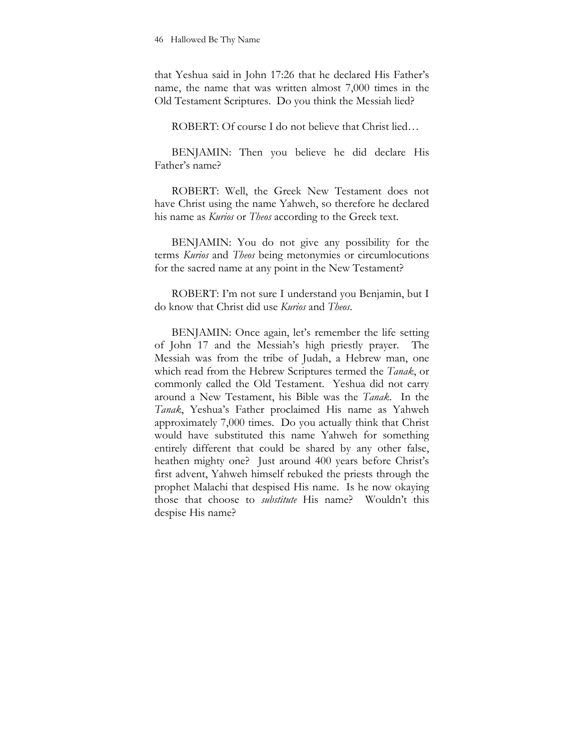that Yeshua said in John 17:26 that he declared His Father's name, the name that was written almost 7,000 times in the Old Testament Scriptures. Do you think the Messiah lied?

ROBERT: Of course I do not believe that Christ lied…

BENJAMIN: Then you believe he did declare His Father's name?

ROBERT: Well, the Greek New Testament does not have Christ using the name Yahweh, so therefore he declared his name as *Kurios* or *Theos* according to the Greek text.

BENJAMIN: You do not give any possibility for the terms *Kurios* and *Theos* being metonymies or circumlocutions for the sacred name at any point in the New Testament?

ROBERT: I'm not sure I understand you Benjamin, but I do know that Christ did use *Kurios* and *Theos*.

BENJAMIN: Once again, let's remember the life setting of John 17 and the Messiah's high priestly prayer. The Messiah was from the tribe of Judah, a Hebrew man, one which read from the Hebrew Scriptures termed the *Tanak*, or commonly called the Old Testament. Yeshua did not carry around a New Testament, his Bible was the *Tanak*. In the *Tanak*, Yeshua's Father proclaimed His name as Yahweh approximately 7,000 times. Do you actually think that Christ would have substituted this name Yahweh for something entirely different that could be shared by any other false, heathen mighty one? Just around 400 years before Christ's first advent, Yahweh himself rebuked the priests through the prophet Malachi that despised His name. Is he now okaying those that choose to *substitute* His name? Wouldn't this despise His name?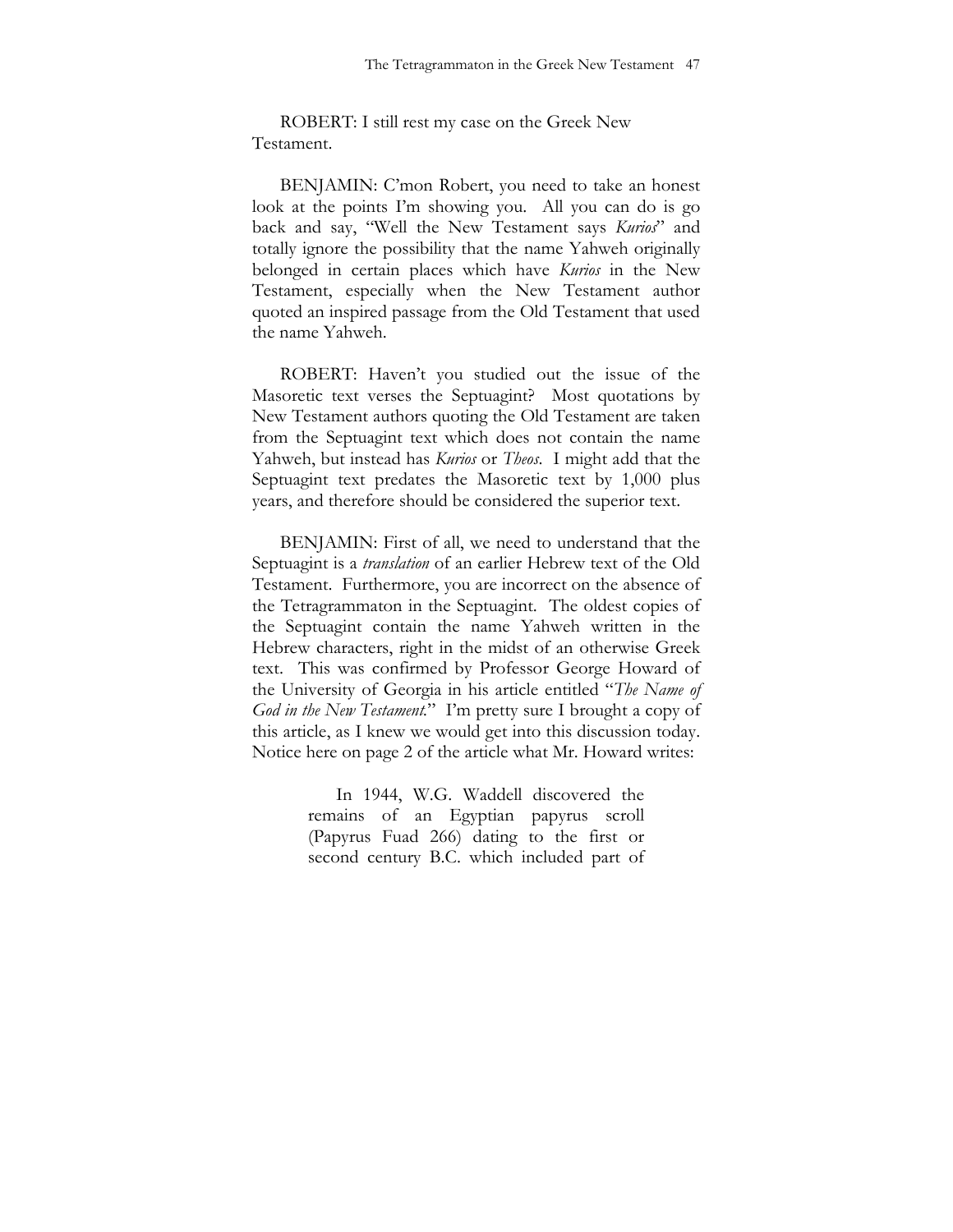ROBERT: I still rest my case on the Greek New Testament.

BENJAMIN: C'mon Robert, you need to take an honest look at the points I'm showing you. All you can do is go back and say, "Well the New Testament says *Kurios*" and totally ignore the possibility that the name Yahweh originally belonged in certain places which have *Kurios* in the New Testament, especially when the New Testament author quoted an inspired passage from the Old Testament that used the name Yahweh.

ROBERT: Haven't you studied out the issue of the Masoretic text verses the Septuagint? Most quotations by New Testament authors quoting the Old Testament are taken from the Septuagint text which does not contain the name Yahweh, but instead has *Kurios* or *Theos*. I might add that the Septuagint text predates the Masoretic text by 1,000 plus years, and therefore should be considered the superior text.

BENJAMIN: First of all, we need to understand that the Septuagint is a *translation* of an earlier Hebrew text of the Old Testament. Furthermore, you are incorrect on the absence of the Tetragrammaton in the Septuagint. The oldest copies of the Septuagint contain the name Yahweh written in the Hebrew characters, right in the midst of an otherwise Greek text. This was confirmed by Professor George Howard of the University of Georgia in his article entitled "*The Name of God in the New Testament.*" I'm pretty sure I brought a copy of this article, as I knew we would get into this discussion today. Notice here on page 2 of the article what Mr. Howard writes:

> In 1944, W.G. Waddell discovered the remains of an Egyptian papyrus scroll (Papyrus Fuad 266) dating to the first or second century B.C. which included part of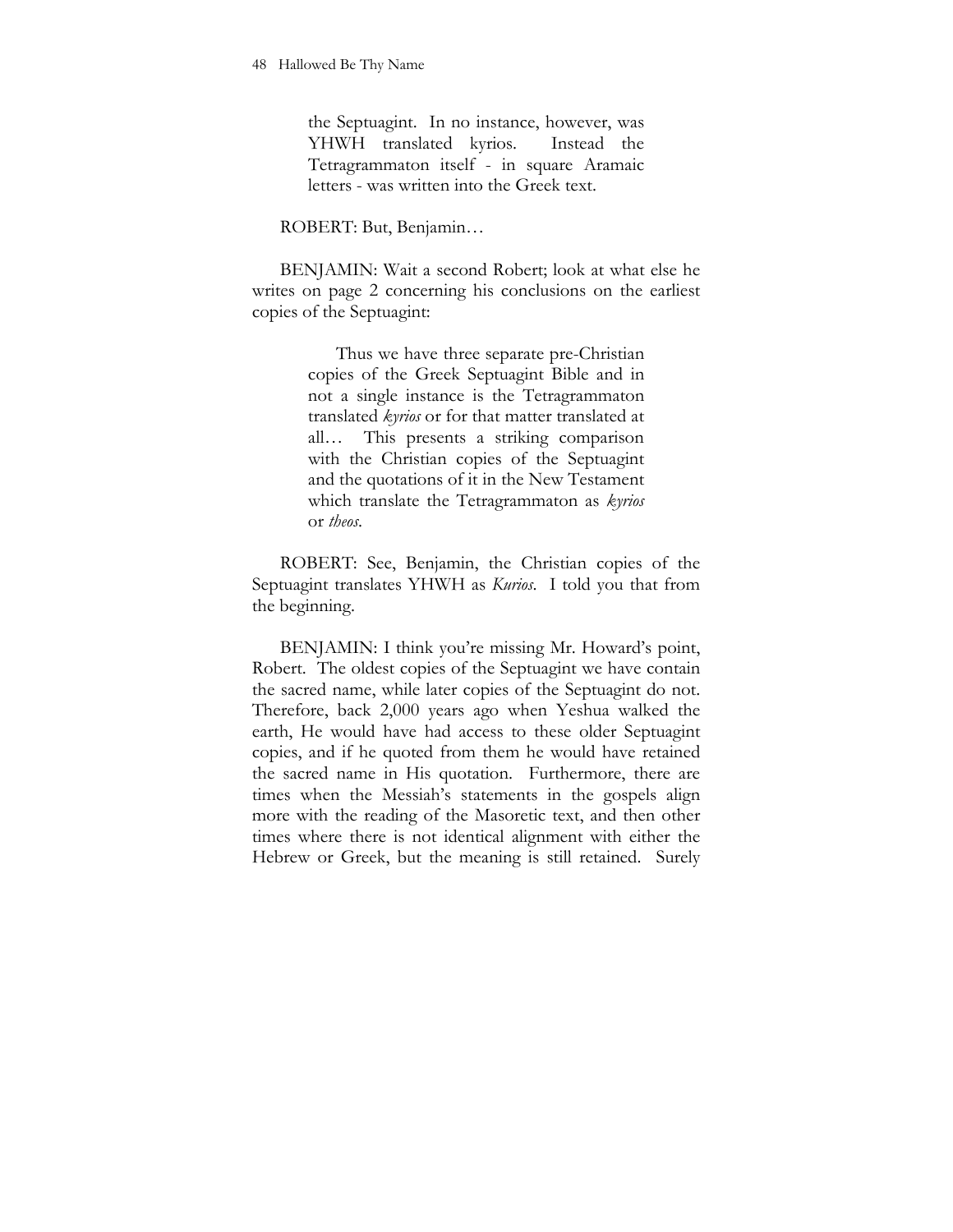> the Septuagint. In no instance, however, was YHWH translated kyrios. Instead the Tetragrammaton itself - in square Aramaic letters - was written into the Greek text.

ROBERT: But, Benjamin…

BENJAMIN: Wait a second Robert; look at what else he writes on page 2 concerning his conclusions on the earliest copies of the Septuagint:

> Thus we have three separate pre-Christian copies of the Greek Septuagint Bible and in not a single instance is the Tetragrammaton translated *kyrios* or for that matter translated at all… This presents a striking comparison with the Christian copies of the Septuagint and the quotations of it in the New Testament which translate the Tetragrammaton as *kyrios* or *theos*.

ROBERT: See, Benjamin, the Christian copies of the Septuagint translates YHWH as *Kurios*. I told you that from the beginning.

BENJAMIN: I think you're missing Mr. Howard's point, Robert. The oldest copies of the Septuagint we have contain the sacred name, while later copies of the Septuagint do not. Therefore, back 2,000 years ago when Yeshua walked the earth, He would have had access to these older Septuagint copies, and if he quoted from them he would have retained the sacred name in His quotation. Furthermore, there are times when the Messiah's statements in the gospels align more with the reading of the Masoretic text, and then other times where there is not identical alignment with either the Hebrew or Greek, but the meaning is still retained. Surely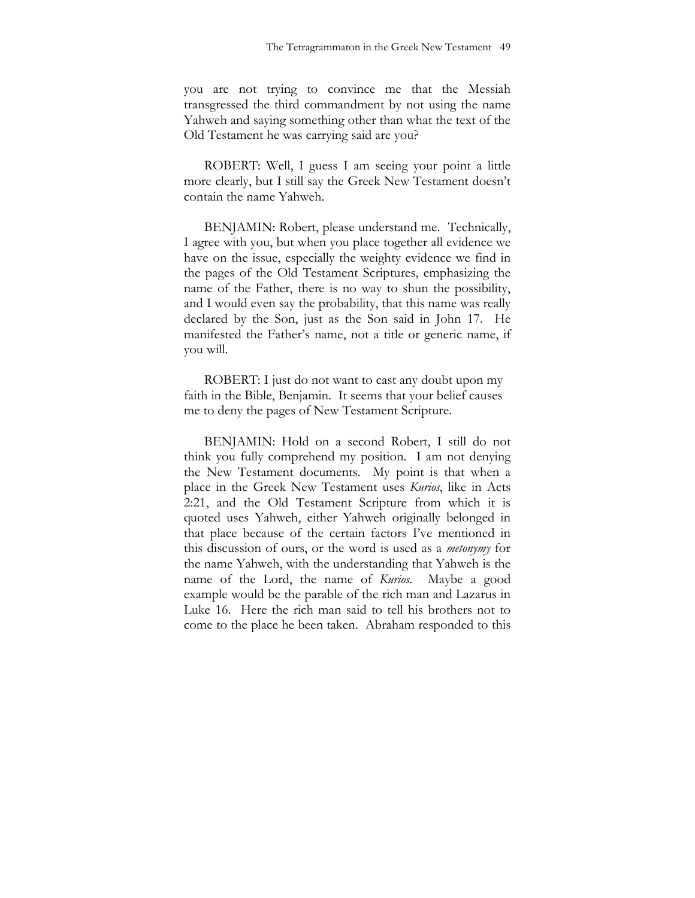you are not trying to convince me that the Messiah transgressed the third commandment by not using the name Yahweh and saying something other than what the text of the Old Testament he was carrying said are you?

ROBERT: Well, I guess I am seeing your point a little more clearly, but I still say the Greek New Testament doesn't contain the name Yahweh.

BENJAMIN: Robert, please understand me. Technically, I agree with you, but when you place together all evidence we have on the issue, especially the weighty evidence we find in the pages of the Old Testament Scriptures, emphasizing the name of the Father, there is no way to shun the possibility, and I would even say the probability, that this name was really declared by the Son, just as the Son said in John 17. He manifested the Father's name, not a title or generic name, if you will.

ROBERT: I just do not want to cast any doubt upon my faith in the Bible, Benjamin. It seems that your belief causes me to deny the pages of New Testament Scripture.

BENJAMIN: Hold on a second Robert, I still do not think you fully comprehend my position. I am not denying the New Testament documents. My point is that when a place in the Greek New Testament uses *Kurios*, like in Acts 2:21, and the Old Testament Scripture from which it is quoted uses Yahweh, either Yahweh originally belonged in that place because of the certain factors I've mentioned in this discussion of ours, or the word is used as a *metonymy* for the name Yahweh, with the understanding that Yahweh is the name of the Lord, the name of *Kurios*. Maybe a good example would be the parable of the rich man and Lazarus in Luke 16. Here the rich man said to tell his brothers not to come to the place he been taken. Abraham responded to this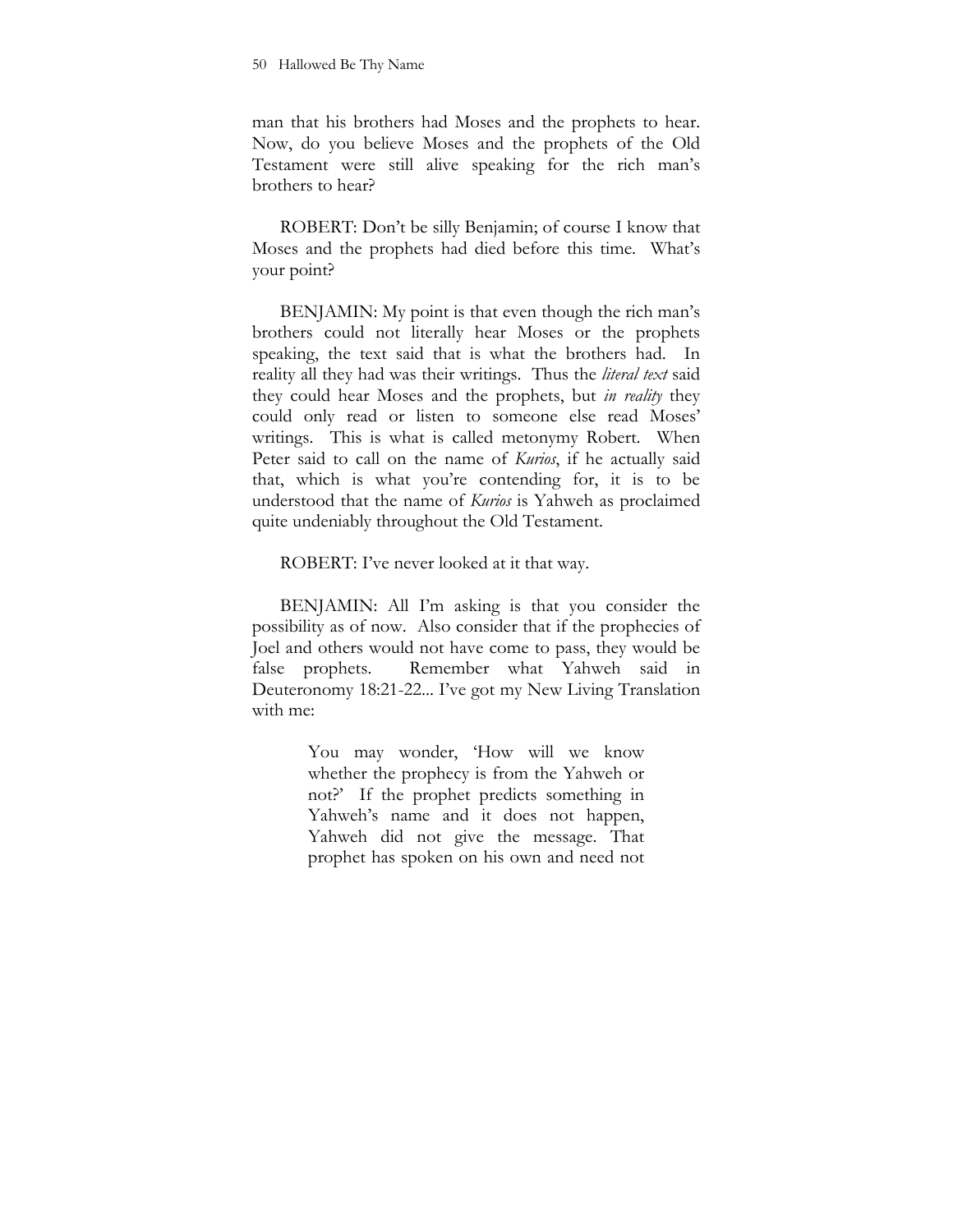man that his brothers had Moses and the prophets to hear. Now, do you believe Moses and the prophets of the Old Testament were still alive speaking for the rich man's brothers to hear?

ROBERT: Don't be silly Benjamin; of course I know that Moses and the prophets had died before this time. What's your point?

BENJAMIN: My point is that even though the rich man's brothers could not literally hear Moses or the prophets speaking, the text said that is what the brothers had. In reality all they had was their writings. Thus the *literal text* said they could hear Moses and the prophets, but *in reality* they could only read or listen to someone else read Moses' writings. This is what is called metonymy Robert. When Peter said to call on the name of *Kurios*, if he actually said that, which is what you're contending for, it is to be understood that the name of *Kurios* is Yahweh as proclaimed quite undeniably throughout the Old Testament.

ROBERT: I've never looked at it that way.

BENJAMIN: All I'm asking is that you consider the possibility as of now. Also consider that if the prophecies of Joel and others would not have come to pass, they would be false prophets. Remember what Yahweh said in Deuteronomy 18:21-22... I've got my New Living Translation with me:

> You may wonder, 'How will we know whether the prophecy is from the Yahweh or not?' If the prophet predicts something in Yahweh's name and it does not happen, Yahweh did not give the message. That prophet has spoken on his own and need not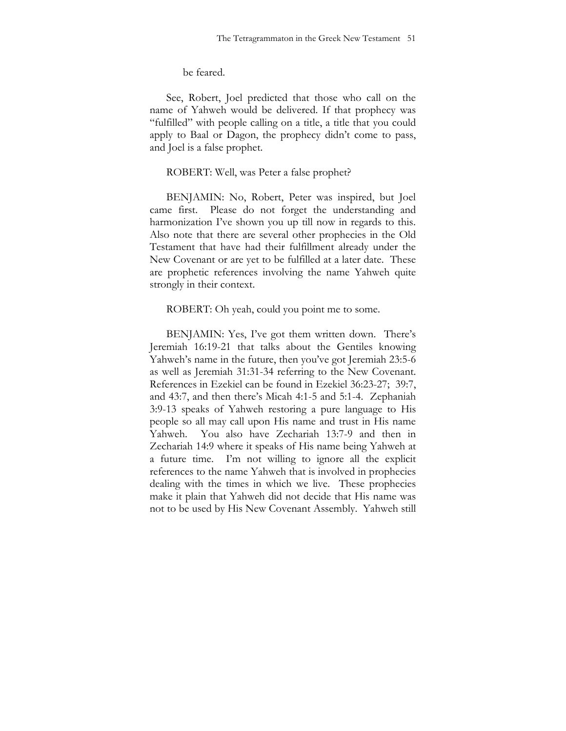be feared.

See, Robert, Joel predicted that those who call on the name of Yahweh would be delivered. If that prophecy was "fulfilled" with people calling on a title, a title that you could apply to Baal or Dagon, the prophecy didn't come to pass, and Joel is a false prophet.

ROBERT: Well, was Peter a false prophet?

BENJAMIN: No, Robert, Peter was inspired, but Joel came first. Please do not forget the understanding and harmonization I've shown you up till now in regards to this. Also note that there are several other prophecies in the Old Testament that have had their fulfillment already under the New Covenant or are yet to be fulfilled at a later date. These are prophetic references involving the name Yahweh quite strongly in their context.

ROBERT: Oh yeah, could you point me to some.

BENJAMIN: Yes, I've got them written down. There's Jeremiah 16:19-21 that talks about the Gentiles knowing Yahweh's name in the future, then you've got Jeremiah 23:5-6 as well as Jeremiah 31:31-34 referring to the New Covenant. References in Ezekiel can be found in Ezekiel 36:23-27; 39:7, and 43:7, and then there's Micah 4:1-5 and 5:1-4. Zephaniah 3:9-13 speaks of Yahweh restoring a pure language to His people so all may call upon His name and trust in His name Yahweh. You also have Zechariah 13:7-9 and then in Zechariah 14:9 where it speaks of His name being Yahweh at a future time. I'm not willing to ignore all the explicit references to the name Yahweh that is involved in prophecies dealing with the times in which we live. These prophecies make it plain that Yahweh did not decide that His name was not to be used by His New Covenant Assembly. Yahweh still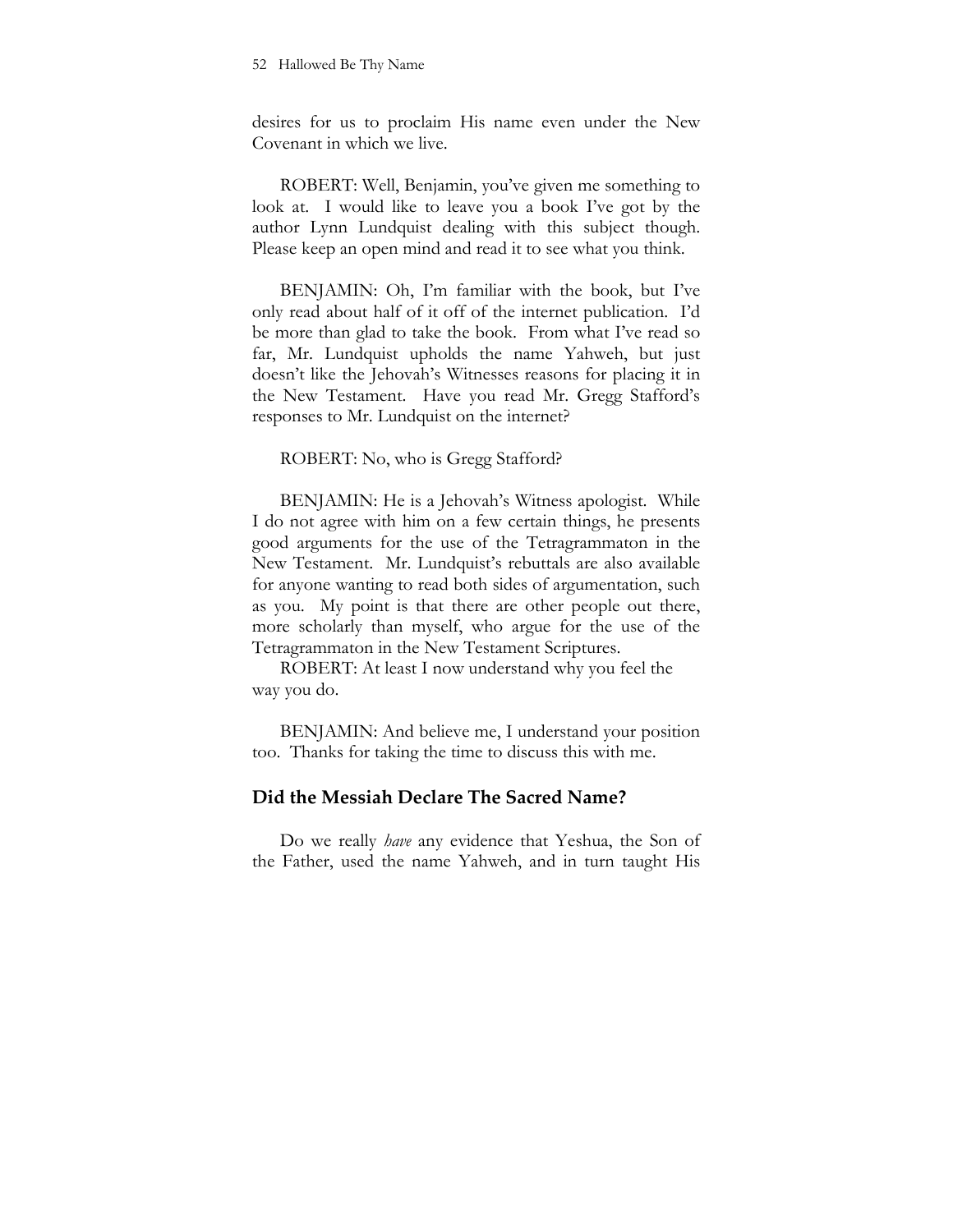desires for us to proclaim His name even under the New Covenant in which we live.

ROBERT: Well, Benjamin, you've given me something to look at. I would like to leave you a book I've got by the author Lynn Lundquist dealing with this subject though. Please keep an open mind and read it to see what you think.

BENJAMIN: Oh, I'm familiar with the book, but I've only read about half of it off of the internet publication. I'd be more than glad to take the book. From what I've read so far, Mr. Lundquist upholds the name Yahweh, but just doesn't like the Jehovah's Witnesses reasons for placing it in the New Testament. Have you read Mr. Gregg Stafford's responses to Mr. Lundquist on the internet?

ROBERT: No, who is Gregg Stafford?

BENJAMIN: He is a Jehovah's Witness apologist. While I do not agree with him on a few certain things, he presents good arguments for the use of the Tetragrammaton in the New Testament. Mr. Lundquist's rebuttals are also available for anyone wanting to read both sides of argumentation, such as you. My point is that there are other people out there, more scholarly than myself, who argue for the use of the Tetragrammaton in the New Testament Scriptures.

ROBERT: At least I now understand why you feel the way you do.

BENJAMIN: And believe me, I understand your position too. Thanks for taking the time to discuss this with me.

## Did the Messiah Declare The Sacred Name?

Do we really *have* any evidence that Yeshua, the Son of the Father, used the name Yahweh, and in turn taught His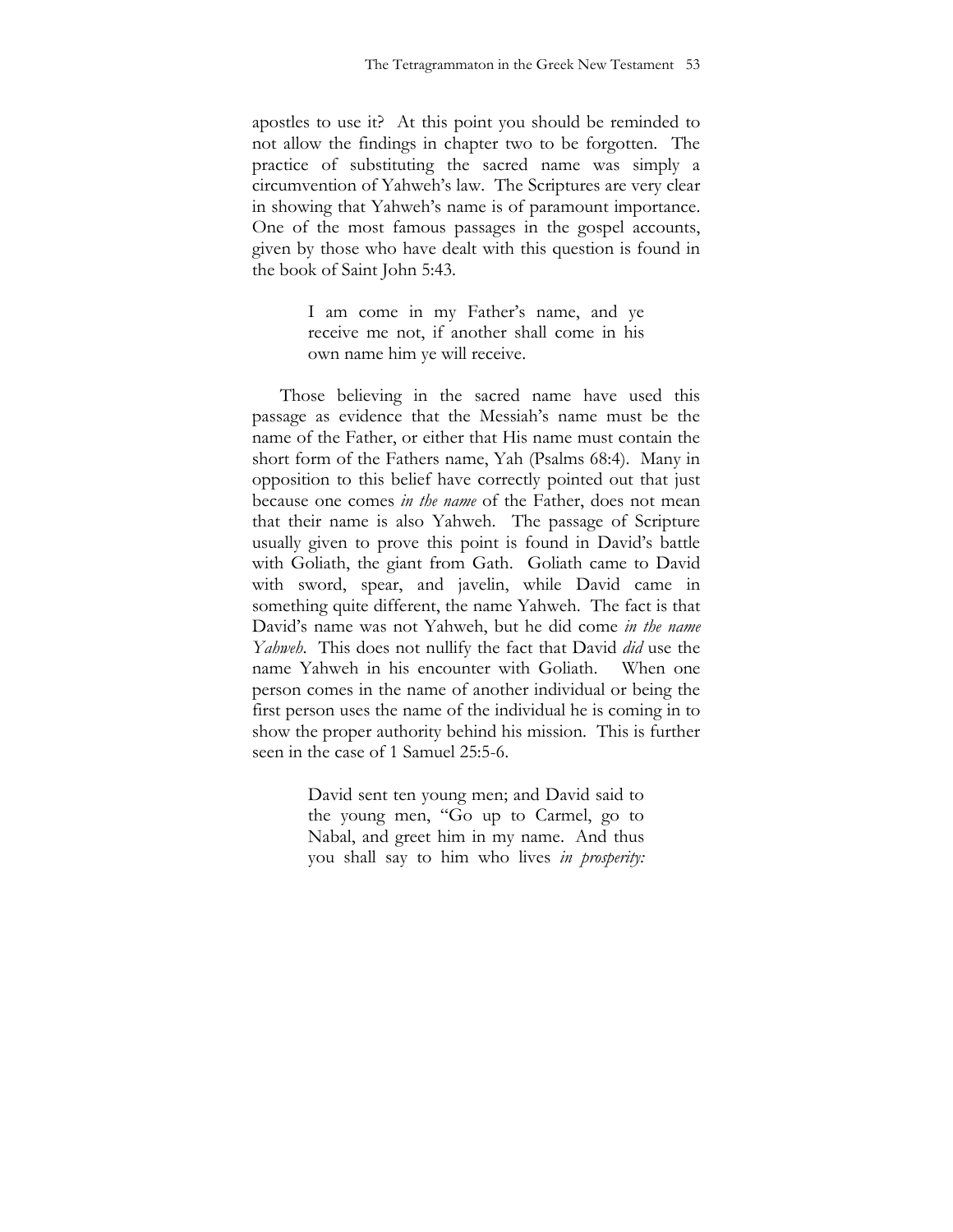apostles to use it? At this point you should be reminded to not allow the findings in chapter two to be forgotten. The practice of substituting the sacred name was simply a circumvention of Yahweh's law. The Scriptures are very clear in showing that Yahweh's name is of paramount importance. One of the most famous passages in the gospel accounts, given by those who have dealt with this question is found in the book of Saint John 5:43.

> I am come in my Father's name, and ye receive me not, if another shall come in his own name him ye will receive.

Those believing in the sacred name have used this passage as evidence that the Messiah's name must be the name of the Father, or either that His name must contain the short form of the Fathers name, Yah (Psalms 68:4). Many in opposition to this belief have correctly pointed out that just because one comes *in the name* of the Father, does not mean that their name is also Yahweh. The passage of Scripture usually given to prove this point is found in David's battle with Goliath, the giant from Gath. Goliath came to David with sword, spear, and javelin, while David came in something quite different, the name Yahweh. The fact is that David's name was not Yahweh, but he did come *in the name Yahweh*. This does not nullify the fact that David *did* use the name Yahweh in his encounter with Goliath. When one person comes in the name of another individual or being the first person uses the name of the individual he is coming in to show the proper authority behind his mission. This is further seen in the case of 1 Samuel 25:5-6.

> David sent ten young men; and David said to the young men, "Go up to Carmel, go to Nabal, and greet him in my name. And thus you shall say to him who lives *in prosperity:*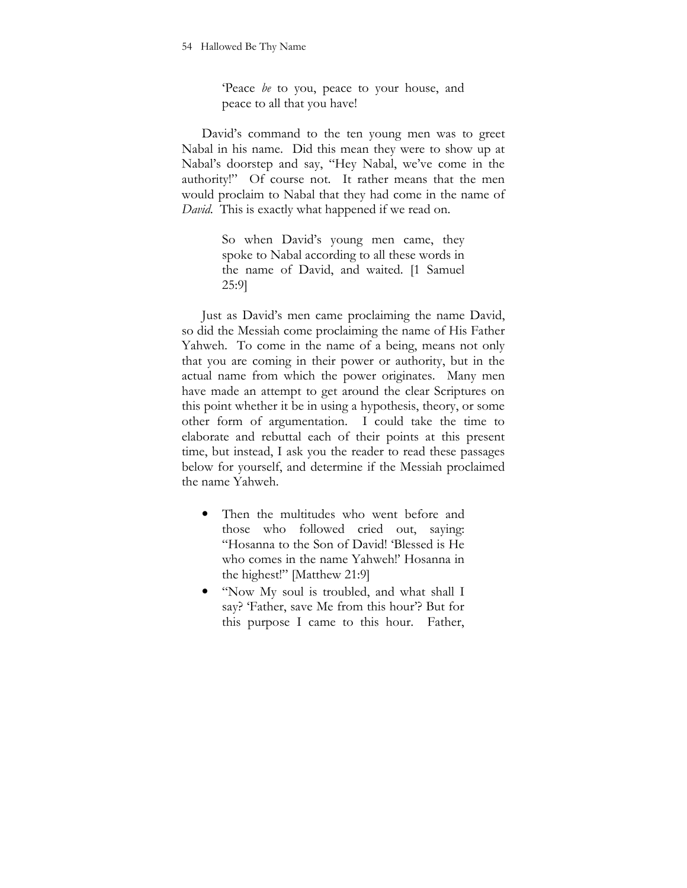> 'Peace *be* to you, peace to your house, and peace to all that you have!

David's command to the ten young men was to greet Nabal in his name. Did this mean they were to show up at Nabal's doorstep and say, "Hey Nabal, we've come in the authority!" Of course not. It rather means that the men would proclaim to Nabal that they had come in the name of *David*. This is exactly what happened if we read on.

> So when David's young men came, they spoke to Nabal according to all these words in the name of David, and waited. [1 Samuel 25:9]

Just as David's men came proclaiming the name David, so did the Messiah come proclaiming the name of His Father Yahweh. To come in the name of a being, means not only that you are coming in their power or authority, but in the actual name from which the power originates. Many men have made an attempt to get around the clear Scriptures on this point whether it be in using a hypothesis, theory, or some other form of argumentation. I could take the time to elaborate and rebuttal each of their points at this present time, but instead, I ask you the reader to read these passages below for yourself, and determine if the Messiah proclaimed the name Yahweh.

- Then the multitudes who went before and those who followed cried out, saying: "Hosanna to the Son of David! 'Blessed is He who comes in the name Yahweh!' Hosanna in the highest!" [Matthew 21:9]
- "Now My soul is troubled, and what shall I say? 'Father, save Me from this hour'? But for this purpose I came to this hour. Father,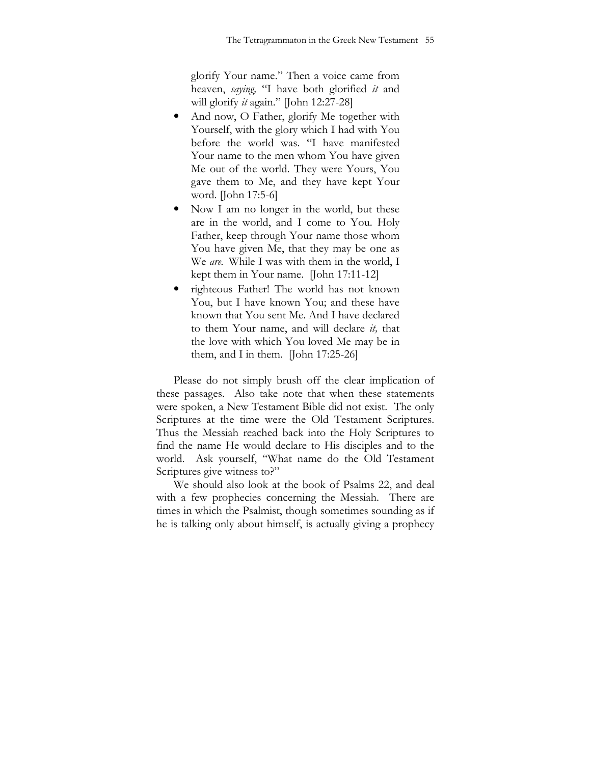glorify Your name." Then a voice came from heaven, *saying,* "I have both glorified *it* and will glorify *it* again." [John 12:27-28]

- And now, O Father, glorify Me together with Yourself, with the glory which I had with You before the world was. "I have manifested Your name to the men whom You have given Me out of the world. They were Yours, You gave them to Me, and they have kept Your word. [John 17:5-6]
- Now I am no longer in the world, but these are in the world, and I come to You. Holy Father, keep through Your name those whom You have given Me, that they may be one as We *are*. While I was with them in the world, I kept them in Your name. [John 17:11-12]
- righteous Father! The world has not known You, but I have known You; and these have known that You sent Me. And I have declared to them Your name, and will declare *it,* that the love with which You loved Me may be in them, and I in them. [John 17:25-26]

Please do not simply brush off the clear implication of these passages. Also take note that when these statements were spoken, a New Testament Bible did not exist. The only Scriptures at the time were the Old Testament Scriptures. Thus the Messiah reached back into the Holy Scriptures to find the name He would declare to His disciples and to the world. Ask yourself, "What name do the Old Testament Scriptures give witness to?"

We should also look at the book of Psalms 22, and deal with a few prophecies concerning the Messiah. There are times in which the Psalmist, though sometimes sounding as if he is talking only about himself, is actually giving a prophecy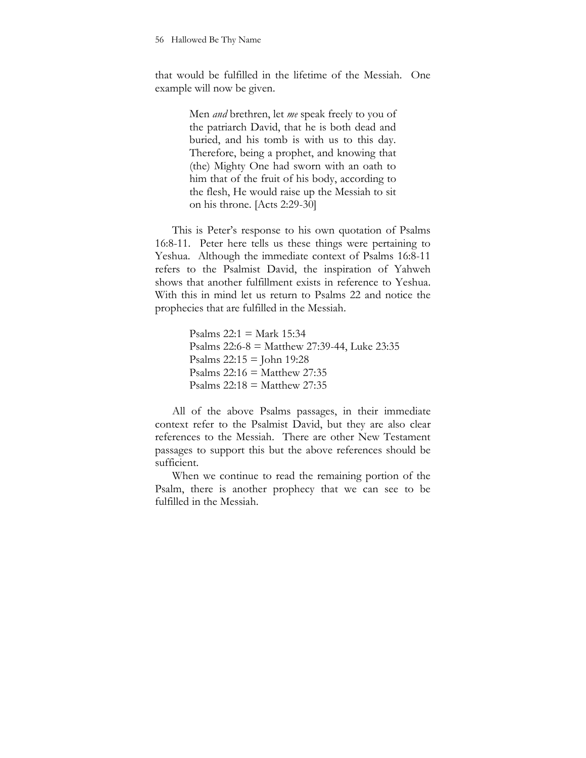that would be fulfilled in the lifetime of the Messiah. One example will now be given.

> Men *and* brethren, let *me* speak freely to you of the patriarch David, that he is both dead and buried, and his tomb is with us to this day. Therefore, being a prophet, and knowing that (the) Mighty One had sworn with an oath to him that of the fruit of his body, according to the flesh, He would raise up the Messiah to sit on his throne. [Acts 2:29-30]

This is Peter's response to his own quotation of Psalms 16:8-11. Peter here tells us these things were pertaining to Yeshua. Although the immediate context of Psalms 16:8-11 refers to the Psalmist David, the inspiration of Yahweh shows that another fulfillment exists in reference to Yeshua. With this in mind let us return to Psalms 22 and notice the prophecies that are fulfilled in the Messiah.

> Psalms 22:1 = Mark 15:34
> Psalms 22:6-8 = Matthew 27:39-44, Luke 23:35
> Psalms 22:15 = John 19:28
> Psalms 22:16 = Matthew 27:35
> Psalms 22:18 = Matthew 27:35

All of the above Psalms passages, in their immediate context refer to the Psalmist David, but they are also clear references to the Messiah. There are other New Testament passages to support this but the above references should be sufficient.

When we continue to read the remaining portion of the Psalm, there is another prophecy that we can see to be fulfilled in the Messiah.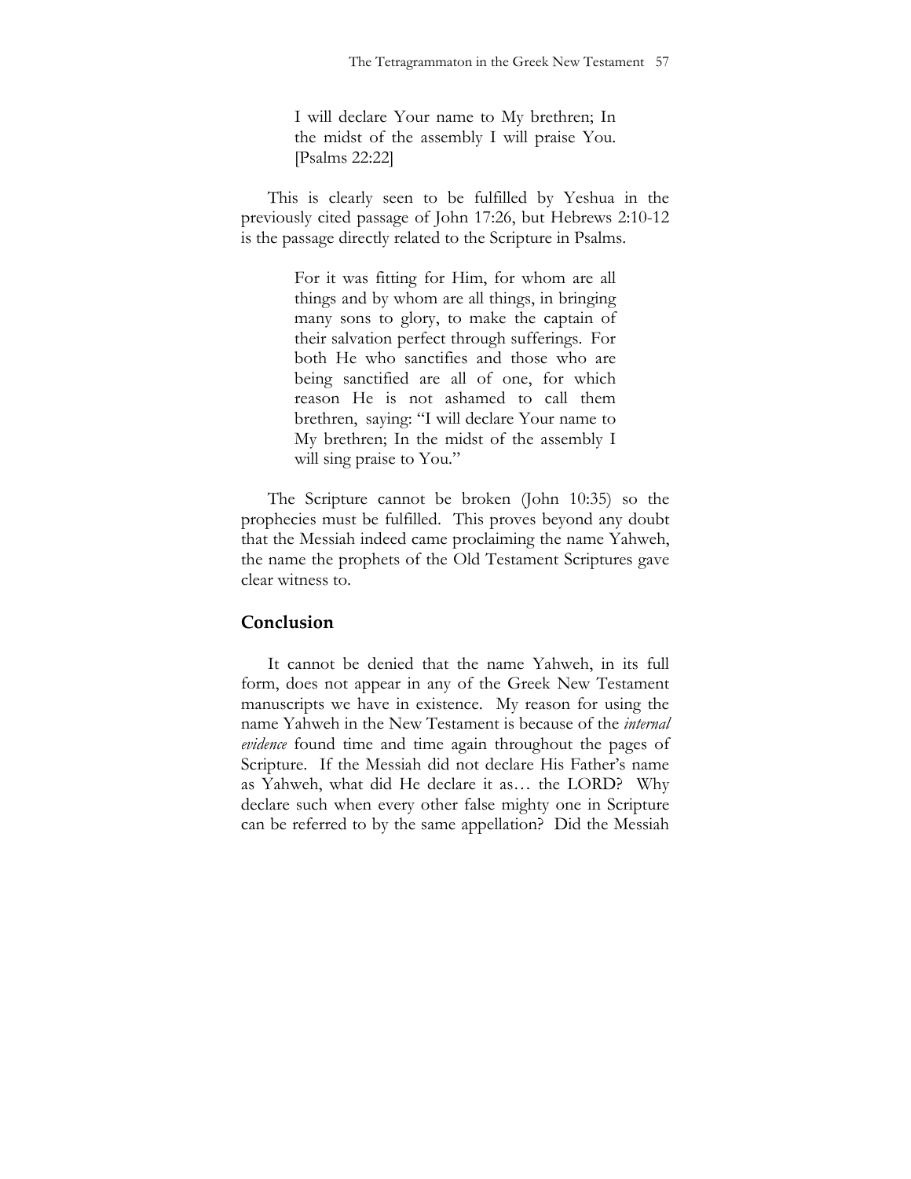> I will declare Your name to My brethren; In the midst of the assembly I will praise You. [Psalms 22:22]

This is clearly seen to be fulfilled by Yeshua in the previously cited passage of John 17:26, but Hebrews 2:10-12 is the passage directly related to the Scripture in Psalms.

> For it was fitting for Him, for whom are all things and by whom are all things, in bringing many sons to glory, to make the captain of their salvation perfect through sufferings. For both He who sanctifies and those who are being sanctified are all of one, for which reason He is not ashamed to call them brethren, saying: "I will declare Your name to My brethren; In the midst of the assembly I will sing praise to You."

The Scripture cannot be broken (John 10:35) so the prophecies must be fulfilled. This proves beyond any doubt that the Messiah indeed came proclaiming the name Yahweh, the name the prophets of the Old Testament Scriptures gave clear witness to.

## Conclusion

It cannot be denied that the name Yahweh, in its full form, does not appear in any of the Greek New Testament manuscripts we have in existence. My reason for using the name Yahweh in the New Testament is because of the *internal evidence* found time and time again throughout the pages of Scripture. If the Messiah did not declare His Father's name as Yahweh, what did He declare it as… the LORD? Why declare such when every other false mighty one in Scripture can be referred to by the same appellation? Did the Messiah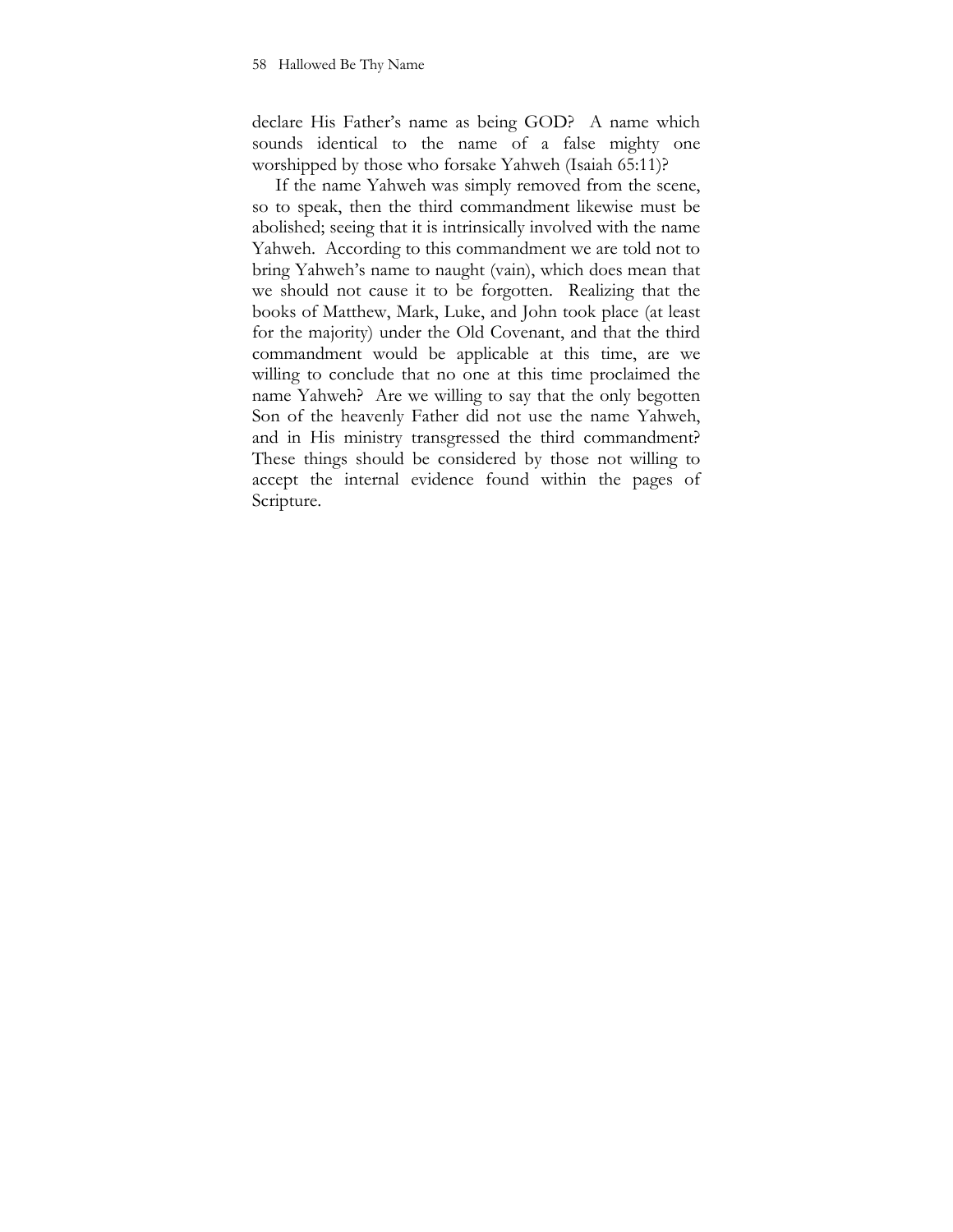declare His Father's name as being GOD? A name which sounds identical to the name of a false mighty one worshipped by those who forsake Yahweh (Isaiah 65:11)?

If the name Yahweh was simply removed from the scene, so to speak, then the third commandment likewise must be abolished; seeing that it is intrinsically involved with the name Yahweh. According to this commandment we are told not to bring Yahweh's name to naught (vain), which does mean that we should not cause it to be forgotten. Realizing that the books of Matthew, Mark, Luke, and John took place (at least for the majority) under the Old Covenant, and that the third commandment would be applicable at this time, are we willing to conclude that no one at this time proclaimed the name Yahweh? Are we willing to say that the only begotten Son of the heavenly Father did not use the name Yahweh, and in His ministry transgressed the third commandment? These things should be considered by those not willing to accept the internal evidence found within the pages of Scripture.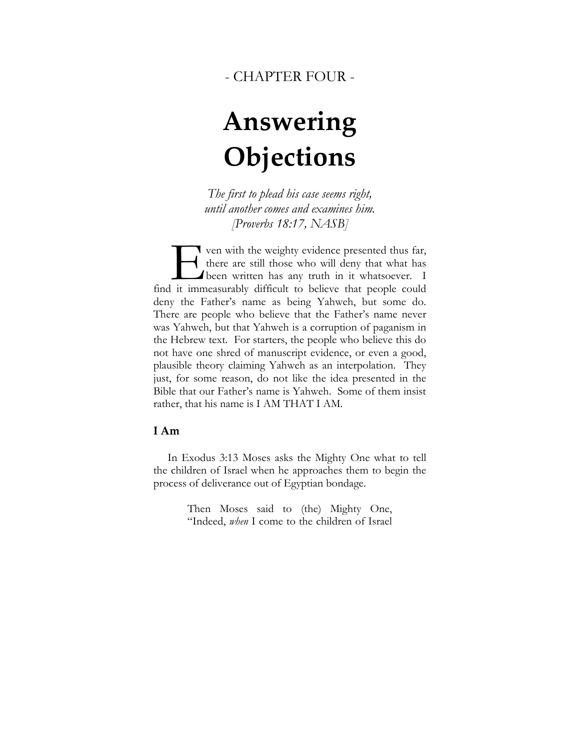- CHAPTER FOUR -

# Answering Objections

*The first to plead his case seems right,*
*until another comes and examines him.*
*[Proverbs 18:17, NASB]*

Even with the weighty evidence presented thus far, there are still those who will deny that what has been written has any truth in it whatsoever. I find it immeasurably difficult to believe that people could deny the Father's name as being Yahweh, but some do. There are people who believe that the Father's name never was Yahweh, but that Yahweh is a corruption of paganism in the Hebrew text. For starters, the people who believe this do not have one shred of manuscript evidence, or even a good, plausible theory claiming Yahweh as an interpolation. They just, for some reason, do not like the idea presented in the Bible that our Father's name is Yahweh. Some of them insist rather, that his name is I AM THAT I AM.

**I Am**

In Exodus 3:13 Moses asks the Mighty One what to tell the children of Israel when he approaches them to begin the process of deliverance out of Egyptian bondage.

> Then Moses said to (the) Mighty One, "Indeed, *when* I come to the children of Israel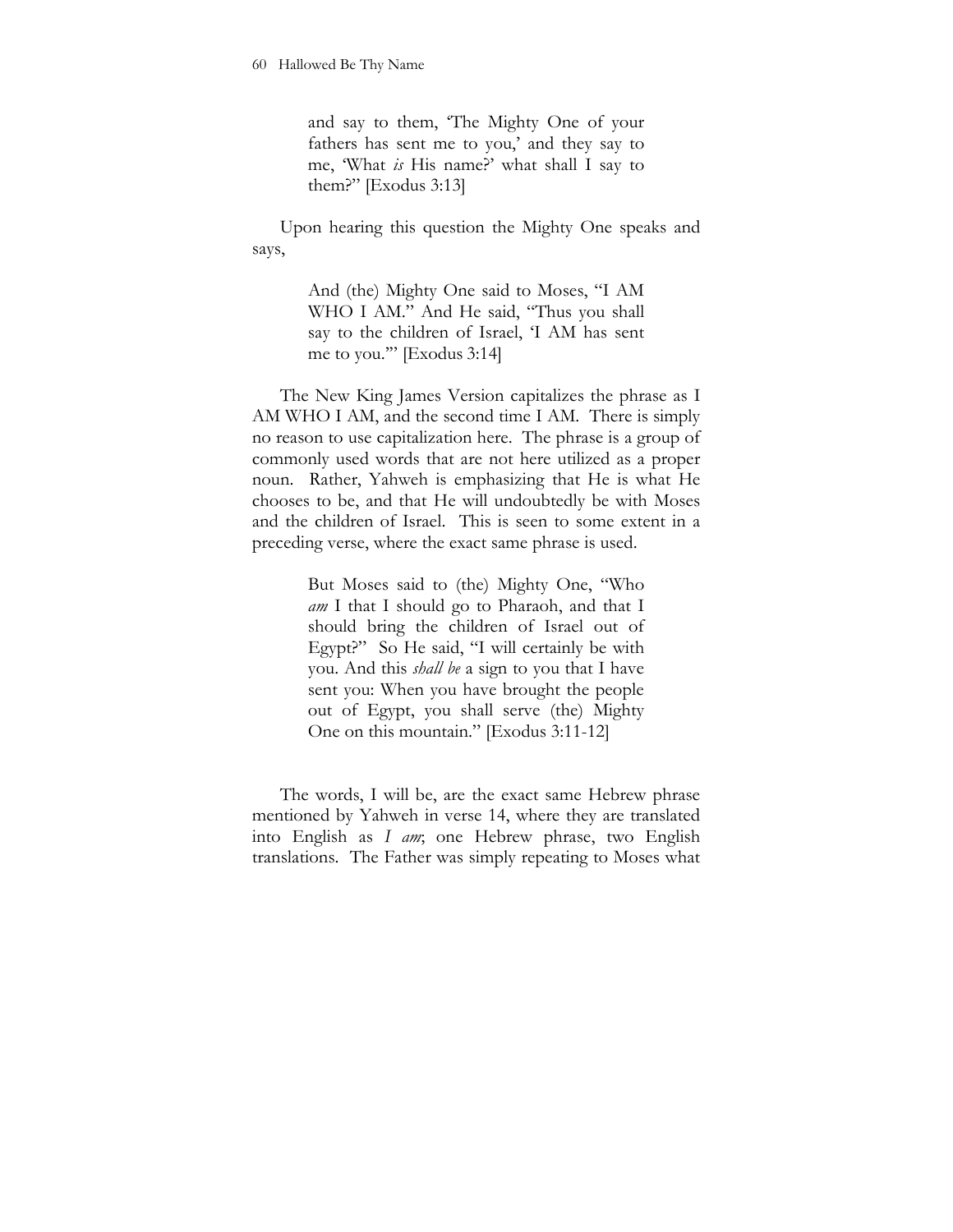> and say to them, 'The Mighty One of your fathers has sent me to you,' and they say to me, 'What *is* His name?' what shall I say to them?" [Exodus 3:13]

Upon hearing this question the Mighty One speaks and says,

> And (the) Mighty One said to Moses, "I AM WHO I AM." And He said, "Thus you shall say to the children of Israel, 'I AM has sent me to you.'" [Exodus 3:14]

The New King James Version capitalizes the phrase as I AM WHO I AM, and the second time I AM. There is simply no reason to use capitalization here. The phrase is a group of commonly used words that are not here utilized as a proper noun. Rather, Yahweh is emphasizing that He is what He chooses to be, and that He will undoubtedly be with Moses and the children of Israel. This is seen to some extent in a preceding verse, where the exact same phrase is used.

> But Moses said to (the) Mighty One, "Who *am* I that I should go to Pharaoh, and that I should bring the children of Israel out of Egypt?" So He said, "I will certainly be with you. And this *shall be* a sign to you that I have sent you: When you have brought the people out of Egypt, you shall serve (the) Mighty One on this mountain." [Exodus 3:11-12]

The words, I will be, are the exact same Hebrew phrase mentioned by Yahweh in verse 14, where they are translated into English as *I am*; one Hebrew phrase, two English translations. The Father was simply repeating to Moses what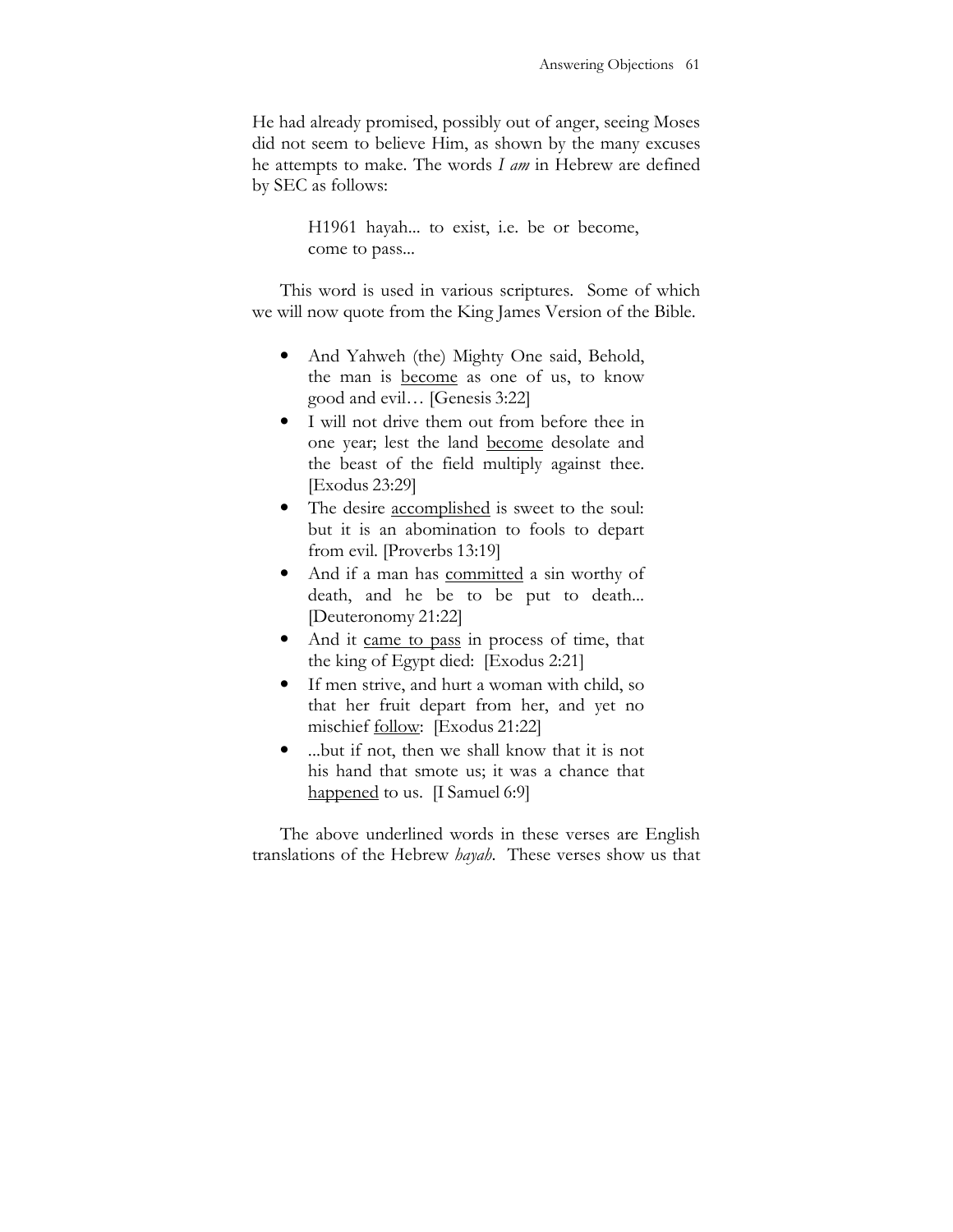He had already promised, possibly out of anger, seeing Moses did not seem to believe Him, as shown by the many excuses he attempts to make. The words *I am* in Hebrew are defined by SEC as follows:

> H1961 hayah... to exist, i.e. be or become, come to pass...

This word is used in various scriptures. Some of which we will now quote from the King James Version of the Bible.

- And Yahweh (the) Mighty One said, Behold, the man is <u>become</u> as one of us, to know good and evil… [Genesis 3:22]
- I will not drive them out from before thee in one year; lest the land <u>become</u> desolate and the beast of the field multiply against thee. [Exodus 23:29]
- The desire <u>accomplished</u> is sweet to the soul: but it is an abomination to fools to depart from evil. [Proverbs 13:19]
- And if a man has <u>committed</u> a sin worthy of death, and he be to be put to death... [Deuteronomy 21:22]
- And it <u>came to pass</u> in process of time, that the king of Egypt died: [Exodus 2:21]
- If men strive, and hurt a woman with child, so that her fruit depart from her, and yet no mischief <u>follow</u>: [Exodus 21:22]
- ...but if not, then we shall know that it is not his hand that smote us; it was a chance that <u>happened</u> to us. [I Samuel 6:9]

The above underlined words in these verses are English translations of the Hebrew *hayah*. These verses show us that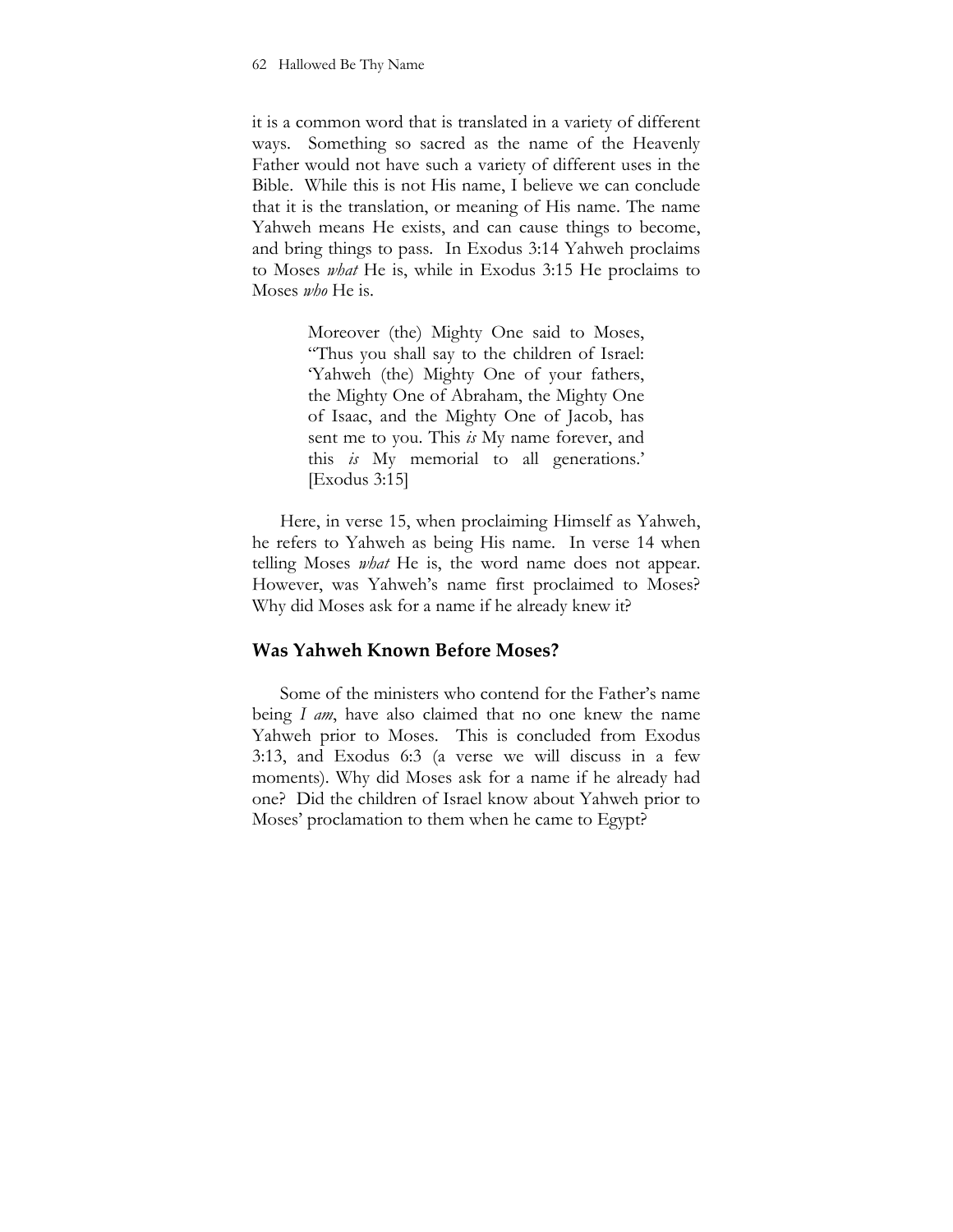it is a common word that is translated in a variety of different ways. Something so sacred as the name of the Heavenly Father would not have such a variety of different uses in the Bible. While this is not His name, I believe we can conclude that it is the translation, or meaning of His name. The name Yahweh means He exists, and can cause things to become, and bring things to pass. In Exodus 3:14 Yahweh proclaims to Moses *what* He is, while in Exodus 3:15 He proclaims to Moses *who* He is.

> Moreover (the) Mighty One said to Moses, "Thus you shall say to the children of Israel: 'Yahweh (the) Mighty One of your fathers, the Mighty One of Abraham, the Mighty One of Isaac, and the Mighty One of Jacob, has sent me to you. This *is* My name forever, and this *is* My memorial to all generations.' [Exodus 3:15]

Here, in verse 15, when proclaiming Himself as Yahweh, he refers to Yahweh as being His name. In verse 14 when telling Moses *what* He is, the word name does not appear. However, was Yahweh's name first proclaimed to Moses? Why did Moses ask for a name if he already knew it?

## Was Yahweh Known Before Moses?

Some of the ministers who contend for the Father's name being *I am*, have also claimed that no one knew the name Yahweh prior to Moses. This is concluded from Exodus 3:13, and Exodus 6:3 (a verse we will discuss in a few moments). Why did Moses ask for a name if he already had one? Did the children of Israel know about Yahweh prior to Moses' proclamation to them when he came to Egypt?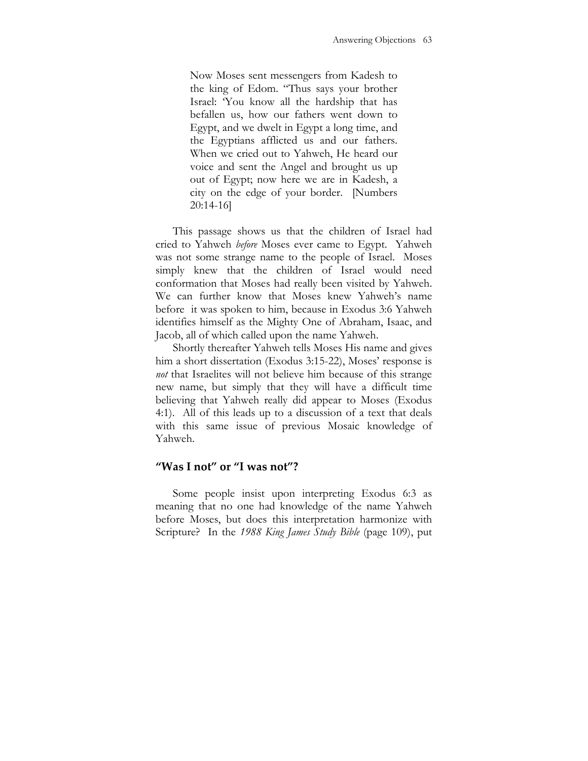> Now Moses sent messengers from Kadesh to the king of Edom. "Thus says your brother Israel: 'You know all the hardship that has befallen us, how our fathers went down to Egypt, and we dwelt in Egypt a long time, and the Egyptians afflicted us and our fathers. When we cried out to Yahweh, He heard our voice and sent the Angel and brought us up out of Egypt; now here we are in Kadesh, a city on the edge of your border. [Numbers 20:14-16]

This passage shows us that the children of Israel had cried to Yahweh *before* Moses ever came to Egypt. Yahweh was not some strange name to the people of Israel. Moses simply knew that the children of Israel would need conformation that Moses had really been visited by Yahweh. We can further know that Moses knew Yahweh's name before it was spoken to him, because in Exodus 3:6 Yahweh identifies himself as the Mighty One of Abraham, Isaac, and Jacob, all of which called upon the name Yahweh.

Shortly thereafter Yahweh tells Moses His name and gives him a short dissertation (Exodus 3:15-22), Moses' response is *not* that Israelites will not believe him because of this strange new name, but simply that they will have a difficult time believing that Yahweh really did appear to Moses (Exodus 4:1). All of this leads up to a discussion of a text that deals with this same issue of previous Mosaic knowledge of Yahweh.

### "Was I not" or "I was not"?

Some people insist upon interpreting Exodus 6:3 as meaning that no one had knowledge of the name Yahweh before Moses, but does this interpretation harmonize with Scripture? In the *1988 King James Study Bible* (page 109), put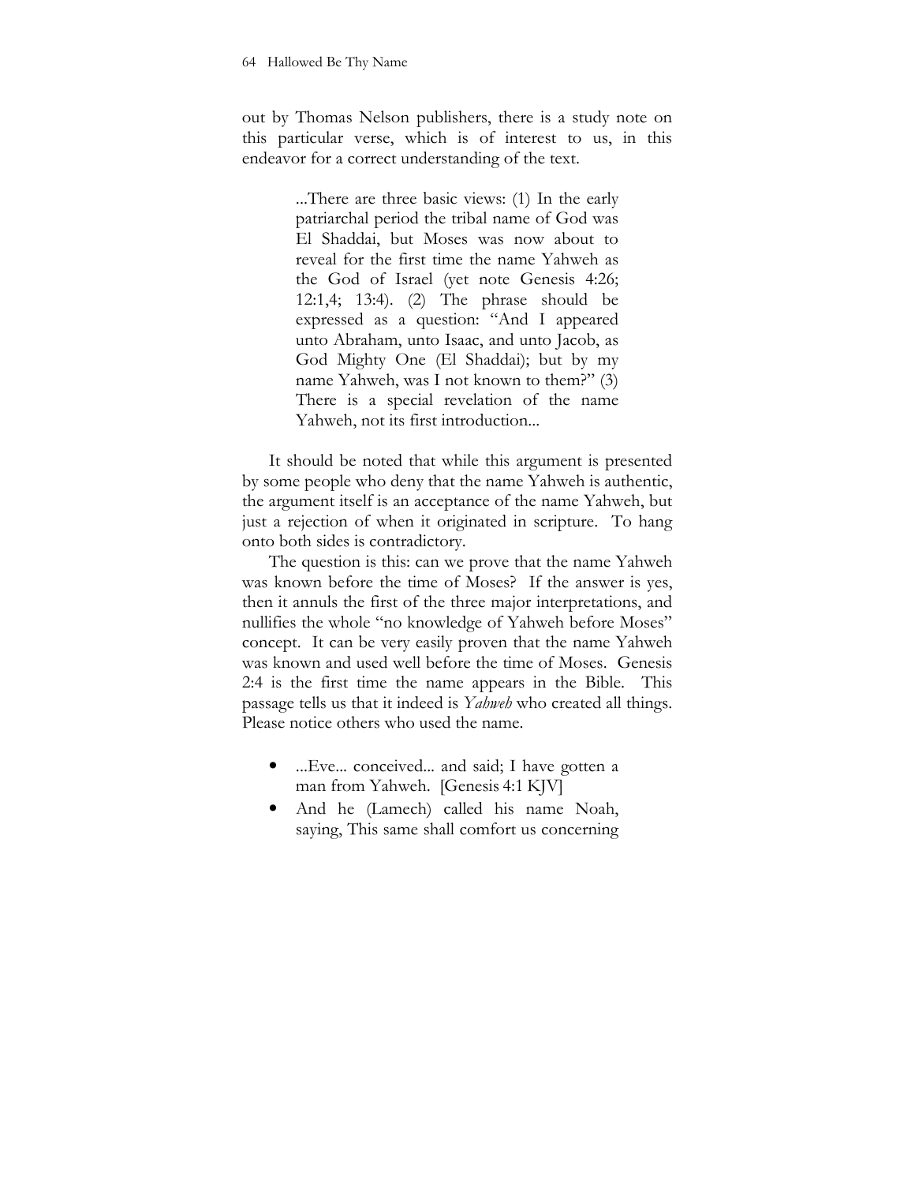out by Thomas Nelson publishers, there is a study note on this particular verse, which is of interest to us, in this endeavor for a correct understanding of the text.

> ...There are three basic views: (1) In the early patriarchal period the tribal name of God was El Shaddai, but Moses was now about to reveal for the first time the name Yahweh as the God of Israel (yet note Genesis 4:26; 12:1,4; 13:4). (2) The phrase should be expressed as a question: "And I appeared unto Abraham, unto Isaac, and unto Jacob, as God Mighty One (El Shaddai); but by my name Yahweh, was I not known to them?" (3) There is a special revelation of the name Yahweh, not its first introduction...

It should be noted that while this argument is presented by some people who deny that the name Yahweh is authentic, the argument itself is an acceptance of the name Yahweh, but just a rejection of when it originated in scripture. To hang onto both sides is contradictory.

The question is this: can we prove that the name Yahweh was known before the time of Moses? If the answer is yes, then it annuls the first of the three major interpretations, and nullifies the whole "no knowledge of Yahweh before Moses" concept. It can be very easily proven that the name Yahweh was known and used well before the time of Moses. Genesis 2:4 is the first time the name appears in the Bible. This passage tells us that it indeed is *Yahweh* who created all things. Please notice others who used the name.

- ...Eve... conceived... and said; I have gotten a man from Yahweh. [Genesis 4:1 KJV]
- And he (Lamech) called his name Noah, saying, This same shall comfort us concerning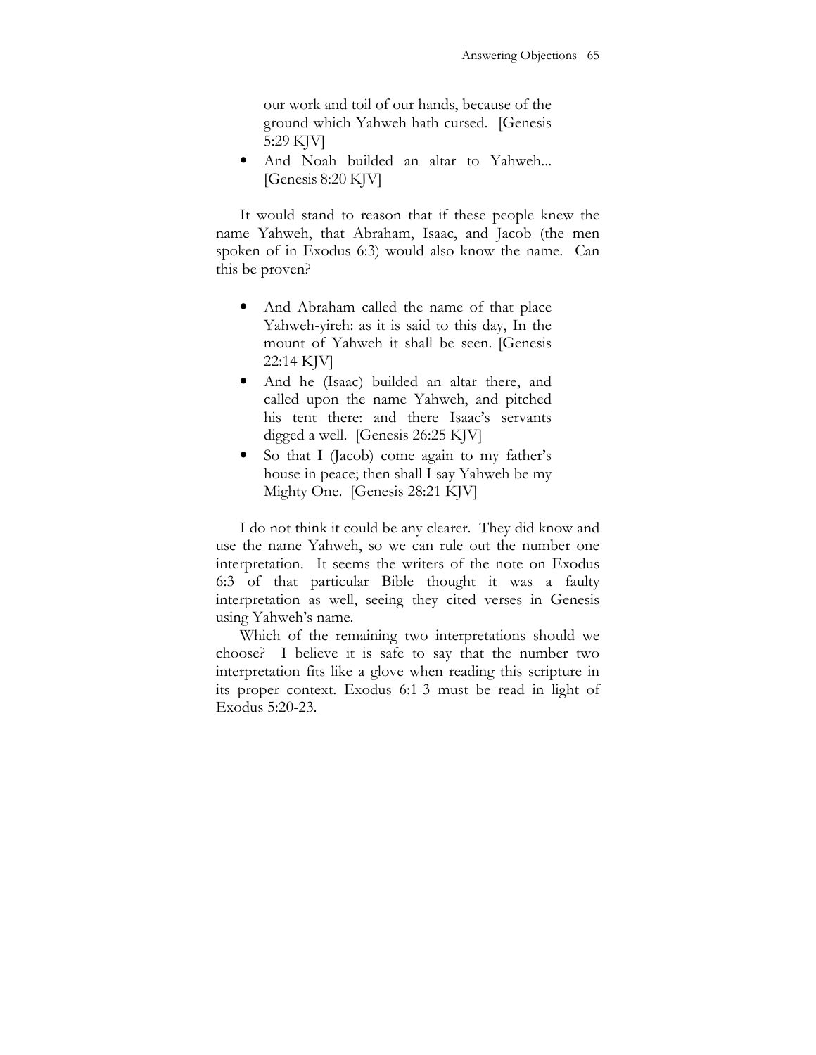our work and toil of our hands, because of the ground which Yahweh hath cursed. [Genesis 5:29 KJV]

- And Noah builded an altar to Yahweh... [Genesis 8:20 KJV]

It would stand to reason that if these people knew the name Yahweh, that Abraham, Isaac, and Jacob (the men spoken of in Exodus 6:3) would also know the name. Can this be proven?

- And Abraham called the name of that place Yahweh-yireh: as it is said to this day, In the mount of Yahweh it shall be seen. [Genesis 22:14 KJV]
- And he (Isaac) builded an altar there, and called upon the name Yahweh, and pitched his tent there: and there Isaac's servants digged a well. [Genesis 26:25 KJV]
- So that I (Jacob) come again to my father's house in peace; then shall I say Yahweh be my Mighty One. [Genesis 28:21 KJV]

I do not think it could be any clearer. They did know and use the name Yahweh, so we can rule out the number one interpretation. It seems the writers of the note on Exodus 6:3 of that particular Bible thought it was a faulty interpretation as well, seeing they cited verses in Genesis using Yahweh's name.

Which of the remaining two interpretations should we choose? I believe it is safe to say that the number two interpretation fits like a glove when reading this scripture in its proper context. Exodus 6:1-3 must be read in light of Exodus 5:20-23.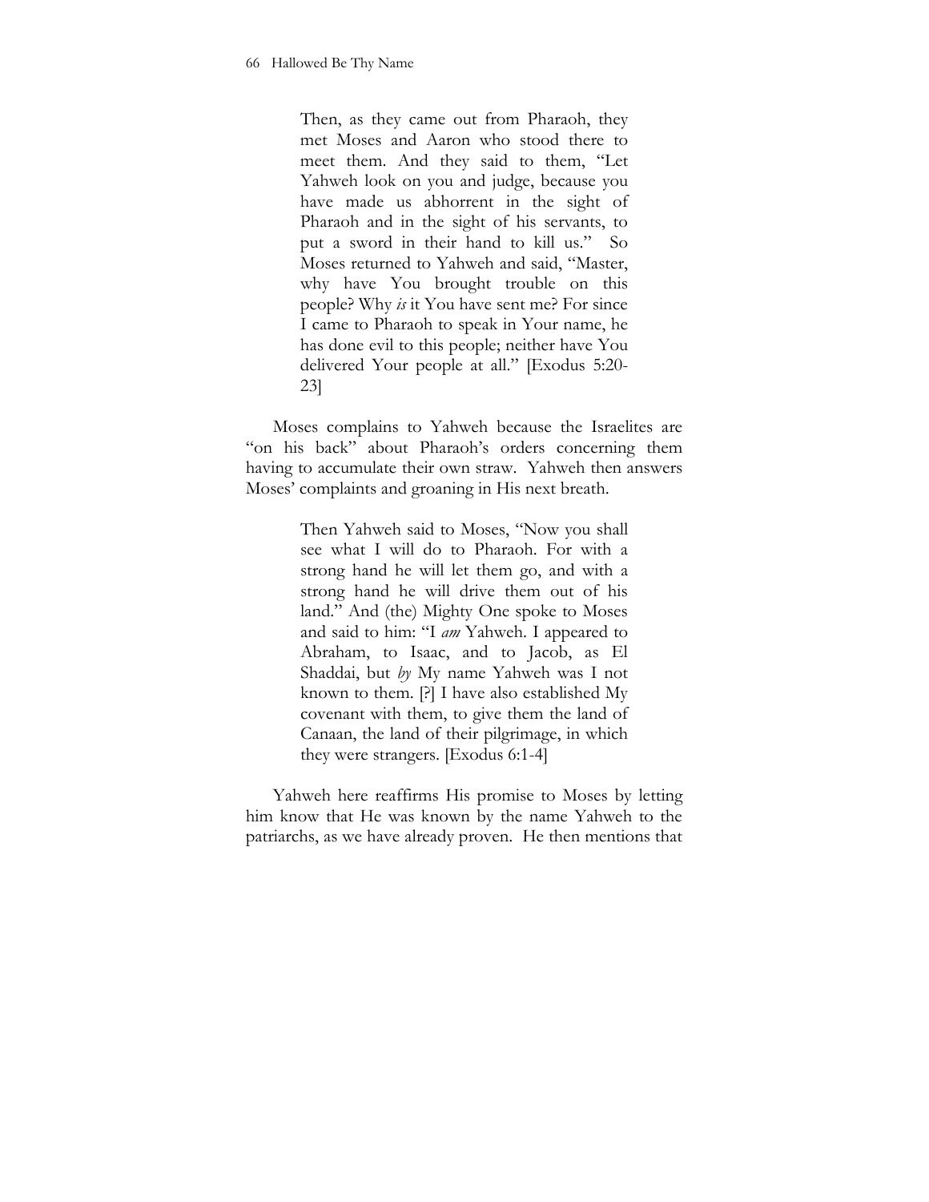> Then, as they came out from Pharaoh, they met Moses and Aaron who stood there to meet them. And they said to them, "Let Yahweh look on you and judge, because you have made us abhorrent in the sight of Pharaoh and in the sight of his servants, to put a sword in their hand to kill us." So Moses returned to Yahweh and said, "Master, why have You brought trouble on this people? Why *is* it You have sent me? For since I came to Pharaoh to speak in Your name, he has done evil to this people; neither have You delivered Your people at all." [Exodus 5:20-23]

Moses complains to Yahweh because the Israelites are "on his back" about Pharaoh's orders concerning them having to accumulate their own straw. Yahweh then answers Moses' complaints and groaning in His next breath.

> Then Yahweh said to Moses, "Now you shall see what I will do to Pharaoh. For with a strong hand he will let them go, and with a strong hand he will drive them out of his land." And (the) Mighty One spoke to Moses and said to him: "I *am* Yahweh. I appeared to Abraham, to Isaac, and to Jacob, as El Shaddai, but *by* My name Yahweh was I not known to them. [?] I have also established My covenant with them, to give them the land of Canaan, the land of their pilgrimage, in which they were strangers. [Exodus 6:1-4]

Yahweh here reaffirms His promise to Moses by letting him know that He was known by the name Yahweh to the patriarchs, as we have already proven. He then mentions that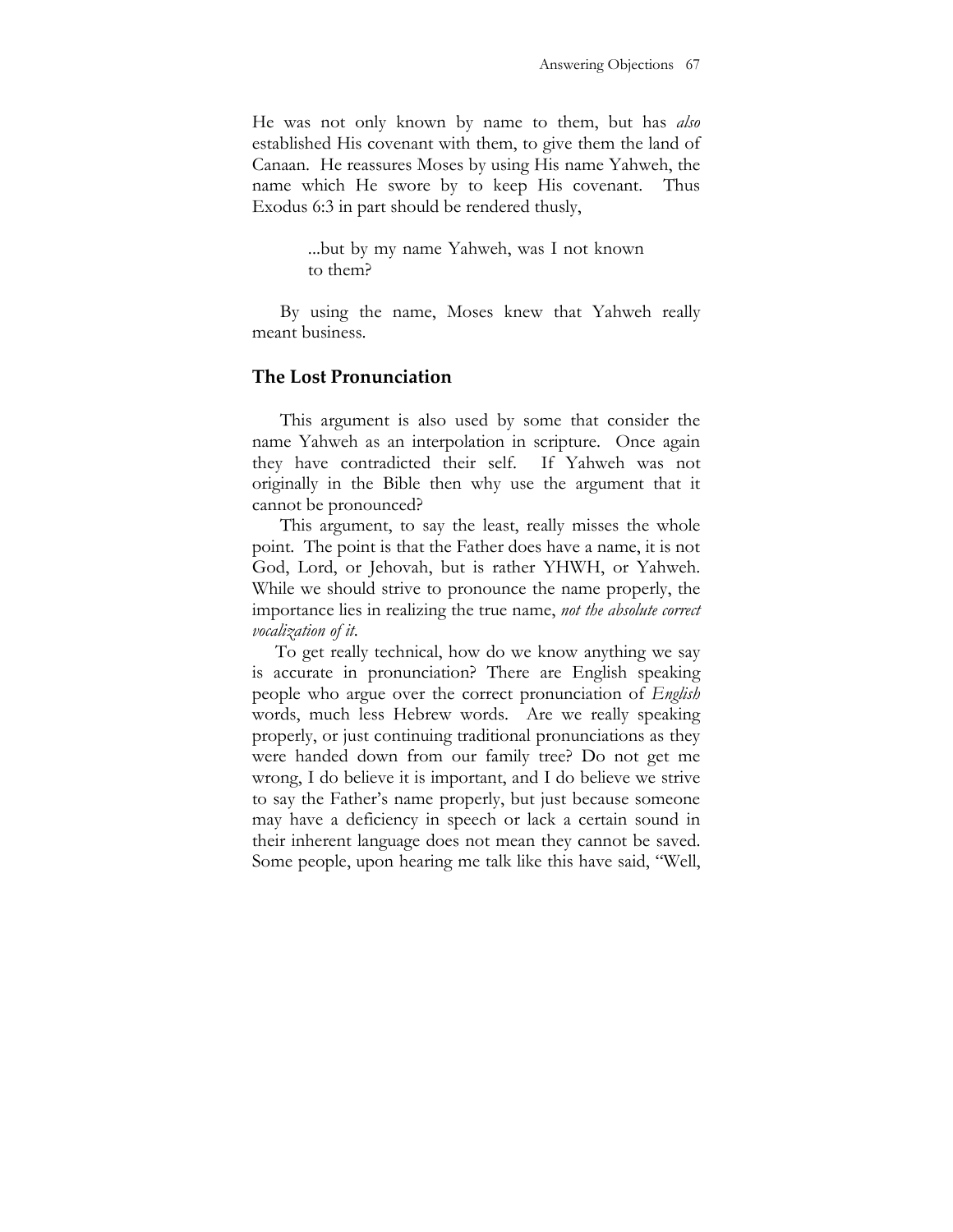He was not only known by name to them, but has *also* established His covenant with them, to give them the land of Canaan. He reassures Moses by using His name Yahweh, the name which He swore by to keep His covenant. Thus Exodus 6:3 in part should be rendered thusly,

> ...but by my name Yahweh, was I not known to them?

By using the name, Moses knew that Yahweh really meant business.

## The Lost Pronunciation

This argument is also used by some that consider the name Yahweh as an interpolation in scripture. Once again they have contradicted their self. If Yahweh was not originally in the Bible then why use the argument that it cannot be pronounced?

This argument, to say the least, really misses the whole point. The point is that the Father does have a name, it is not God, Lord, or Jehovah, but is rather YHWH, or Yahweh. While we should strive to pronounce the name properly, the importance lies in realizing the true name, *not the absolute correct vocalization of it*.

To get really technical, how do we know anything we say is accurate in pronunciation? There are English speaking people who argue over the correct pronunciation of *English* words, much less Hebrew words. Are we really speaking properly, or just continuing traditional pronunciations as they were handed down from our family tree? Do not get me wrong, I do believe it is important, and I do believe we strive to say the Father's name properly, but just because someone may have a deficiency in speech or lack a certain sound in their inherent language does not mean they cannot be saved. Some people, upon hearing me talk like this have said, "Well,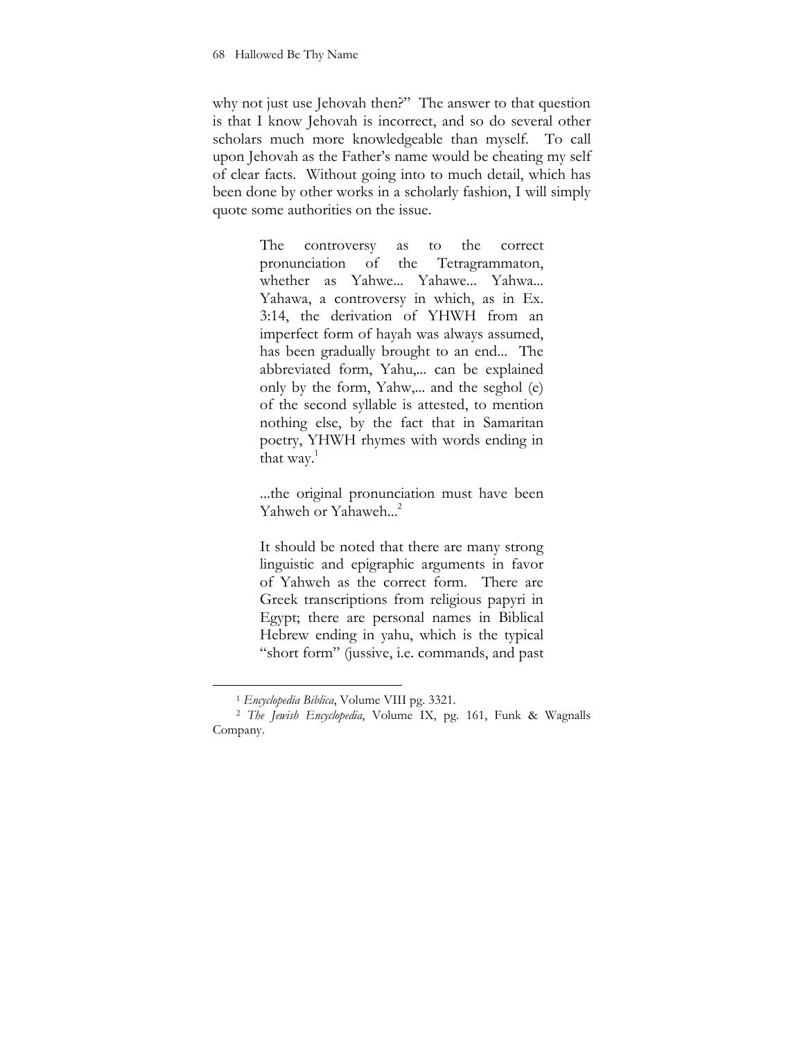why not just use Jehovah then?" The answer to that question is that I know Jehovah is incorrect, and so do several other scholars much more knowledgeable than myself. To call upon Jehovah as the Father's name would be cheating my self of clear facts. Without going into to much detail, which has been done by other works in a scholarly fashion, I will simply quote some authorities on the issue.

> The controversy as to the correct pronunciation of the Tetragrammaton, whether as Yahwe... Yahawe... Yahwa... Yahawa, a controversy in which, as in Ex. 3:14, the derivation of YHWH from an imperfect form of hayah was always assumed, has been gradually brought to an end... The abbreviated form, Yahu,... can be explained only by the form, Yahw,... and the seghol (e) of the second syllable is attested, to mention nothing else, by the fact that in Samaritan poetry, YHWH rhymes with words ending in that way.[1]

> ...the original pronunciation must have been Yahweh or Yahaweh...[2]

> It should be noted that there are many strong linguistic and epigraphic arguments in favor of Yahweh as the correct form. There are Greek transcriptions from religious papyri in Egypt; there are personal names in Biblical Hebrew ending in yahu, which is the typical "short form" (jussive, i.e. commands, and past

---

[1] *Encyclopedia Biblica*, Volume VIII pg. 3321.

[2] *The Jewish Encyclopedia*, Volume IX, pg. 161, Funk & Wagnalls Company.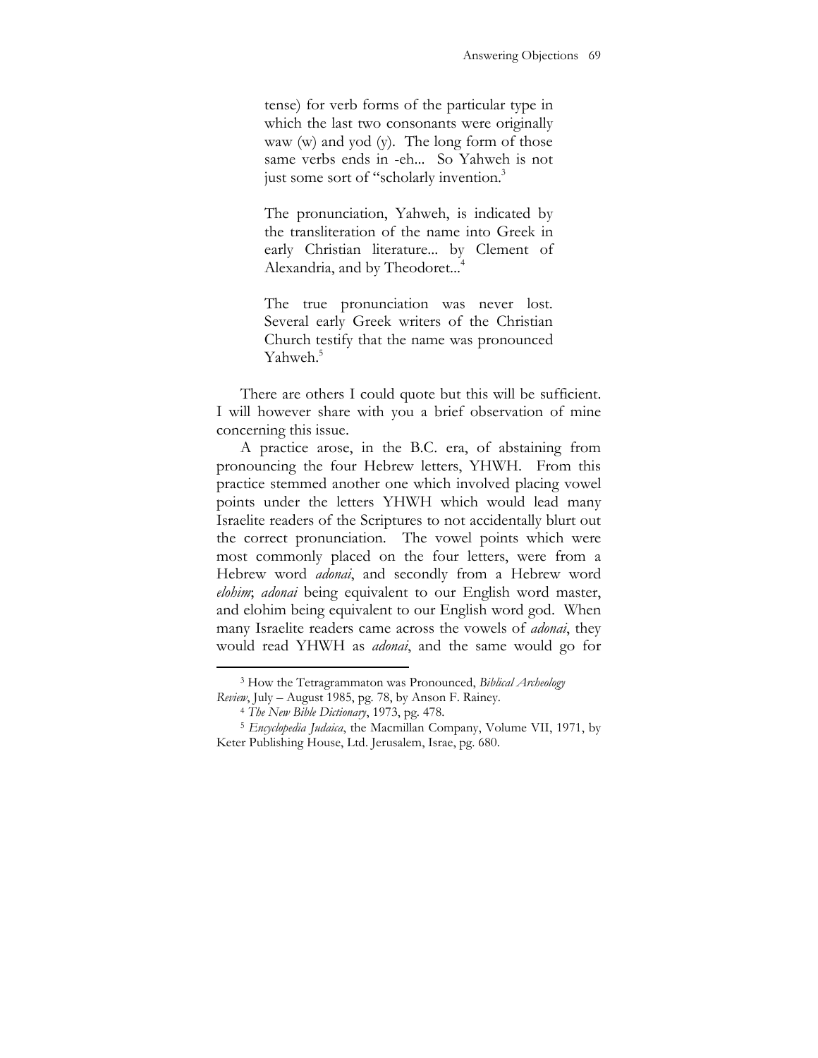> tense) for verb forms of the particular type in which the last two consonants were originally waw (w) and yod (y). The long form of those same verbs ends in -eh... So Yahweh is not just some sort of "scholarly invention.[3]

> The pronunciation, Yahweh, is indicated by the transliteration of the name into Greek in early Christian literature... by Clement of Alexandria, and by Theodoret...[4]

> The true pronunciation was never lost. Several early Greek writers of the Christian Church testify that the name was pronounced Yahweh.[5]

There are others I could quote but this will be sufficient. I will however share with you a brief observation of mine concerning this issue.

A practice arose, in the B.C. era, of abstaining from pronouncing the four Hebrew letters, YHWH. From this practice stemmed another one which involved placing vowel points under the letters YHWH which would lead many Israelite readers of the Scriptures to not accidentally blurt out the correct pronunciation. The vowel points which were most commonly placed on the four letters, were from a Hebrew word *adonai*, and secondly from a Hebrew word *elohim*; *adonai* being equivalent to our English word master, and elohim being equivalent to our English word god. When many Israelite readers came across the vowels of *adonai*, they would read YHWH as *adonai*, and the same would go for

---

[3] How the Tetragrammaton was Pronounced, *Biblical Archeology Review*, July – August 1985, pg. 78, by Anson F. Rainey.

[4] *The New Bible Dictionary*, 1973, pg. 478.

[5] *Encyclopedia Judaica*, the Macmillan Company, Volume VII, 1971, by Keter Publishing House, Ltd. Jerusalem, Israe, pg. 680.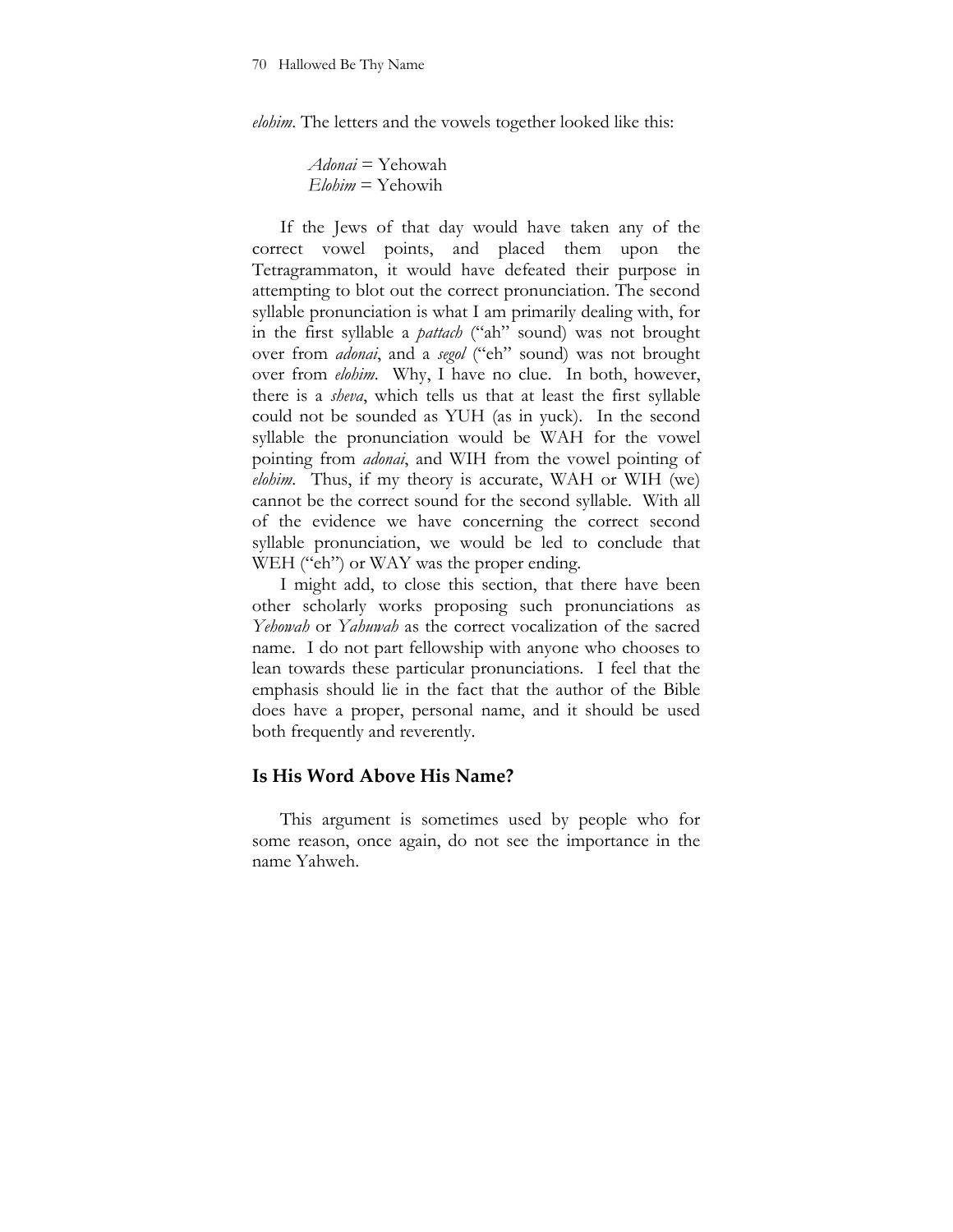*elohim*. The letters and the vowels together looked like this:

> *Adonai* = Yehowah
> *Elohim* = Yehowih

If the Jews of that day would have taken any of the correct vowel points, and placed them upon the Tetragrammaton, it would have defeated their purpose in attempting to blot out the correct pronunciation. The second syllable pronunciation is what I am primarily dealing with, for in the first syllable a *pattach* ("ah" sound) was not brought over from *adonai*, and a *segol* ("eh" sound) was not brought over from *elohim*. Why, I have no clue. In both, however, there is a *sheva*, which tells us that at least the first syllable could not be sounded as YUH (as in yuck). In the second syllable the pronunciation would be WAH for the vowel pointing from *adonai*, and WIH from the vowel pointing of *elohim*. Thus, if my theory is accurate, WAH or WIH (we) cannot be the correct sound for the second syllable. With all of the evidence we have concerning the correct second syllable pronunciation, we would be led to conclude that WEH ("eh") or WAY was the proper ending.

I might add, to close this section, that there have been other scholarly works proposing such pronunciations as *Yehowah* or *Yahuwah* as the correct vocalization of the sacred name. I do not part fellowship with anyone who chooses to lean towards these particular pronunciations. I feel that the emphasis should lie in the fact that the author of the Bible does have a proper, personal name, and it should be used both frequently and reverently.

## Is His Word Above His Name?

This argument is sometimes used by people who for some reason, once again, do not see the importance in the name Yahweh.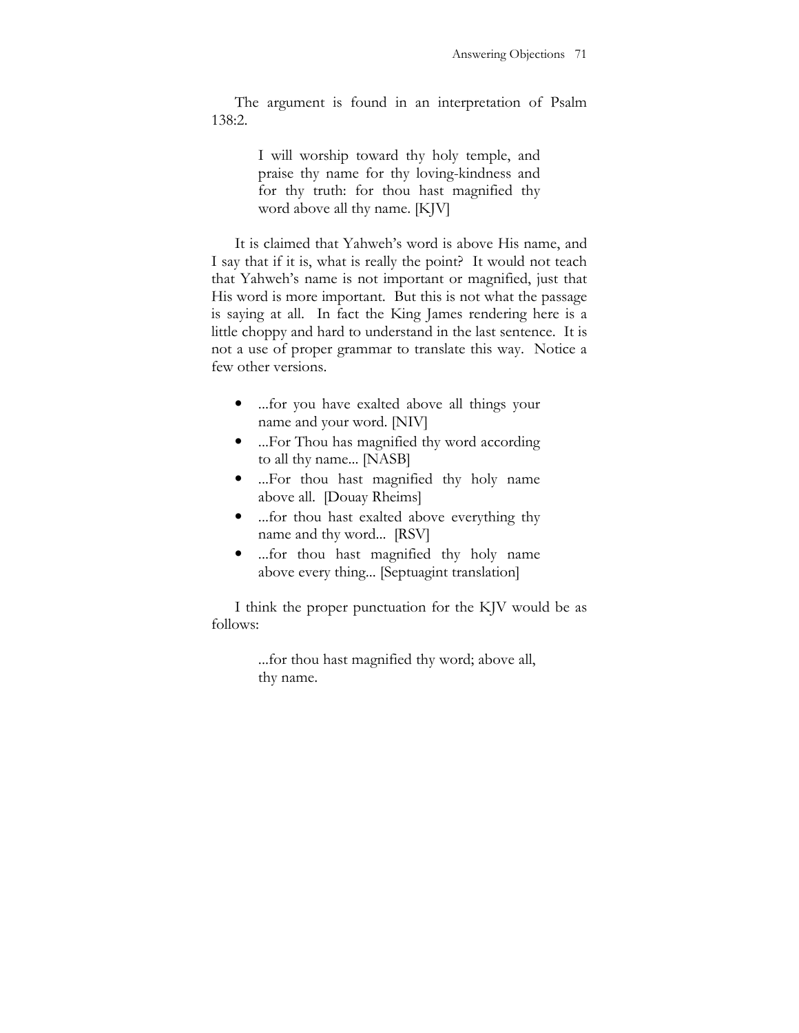The argument is found in an interpretation of Psalm 138:2.

> I will worship toward thy holy temple, and praise thy name for thy loving-kindness and for thy truth: for thou hast magnified thy word above all thy name. [KJV]

It is claimed that Yahweh's word is above His name, and I say that if it is, what is really the point? It would not teach that Yahweh's name is not important or magnified, just that His word is more important. But this is not what the passage is saying at all. In fact the King James rendering here is a little choppy and hard to understand in the last sentence. It is not a use of proper grammar to translate this way. Notice a few other versions.

- ...for you have exalted above all things your name and your word. [NIV]
- ...For Thou has magnified thy word according to all thy name... [NASB]
- ...For thou hast magnified thy holy name above all. [Douay Rheims]
- ...for thou hast exalted above everything thy name and thy word... [RSV]
- ...for thou hast magnified thy holy name above every thing... [Septuagint translation]

I think the proper punctuation for the KJV would be as follows:

> ...for thou hast magnified thy word; above all, thy name.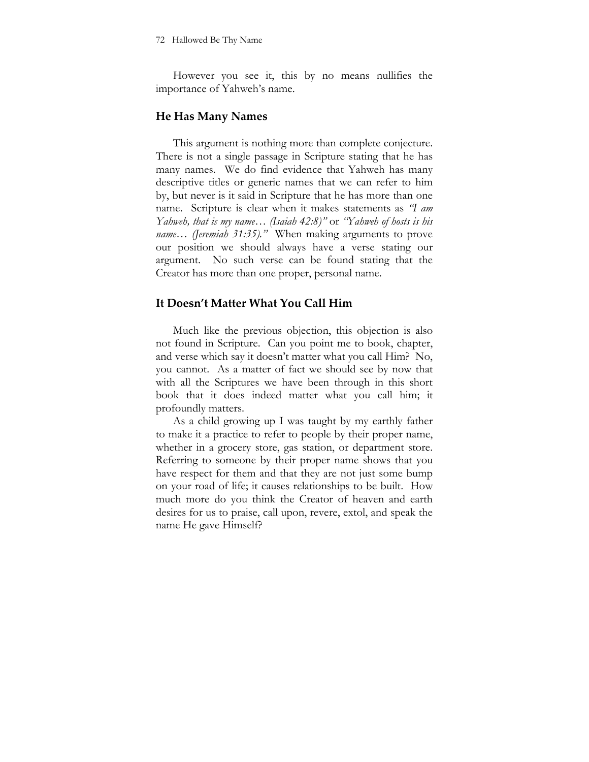However you see it, this by no means nullifies the importance of Yahweh's name.

## He Has Many Names

This argument is nothing more than complete conjecture. There is not a single passage in Scripture stating that he has many names. We do find evidence that Yahweh has many descriptive titles or generic names that we can refer to him by, but never is it said in Scripture that he has more than one name. Scripture is clear when it makes statements as *"I am Yahweh, that is my name… (Isaiah 42:8)"* or *"Yahweh of hosts is his name… (Jeremiah 31:35)."* When making arguments to prove our position we should always have a verse stating our argument. No such verse can be found stating that the Creator has more than one proper, personal name.

## It Doesn't Matter What You Call Him

Much like the previous objection, this objection is also not found in Scripture. Can you point me to book, chapter, and verse which say it doesn't matter what you call Him? No, you cannot. As a matter of fact we should see by now that with all the Scriptures we have been through in this short book that it does indeed matter what you call him; it profoundly matters.

As a child growing up I was taught by my earthly father to make it a practice to refer to people by their proper name, whether in a grocery store, gas station, or department store. Referring to someone by their proper name shows that you have respect for them and that they are not just some bump on your road of life; it causes relationships to be built. How much more do you think the Creator of heaven and earth desires for us to praise, call upon, revere, extol, and speak the name He gave Himself?